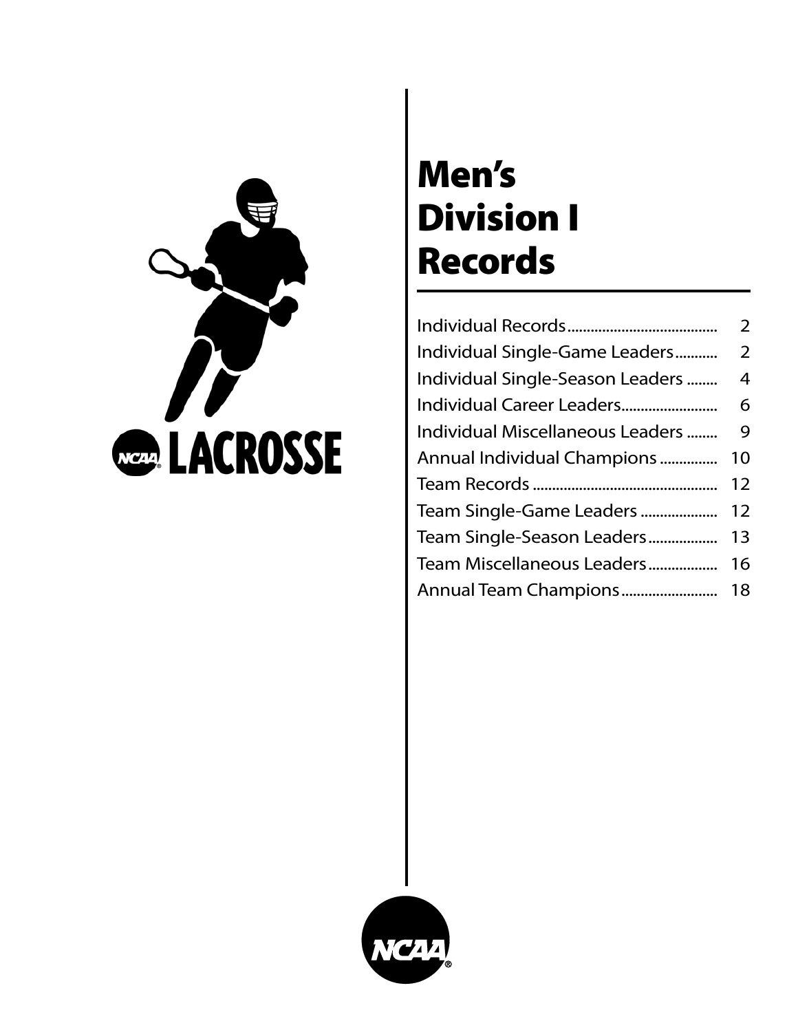# Men's Division I Records

| | |
|---|---|
| Individual Records | 2 |
| Individual Single-Game Leaders | 2 |
| Individual Single-Season Leaders | 4 |
| Individual Career Leaders | 6 |
| Individual Miscellaneous Leaders | 9 |
| Annual Individual Champions | 10 |
| Team Records | 12 |
| Team Single-Game Leaders | 12 |
| Team Single-Season Leaders | 13 |
| Team Miscellaneous Leaders | 16 |
| Annual Team Champions | 18 |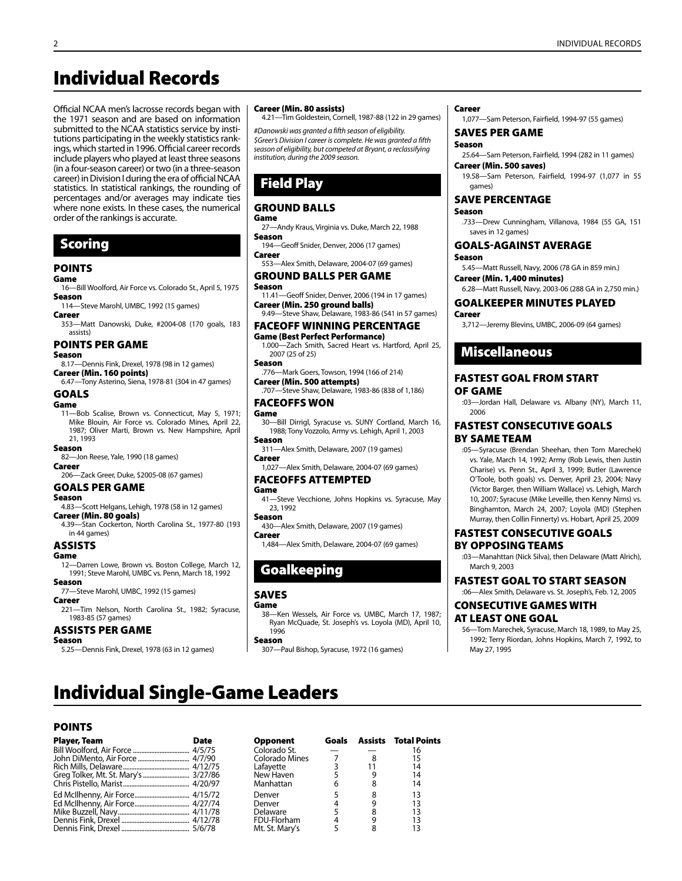# Individual Records

Official NCAA men's lacrosse records began with the 1971 season and are based on information submitted to the NCAA statistics service by institutions participating in the weekly statistics rankings, which started in 1996. Official career records include players who played at least three seasons (in a four-season career) or two (in a three-season career) in Division I during the era of official NCAA statistics. In statistical rankings, the rounding of percentages and/or averages may indicate ties where none exists. In these cases, the numerical order of the rankings is accurate.

## Scoring

### POINTS

**Game**

16—Bill Woolford, Air Force vs. Colorado St., April 5, 1975

**Season**

114—Steve Marohl, UMBC, 1992 (15 games)

**Career**

353—Matt Danowski, Duke, #2004-08 (170 goals, 183 assists)

### POINTS PER GAME

**Season**

8.17—Dennis Fink, Drexel, 1978 (98 in 12 games)

**Career (Min. 160 points)**

6.47—Tony Asterino, Siena, 1978-81 (304 in 47 games)

### GOALS

**Game**

11—Bob Scalise, Brown vs. Connecticut, May 5, 1971; Mike Blouin, Air Force vs. Colorado Mines, April 22, 1987; Oliver Marti, Brown vs. New Hampshire, April 21, 1993

**Season**

82—Jon Reese, Yale, 1990 (18 games)

**Career**

206—Zack Greer, Duke, $2005-08 (67 games)

### GOALS PER GAME

**Season**

4.83—Scott Helgans, Lehigh, 1978 (58 in 12 games)

**Career (Min. 80 goals)**

4.39—Stan Cockerton, North Carolina St., 1977-80 (193 in 44 games)

### ASSISTS

**Game**

12—Darren Lowe, Brown vs. Boston College, March 12, 1991; Steve Marohl, UMBC vs. Penn, March 18, 1992

**Season**

77—Steve Marohl, UMBC, 1992 (15 games)

**Career**

221—Tim Nelson, North Carolina St., 1982; Syracuse, 1983-85 (57 games)

### ASSISTS PER GAME

**Season**

5.25—Dennis Fink, Drexel, 1978 (63 in 12 games)

**Career (Min. 80 assists)**

4.21—Tim Goldestein, Cornell, 1987-88 (122 in 29 games)

*#Danowski was granted a fifth season of eligibility.*
*$Greer's Division I career is complete. He was granted a fifth season of eligibility, but competed at Bryant, a reclassifying institution, during the 2009 season.*

## Field Play

### GROUND BALLS

**Game**

27—Andy Kraus, Virginia vs. Duke, March 22, 1988

**Season**

194—Geoff Snider, Denver, 2006 (17 games)

**Career**

553—Alex Smith, Delaware, 2004-07 (69 games)

### GROUND BALLS PER GAME

**Season**

11.41—Geoff Snider, Denver, 2006 (194 in 17 games)

**Career (Min. 250 ground balls)**

9.49—Steve Shaw, Delaware, 1983-86 (541 in 57 games)

### FACEOFF WINNING PERCENTAGE

**Game (Best Perfect Performance)**

1.000—Zach Smith, Sacred Heart vs. Hartford, April 25, 2007 (25 of 25)

**Season**

.776—Mark Goers, Towson, 1994 (166 of 214)

**Career (Min. 500 attempts)**

.707—Steve Shaw, Delaware, 1983-86 (838 of 1,186)

### FACEOFFS WON

**Game**

30—Bill Dirrigl, Syracuse vs. SUNY Cortland, March 16, 1988; Tony Vozzolo, Army vs. Lehigh, April 1, 2003

**Season**

311—Alex Smith, Delaware, 2007 (19 games)

**Career**

1,027—Alex Smith, Delaware, 2004-07 (69 games)

### FACEOFFS ATTEMPTED

**Game**

41—Steve Vecchione, Johns Hopkins vs. Syracuse, May 23, 1992

**Season**

430—Alex Smith, Delaware, 2007 (19 games)

**Career**

1,484—Alex Smith, Delaware, 2004-07 (69 games)

## Goalkeeping

### SAVES

**Game**

38—Ken Wessels, Air Force vs. UMBC, March 17, 1987; Ryan McQuade, St. Joseph's vs. Loyola (MD), April 10, 1996

**Season**

307—Paul Bishop, Syracuse, 1972 (16 games)

**Career**

1,077—Sam Peterson, Fairfield, 1994-97 (55 games)

### SAVES PER GAME

**Season**

25.64—Sam Peterson, Fairfield, 1994 (282 in 11 games)

**Career (Min. 500 saves)**

19.58—Sam Peterson, Fairfield, 1994-97 (1,077 in 55 games)

### SAVE PERCENTAGE

**Season**

.733—Drew Cunningham, Villanova, 1984 (55 GA, 151 saves in 12 games)

### GOALS-AGAINST AVERAGE

**Season**

5.45—Matt Russell, Navy, 2006 (78 GA in 859 min.)

**Career (Min. 1,400 minutes)**

6.28—Matt Russell, Navy, 2003-06 (288 GA in 2,750 min.)

### GOALKEEPER MINUTES PLAYED

**Career**

3,712—Jeremy Blevins, UMBC, 2006-09 (64 games)

## Miscellaneous

### FASTEST GOAL FROM START OF GAME

:03—Jordan Hall, Delaware vs. Albany (NY), March 11, 2006

### FASTEST CONSECUTIVE GOALS BY SAME TEAM

:05—Syracuse (Brendan Sheehan, then Tom Marechek) vs. Yale, March 14, 1992; Army (Rob Lewis, then Justin Charise) vs. Penn St., April 3, 1999; Butler (Lawrence O'Toole, both goals) vs. Denver, April 23, 2004; Navy (Victor Barger, then William Wallace) vs. Lehigh, March 10, 2007; Syracuse (Mike Leveille, then Kenny Nims) vs. Binghamton, March 24, 2007; Loyola (MD) (Stephen Murray, then Collin Finnerty) vs. Hobart, April 25, 2009

### FASTEST CONSECUTIVE GOALS BY OPPOSING TEAMS

:03—Manahttan (Nick Silva), then Delaware (Matt Alrich), March 9, 2003

### FASTEST GOAL TO START SEASON

:06—Alex Smith, Delaware vs. St. Joseph's, Feb. 12, 2005

### CONSECUTIVE GAMES WITH AT LEAST ONE GOAL

56—Tom Marechek, Syracuse, March 18, 1989, to May 25, 1992; Terry Riordan, Johns Hopkins, March 7, 1992, to May 27, 1995

# Individual Single-Game Leaders

### POINTS

| Player, Team | Date | Opponent | Goals | Assists | Total Points |
|---|---|---|---|---|---|
| Bill Woolford, Air Force | 4/5/75 | Colorado St. | — | — | 16 |
| John DiMento, Air Force | 4/7/90 | Colorado Mines | 7 | 8 | 15 |
| Rich Mills, Delaware | 4/12/75 | Lafayette | 3 | 11 | 14 |
| Greg Tolker, Mt. St. Mary's | 3/27/86 | New Haven | 5 | 9 | 14 |
| Chris Pistello, Marist | 4/20/97 | Manhattan | 6 | 8 | 14 |
| Ed McIlhenny, Air Force | 4/15/72 | Denver | 5 | 8 | 13 |
| Ed McIlhenny, Air Force | 4/27/74 | Denver | 4 | 9 | 13 |
| Mike Buzzell, Navy | 4/11/78 | Delaware | 5 | 8 | 13 |
| Dennis Fink, Drexel | 4/12/78 | FDU-Florham | 4 | 9 | 13 |
| Dennis Fink, Drexel | 5/6/78 | Mt. St. Mary's | 5 | 8 | 13 |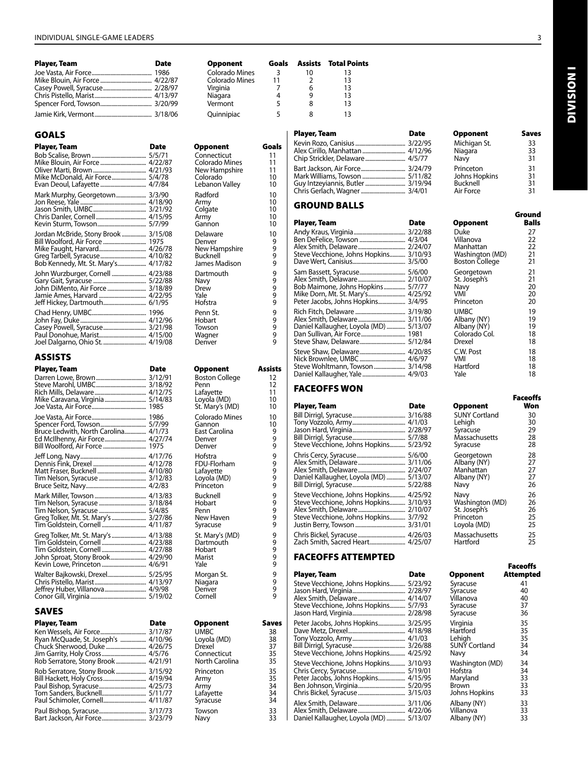| Player, Team | Date | Opponent | Goals | Assists | Total Points |
|---|---|---|---|---|---|
| Joe Vasta, Air Force | 1986 | Colorado Mines | 3 | 10 | 13 |
| Mike Blouin, Air Force | 4/22/87 | Colorado Mines | 11 | 2 | 13 |
| Casey Powell, Syracuse | 2/28/97 | Virginia | 7 | 6 | 13 |
| Chris Pistello, Marist | 4/13/97 | Niagara | 4 | 9 | 13 |
| Spencer Ford, Towson | 3/20/99 | Vermont | 5 | 8 | 13 |
| Jamie Kirk, Vermont | 3/18/06 | Quinnipiac | 5 | 8 | 13 |

## GOALS

| Player, Team | Date | Opponent | Goals |
|---|---|---|---|
| Bob Scalise, Brown | 5/5/71 | Connecticut | 11 |
| Mike Blouin, Air Force | 4/22/87 | Colorado Mines | 11 |
| Oliver Marti, Brown | 4/21/93 | New Hampshire | 11 |
| Mike McDonald, Air Force | 5/4/78 | Colorado | 10 |
| Evan Deoul, Lafayette | 4/7/84 | Lebanon Valley | 10 |
| Mark Murphy, Georgetown | 3/3/90 | Radford | 10 |
| Jon Reese, Yale | 4/18/90 | Army | 10 |
| Jason Smith, UMBC | 3/21/92 | Colgate | 10 |
| Chris Danler, Cornell | 4/15/95 | Army | 10 |
| Kevin Sturm, Towson | 5/7/99 | Gannon | 10 |
| Jordan McBride, Stony Brook | 3/15/08 | Delaware | 10 |
| Bill Woolford, Air Force | 1975 | Denver | 9 |
| Mike Faught, Harvard | 4/26/78 | New Hampshire | 9 |
| Greg Tarbell, Syracuse | 4/10/82 | Bucknell | 9 |
| Bob Kennedy, Mt. St. Mary's | 4/17/82 | James Madison | 9 |
| John Wurzburger, Cornell | 4/23/88 | Dartmouth | 9 |
| Gary Gait, Syracuse | 5/22/88 | Navy | 9 |
| John DiMento, Air Force | 3/18/89 | Drew | 9 |
| Jamie Ames, Harvard | 4/22/95 | Yale | 9 |
| Jeff Hickey, Dartmouth | 6/1/95 | Hofstra | 9 |
| Chad Henry, UMBC | 1996 | Penn St. | 9 |
| John Fay, Duke | 4/12/96 | Hobart | 9 |
| Casey Powell, Syracuse | 3/21/98 | Towson | 9 |
| Paul Donohue, Marist | 4/15/00 | Wagner | 9 |
| Joel Dalgarno, Ohio St. | 4/19/08 | Denver | 9 |

## ASSISTS

| Player, Team | Date | Opponent | Assists |
|---|---|---|---|
| Darren Lowe, Brown | 3/12/91 | Boston College | 12 |
| Steve Marohl, UMBC | 3/18/92 | Penn | 12 |
| Rich Mills, Delaware | 4/12/75 | Lafayette | 11 |
| Mike Caravana, Virginia | 5/14/83 | Loyola (MD) | 10 |
| Joe Vasta, Air Force | 1985 | St. Mary's (MD) | 10 |
| Joe Vasta, Air Force | 1986 | Colorado Mines | 10 |
| Spencer Ford, Towson | 5/7/99 | Gannon | 10 |
| Bruce Ledwith, North Carolina | 4/1/73 | East Carolina | 9 |
| Ed McIlhenny, Air Force | 4/27/74 | Denver | 9 |
| Bill Woolford, Air Force | 1975 | Denver | 9 |
| Jeff Long, Navy | 4/17/76 | Hofstra | 9 |
| Dennis Fink, Drexel | 4/12/78 | FDU-Florham | 9 |
| Matt Fraser, Bucknell | 4/10/80 | Lafayette | 9 |
| Tim Nelson, Syracuse | 3/12/83 | Loyola (MD) | 9 |
| Bruce Seitz, Navy | 4/2/83 | Princeton | 9 |
| Mark Miller, Towson | 4/13/83 | Bucknell | 9 |
| Tim Nelson, Syracuse | 3/18/84 | Hobart | 9 |
| Tim Nelson, Syracuse | 5/4/85 | Penn | 9 |
| Greg Tolker, Mt. St. Mary's | 3/27/86 | New Haven | 9 |
| Tim Goldstein, Cornell | 4/11/87 | Syracuse | 9 |
| Greg Tolker, Mt. St. Mary's | 4/13/88 | St. Mary's (MD) | 9 |
| Tim Goldstein, Cornell | 4/23/88 | Dartmouth | 9 |
| Tim Goldstein, Cornell | 4/27/88 | Hobart | 9 |
| John Sproat, Stony Brook | 4/29/90 | Marist | 9 |
| Kevin Lowe, Princeton | 4/6/91 | Yale | 9 |
| Walter Bajkowski, Drexel | 5/25/95 | Morgan St. | 9 |
| Chris Pistello, Marist | 4/13/97 | Niagara | 9 |
| Jeffrey Huber, Villanova | 4/9/98 | Denver | 9 |
| Conor Gill, Virginia | 5/19/02 | Cornell | 9 |

## SAVES

| Player, Team | Date | Opponent | Saves |
|---|---|---|---|
| Ken Wessels, Air Force | 3/17/87 | UMBC | 38 |
| Ryan McQuade, St. Joseph's | 4/10/96 | Loyola (MD) | 38 |
| Chuck Sherwood, Duke | 4/26/75 | Drexel | 37 |
| Jim Garrity, Holy Cross | 4/5/76 | Connecticut | 35 |
| Rob Serratore, Stony Brook | 4/21/91 | North Carolina | 35 |
| Rob Serratore, Stony Brook | 3/15/92 | Princeton | 35 |
| Bill Hackett, Holy Cross | 4/19/94 | Army | 35 |
| Paul Bishop, Syracuse | 4/25/73 | Army | 34 |
| Tom Sanders, Bucknell | 5/11/77 | Lafayette | 34 |
| Paul Schimoler, Cornell | 4/11/87 | Syracuse | 34 |
| Paul Bishop, Syracuse | 3/17/73 | Towson | 33 |
| Bart Jackson, Air Force | 3/23/79 | Navy | 33 |
| Kevin Rozo, Canisius | 3/22/95 | Michigan St. | 33 |
| Alex Cirillo, Manhattan | 4/12/96 | Niagara | 33 |
| Chip Strickler, Delaware | 4/5/77 | Navy | 31 |
| Bart Jackson, Air Force | 3/24/79 | Princeton | 31 |
| Mark Williams, Towson | 5/11/82 | Johns Hopkins | 31 |
| Guy Intzeyiannis, Butler | 3/19/94 | Bucknell | 31 |
| Chris Gerlach, Wagner | 3/4/01 | Air Force | 31 |

## GROUND BALLS

| Player, Team | Date | Opponent | Ground Balls |
|---|---|---|---|
| Andy Kraus, Virginia | 3/22/88 | Duke | 27 |
| Ben DeFelice, Towson | 4/3/04 | Villanova | 22 |
| Alex Smith, Delaware | 2/24/07 | Manhattan | 22 |
| Steve Vecchione, Johns Hopkins | 3/10/93 | Washington (MD) | 21 |
| Dave Wert, Canisius | 3/5/00 | Boston College | 21 |
| Sam Bassett, Syracuse | 5/6/00 | Georgetown | 21 |
| Alex Smith, Delaware | 2/10/07 | St. Joseph's | 21 |
| Bob Maimone, Johns Hopkins | 5/7/77 | Navy | 20 |
| Mike Dorn, Mt. St. Mary's | 4/25/92 | VMI | 20 |
| Peter Jacobs, Johns Hopkins | 3/4/95 | Princeton | 20 |
| Rich Fitch, Delaware | 3/19/80 | UMBC | 19 |
| Alex Smith, Delaware | 3/11/06 | Albany (NY) | 19 |
| Daniel Kallaugher, Loyola (MD) | 5/13/07 | Albany (NY) | 19 |
| Dan Sullivan, Air Force | 1981 | Colorado Col. | 18 |
| Steve Shaw, Delaware | 5/12/84 | Drexel | 18 |
| Steve Shaw, Delaware | 4/20/85 | C.W. Post | 18 |
| Nick Brownlee, UMBC | 4/6/97 | VMI | 18 |
| Steve Wohltmann, Towson | 3/14/98 | Hartford | 18 |
| Daniel Kallaugher, Yale | 4/9/03 | Yale | 18 |

## FACEOFFS WON

| Player, Team | Date | Opponent | Faceoffs Won |
|---|---|---|---|
| Bill Dirrigl, Syracuse | 3/16/88 | SUNY Cortland | 30 |
| Tony Vozzolo, Army | 4/1/03 | Lehigh | 30 |
| Jason Hard, Virginia | 2/28/97 | Syracuse | 29 |
| Bill Dirrigl, Syracuse | 5/7/88 | Massachusetts | 28 |
| Steve Vecchione, Johns Hopkins | 5/23/92 | Syracuse | 28 |
| Chris Cercy, Syracuse | 5/6/00 | Georgetown | 28 |
| Alex Smith, Delaware | 3/11/06 | Albany (NY) | 27 |
| Alex Smith, Delaware | 2/24/07 | Manhattan | 27 |
| Daniel Kallaugher, Loyola (MD) | 5/13/07 | Albany (NY) | 27 |
| Bill Dirrigl, Syracuse | 5/22/88 | Navy | 26 |
| Steve Vecchione, Johns Hopkins | 4/25/92 | Navy | 26 |
| Steve Vecchione, Johns Hopkins | 3/10/93 | Washington (MD) | 26 |
| Alex Smith, Delaware | 2/10/07 | St. Joseph's | 26 |
| Steve Vecchione, Johns Hopkins | 3/7/92 | Princeton | 25 |
| Justin Berry, Towson | 3/31/01 | Loyola (MD) | 25 |
| Chris Bickel, Syracuse | 4/26/03 | Massachusetts | 25 |
| Zach Smith, Sacred Heart | 4/25/07 | Hartford | 25 |

## FACEOFFS ATTEMPTED

| Player, Team | Date | Opponent | Faceoffs Attempted |
|---|---|---|---|
| Steve Vecchione, Johns Hopkins | 5/23/92 | Syracuse | 41 |
| Jason Hard, Virginia | 2/28/97 | Syracuse | 40 |
| Alex Smith, Delaware | 4/14/07 | Villanova | 40 |
| Steve Vecchione, Johns Hopkins | 5/7/93 | Syracuse | 37 |
| Jason Hard, Virginia | 2/28/98 | Syracuse | 36 |
| Peter Jacobs, Johns Hopkins | 3/25/95 | Virginia | 35 |
| Dave Metz, Drexel | 4/18/98 | Hartford | 35 |
| Tony Vozzolo, Army | 4/1/03 | Lehigh | 35 |
| Bill Dirrigl, Syracuse | 3/26/88 | SUNY Cortland | 34 |
| Steve Vecchione, Johns Hopkins | 4/25/92 | Navy | 34 |
| Steve Vecchione, Johns Hopkins | 3/10/93 | Washington (MD) | 34 |
| Chris Cercy, Syracuse | 5/19/01 | Hofstra | 34 |
| Peter Jacobs, Johns Hopkins | 4/15/95 | Maryland | 33 |
| Ben Johnson, Virginia | 5/20/95 | Brown | 33 |
| Chris Bickel, Syracuse | 3/15/03 | Johns Hopkins | 33 |
| Alex Smith, Delaware | 3/11/06 | Albany (NY) | 33 |
| Alex Smith, Delaware | 4/22/06 | Villanova | 33 |
| Daniel Kallaugher, Loyola (MD) | 5/13/07 | Albany (NY) | 33 |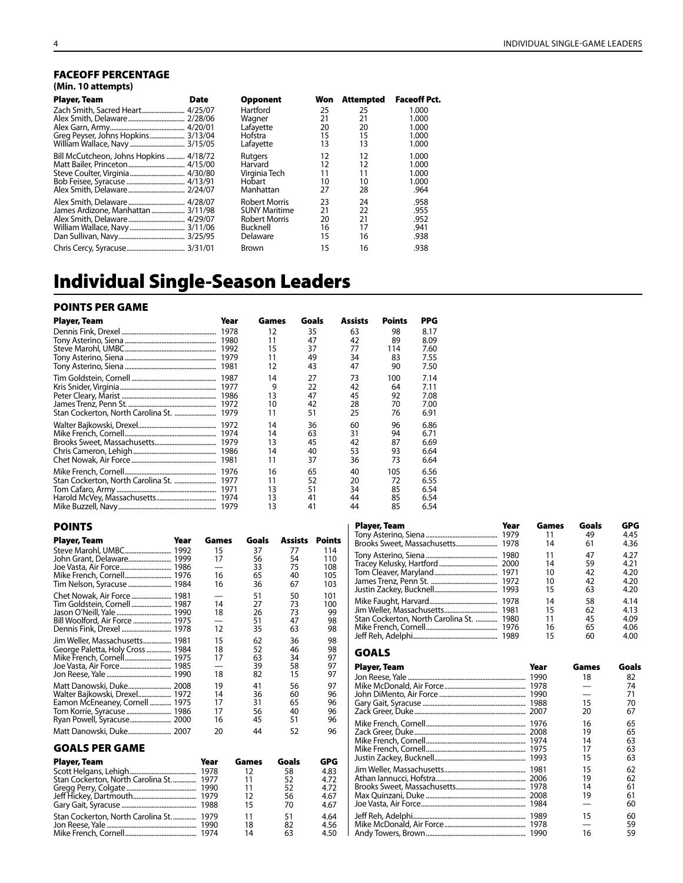### FACEOFF PERCENTAGE
**(Min. 10 attempts)**

| Player, Team | Date | Opponent | Won | Attempted | Faceoff Pct. |
|---|---|---|---|---|---|
| Zach Smith, Sacred Heart | 4/25/07 | Hartford | 25 | 25 | 1.000 |
| Alex Smith, Delaware | 2/28/06 | Wagner | 21 | 21 | 1.000 |
| Alex Garn, Army | 4/20/01 | Lafayette | 20 | 20 | 1.000 |
| Greg Peyser, Johns Hopkins | 3/13/04 | Hofstra | 15 | 15 | 1.000 |
| William Wallace, Navy | 3/15/05 | Lafayette | 13 | 13 | 1.000 |
| Bill McCutcheon, Johns Hopkins | 4/18/72 | Rutgers | 12 | 12 | 1.000 |
| Matt Bailer, Princeton | 4/15/00 | Harvard | 12 | 12 | 1.000 |
| Steve Coulter, Virginia | 4/30/80 | Virginia Tech | 11 | 11 | 1.000 |
| Bob Feisee, Syracuse | 4/13/91 | Hobart | 10 | 10 | 1.000 |
| Alex Smith, Delaware | 2/24/07 | Manhattan | 27 | 28 | .964 |
| Alex Smith, Delaware | 4/28/07 | Robert Morris | 23 | 24 | .958 |
| James Ardizone, Manhattan | 3/11/98 | SUNY Maritime | 21 | 22 | .955 |
| Alex Smith, Delaware | 4/29/07 | Robert Morris | 20 | 21 | .952 |
| William Wallace, Navy | 3/11/06 | Bucknell | 16 | 17 | .941 |
| Dan Sullivan, Navy | 3/25/95 | Delaware | 15 | 16 | .938 |
| Chris Cercy, Syracuse | 3/31/01 | Brown | 15 | 16 | .938 |

# Individual Single-Season Leaders

### POINTS PER GAME

| Player, Team | Year | Games | Goals | Assists | Points | PPG |
|---|---|---|---|---|---|---|
| Dennis Fink, Drexel | 1978 | 12 | 35 | 63 | 98 | 8.17 |
| Tony Asterino, Siena | 1980 | 11 | 47 | 42 | 89 | 8.09 |
| Steve Marohl, UMBC | 1992 | 15 | 37 | 77 | 114 | 7.60 |
| Tony Asterino, Siena | 1979 | 11 | 49 | 34 | 83 | 7.55 |
| Tony Asterino, Siena | 1981 | 12 | 43 | 47 | 90 | 7.50 |
| Tim Goldstein, Cornell | 1987 | 14 | 27 | 73 | 100 | 7.14 |
| Kris Snider, Virginia | 1977 | 9 | 22 | 42 | 64 | 7.11 |
| Peter Cleary, Marist | 1986 | 13 | 47 | 45 | 92 | 7.08 |
| James Trenz, Penn St. | 1972 | 10 | 42 | 28 | 70 | 7.00 |
| Stan Cockerton, North Carolina St. | 1979 | 11 | 51 | 25 | 76 | 6.91 |
| Walter Bajkowski, Drexel | 1972 | 14 | 36 | 60 | 96 | 6.86 |
| Mike French, Cornell | 1974 | 14 | 63 | 31 | 94 | 6.71 |
| Brooks Sweet, Massachusetts | 1979 | 13 | 45 | 42 | 87 | 6.69 |
| Chris Cameron, Lehigh | 1986 | 14 | 40 | 53 | 93 | 6.64 |
| Chet Nowak, Air Force | 1981 | 11 | 37 | 36 | 73 | 6.64 |
| Mike French, Cornell | 1976 | 16 | 65 | 40 | 105 | 6.56 |
| Stan Cockerton, North Carolina St. | 1977 | 11 | 52 | 20 | 72 | 6.55 |
| Tom Cafaro, Army | 1971 | 13 | 51 | 34 | 85 | 6.54 |
| Harold McVey, Massachusetts | 1974 | 13 | 41 | 44 | 85 | 6.54 |
| Mike Buzzell, Navy | 1979 | 13 | 41 | 44 | 85 | 6.54 |

### POINTS

| Player, Team | Year | Games | Goals | Assists | Points |
|---|---|---|---|---|---|
| Steve Marohl, UMBC | 1992 | 15 | 37 | 77 | 114 |
| John Grant, Delaware | 1999 | 17 | 56 | 54 | 110 |
| Joe Vasta, Air Force | 1986 | — | 33 | 75 | 108 |
| Mike French, Cornell | 1976 | 16 | 65 | 40 | 105 |
| Tim Nelson, Syracuse | 1984 | 16 | 36 | 67 | 103 |
| Chet Nowak, Air Force | 1981 | — | 51 | 50 | 101 |
| Tim Goldstein, Cornell | 1987 | 14 | 27 | 73 | 100 |
| Jason O'Neill, Yale | 1990 | 18 | 26 | 73 | 99 |
| Bill Woolford, Air Force | 1975 | — | 51 | 47 | 98 |
| Dennis Fink, Drexel | 1978 | 12 | 35 | 63 | 98 |
| Jim Weller, Massachusetts | 1981 | 15 | 62 | 36 | 98 |
| George Paletta, Holy Cross | 1984 | 18 | 52 | 46 | 98 |
| Mike French, Cornell | 1975 | 17 | 63 | 34 | 97 |
| Joe Vasta, Air Force | 1985 | — | 39 | 58 | 97 |
| Jon Reese, Yale | 1990 | 18 | 82 | 15 | 97 |
| Matt Danowski, Duke | 2008 | 19 | 41 | 56 | 97 |
| Walter Bajkowski, Drexel | 1972 | 14 | 36 | 60 | 96 |
| Eamon McEneaney, Cornell | 1975 | 17 | 31 | 65 | 96 |
| Tom Korrie, Syracuse | 1986 | 17 | 56 | 40 | 96 |
| Ryan Powell, Syracuse | 2000 | 16 | 45 | 51 | 96 |
| Matt Danowski, Duke | 2007 | 20 | 44 | 52 | 96 |

### GOALS PER GAME

| Player, Team | Year | Games | Goals | GPG |
|---|---|---|---|---|
| Scott Helgans, Lehigh | 1978 | 12 | 58 | 4.83 |
| Stan Cockerton, North Carolina St. | 1977 | 11 | 52 | 4.72 |
| Gregg Perry, Colgate | 1990 | 11 | 52 | 4.72 |
| Jeff Hickey, Dartmouth | 1979 | 12 | 56 | 4.67 |
| Gary Gait, Syracuse | 1988 | 15 | 70 | 4.67 |
| Stan Cockerton, North Carolina St. | 1979 | 11 | 51 | 4.64 |
| Jon Reese, Yale | 1990 | 18 | 82 | 4.56 |
| Mike French, Cornell | 1974 | 14 | 63 | 4.50 |
| Tony Asterino, Siena | 1979 | 11 | 49 | 4.45 |
| Brooks Sweet, Massachusetts | 1978 | 14 | 61 | 4.36 |
| Tony Asterino, Siena | 1980 | 11 | 47 | 4.27 |
| Tracey Kelusky, Hartford | 2000 | 14 | 59 | 4.21 |
| Tom Cleaver, Maryland | 1971 | 10 | 42 | 4.20 |
| James Trenz, Penn St. | 1972 | 10 | 42 | 4.20 |
| Justin Zackey, Bucknell | 1993 | 15 | 63 | 4.20 |
| Mike Faught, Harvard | 1978 | 14 | 58 | 4.14 |
| Jim Weller, Massachusetts | 1981 | 15 | 62 | 4.13 |
| Stan Cockerton, North Carolina St. | 1980 | 11 | 45 | 4.09 |
| Mike French, Cornell | 1976 | 16 | 65 | 4.06 |
| Jeff Reh, Adelphi | 1989 | 15 | 60 | 4.00 |

### GOALS

| Player, Team | Year | Games | Goals |
|---|---|---|---|
| Jon Reese, Yale | 1990 | 18 | 82 |
| Mike McDonald, Air Force | 1978 | — | 74 |
| John DiMento, Air Force | 1990 | — | 71 |
| Gary Gait, Syracuse | 1988 | 15 | 70 |
| Zack Greer, Duke | 2007 | 20 | 67 |
| Mike French, Cornell | 1976 | 16 | 65 |
| Zack Greer, Duke | 2008 | 19 | 65 |
| Mike French, Cornell | 1974 | 14 | 63 |
| Mike French, Cornell | 1975 | 17 | 63 |
| Justin Zackey, Bucknell | 1993 | 15 | 63 |
| Jim Weller, Massachusetts | 1981 | 15 | 62 |
| Athan Iannucci, Hofstra | 2006 | 19 | 62 |
| Brooks Sweet, Massachusetts | 1978 | 14 | 61 |
| Max Quinzani, Duke | 2008 | 19 | 61 |
| Joe Vasta, Air Force | 1984 | — | 60 |
| Jeff Reh, Adelphi | 1989 | 15 | 60 |
| Mike McDonald, Air Force | 1978 | — | 59 |
| Andy Towers, Brown | 1990 | 16 | 59 |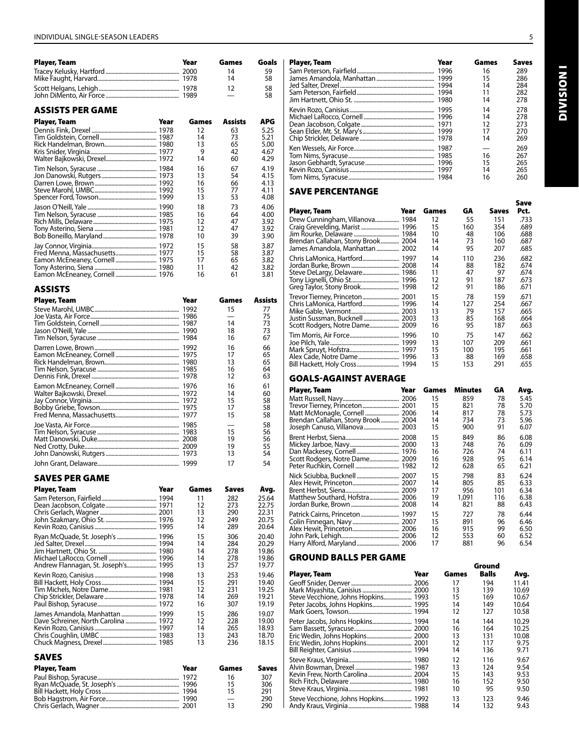| Player, Team | Year | Games | Goals |
|---|---|---|---|
| Tracey Kelusky, Hartford | 2000 | 14 | 59 |
| Mike Faught, Harvard | 1978 | 14 | 58 |
| Scott Hegins, Lehigh | 1978 | 12 | 58 |
| John DiMento, Air Force | 1989 | — | 58 |

## ASSISTS PER GAME

| Player, Team | Year | Games | Assists | APG |
|---|---|---|---|---|
| Dennis Fink, Drexel | 1978 | 12 | 63 | 5.25 |
| Tim Goldstein, Cornell | 1987 | 14 | 73 | 5.21 |
| Rick Handelman, Brown | 1980 | 13 | 65 | 5.00 |
| Kris Snider, Virginia | 1977 | 9 | 42 | 4.67 |
| Walter Bajkowski, Drexel | 1972 | 14 | 60 | 4.29 |
| Tim Nelson, Syracuse | 1984 | 16 | 67 | 4.19 |
| Jon Danowski, Rutgers | 1973 | 13 | 54 | 4.15 |
| Darren Lowe, Brown | 1992 | 16 | 66 | 4.13 |
| Steve Marohl, UMBC | 1992 | 15 | 77 | 4.11 |
| Spencer Ford, Towson | 1999 | 13 | 53 | 4.08 |
| Jason O'Neill, Yale | 1990 | 18 | 73 | 4.06 |
| Tim Nelson, Syracuse | 1985 | 16 | 64 | 4.00 |
| Rich Mills, Delaware | 1975 | 12 | 47 | 3.92 |
| Tony Asterino, Siena | 1981 | 12 | 47 | 3.92 |
| Bob Boneillo, Maryland | 1978 | 10 | 39 | 3.90 |
| Jay Connor, Virginia | 1972 | 15 | 58 | 3.87 |
| Fred Menna, Massachusetts | 1977 | 15 | 58 | 3.87 |
| Eamon McEneaney, Cornell | 1975 | 17 | 65 | 3.82 |
| Tony Asterino, Siena | 1980 | 11 | 42 | 3.82 |
| Eamon McEneaney, Cornell | 1976 | 16 | 61 | 3.81 |

## ASSISTS

| Player, Team | Year | Games | Assists |
|---|---|---|---|
| Steve Marohl, UMBC | 1992 | 15 | 77 |
| Joe Vasta, Air Force | 1986 | — | 75 |
| Tim Goldstein, Cornell | 1987 | 14 | 73 |
| Jason O'Neill, Yale | 1990 | 18 | 73 |
| Tim Nelson, Syracuse | 1984 | 16 | 67 |
| Darren Lowe, Brown | 1992 | 16 | 66 |
| Eamon McEneaney, Cornell | 1975 | 17 | 65 |
| Rick Handelman, Brown | 1980 | 13 | 65 |
| Tim Nelson, Syracuse | 1985 | 16 | 64 |
| Dennis Fink, Drexel | 1978 | 12 | 63 |
| Eamon McEneaney, Cornell | 1976 | 16 | 61 |
| Walter Bajkowski, Drexel | 1972 | 14 | 60 |
| Jay Connor, Virginia | 1972 | 15 | 58 |
| Bobby Griebe, Towson | 1975 | 17 | 58 |
| Fred Menna, Massachusetts | 1977 | 15 | 58 |
| Joe Vasta, Air Force | 1985 | — | 58 |
| Tim Nelson, Syracuse | 1983 | 15 | 56 |
| Matt Danowski, Duke | 2008 | 19 | 56 |
| Ned Crotty, Duke | 2009 | 19 | 55 |
| John Danowski, Rutgers | 1973 | 13 | 54 |
| John Grant, Delaware | 1999 | 17 | 54 |

## SAVES PER GAME

| Player, Team | Year | Games | Saves | Avg. |
|---|---|---|---|---|
| Sam Peterson, Fairfield | 1994 | 11 | 282 | 25.64 |
| Dean Jacobson, Colgate | 1971 | 12 | 273 | 22.75 |
| Chris Gerlach, Wagner | 2001 | 13 | 290 | 22.31 |
| John Szymkay, Ohio St. | 1976 | 12 | 249 | 20.75 |
| Kevin Rozo, Canisius | 1995 | 14 | 289 | 20.64 |
| Ryan McQuade, St. Joseph's | 1996 | 15 | 306 | 20.40 |
| Jed Salter, Drexel | 1994 | 14 | 284 | 20.29 |
| Jim Hartnett, Ohio St. | 1980 | 14 | 278 | 19.86 |
| Michael LaRocco, Cornell | 1996 | 14 | 278 | 19.86 |
| Andrew Flannagan, St. Joseph's | 1995 | 13 | 257 | 19.77 |
| Kevin Rozo, Canisius | 1998 | 13 | 253 | 19.46 |
| Bill Hackett, Holy Cross | 1994 | 15 | 291 | 19.40 |
| Tim Michels, Notre Dame | 1981 | 12 | 231 | 19.25 |
| Chip Strickler, Delaware | 1978 | 14 | 269 | 19.21 |
| Paul Bishop, Syracuse | 1972 | 16 | 307 | 19.19 |
| James Amandola, Manhattan | 1999 | 15 | 286 | 19.07 |
| Dave Schreiner, North Carolina | 1972 | 12 | 228 | 19.00 |
| Kevin Rozo, Canisius | 1997 | 14 | 265 | 18.93 |
| Chris Coughlin, UMBC | 1983 | 13 | 243 | 18.70 |
| Chuck Magness, Drexel | 1985 | 13 | 236 | 18.15 |

## SAVES

| Player, Team | Year | Games | Saves |
|---|---|---|---|
| Paul Bishop, Syracuse | 1972 | 16 | 307 |
| Ryan McQuade, St. Joseph's | 1996 | 15 | 306 |
| Bill Hackett, Holy Cross | 1994 | 15 | 291 |
| Bob Hagstrom, Air Force | 1990 | — | 290 |
| Chris Gerlach, Wagner | 2001 | 13 | 290 |
| Sam Peterson, Fairfield | 1996 | 16 | 289 |
| James Amandola, Manhattan | 1999 | 15 | 286 |
| Jed Salter, Drexel | 1994 | 14 | 284 |
| Sam Peterson, Fairfield | 1994 | 11 | 282 |
| Jim Hartnett, Ohio St. | 1980 | 14 | 278 |
| Kevin Rozo, Canisius | 1995 | 14 | 278 |
| Michael LaRocco, Cornell | 1996 | 14 | 278 |
| Dean Jacobson, Colgate | 1971 | 12 | 273 |
| Sean Elder, Mt. St. Mary's | 1999 | 17 | 270 |
| Chip Strickler, Delaware | 1978 | 14 | 269 |
| Ken Wessels, Air Force | 1987 | — | 269 |
| Tom Nims, Syracuse | 1985 | 16 | 267 |
| Jason Gebhardt, Syracuse | 1996 | 15 | 265 |
| Kevin Rozo, Canisius | 1997 | 14 | 265 |
| Tom Nims, Syracuse | 1984 | 16 | 260 |

## SAVE PERCENTAGE

| Player, Team | Year | Games | GA | Saves | Save Pct. |
|---|---|---|---|---|---|
| Drew Cunningham, Villanova | 1984 | 12 | 55 | 151 | .733 |
| Craig Greveling, Marist | 1996 | 15 | 160 | 354 | .689 |
| Jim Rourke, Delaware | 1984 | 10 | 48 | 106 | .688 |
| Brendan Callahan, Stony Brook | 2004 | 14 | 73 | 160 | .687 |
| James Amandola, Manhattan | 2002 | 14 | 95 | 207 | .685 |
| Chris LaMonica, Hartford | 1997 | 14 | 110 | 236 | .682 |
| Jordan Burke, Brown | 2008 | 14 | 88 | 182 | .674 |
| Steve DeLargy, Delaware | 1986 | 11 | 47 | 97 | .674 |
| Tony Lignelli, Ohio St. | 1996 | 12 | 91 | 187 | .673 |
| Greg Taylor, Stony Brook | 1998 | 12 | 91 | 186 | .671 |
| Trevor Tierney, Princeton | 2001 | 15 | 78 | 159 | .671 |
| Chris LaMonica, Hartford | 1996 | 14 | 127 | 254 | .667 |
| Mike Gable, Vermont | 2003 | 13 | 79 | 157 | .665 |
| Justin Sussman, Bucknell | 2003 | 13 | 85 | 168 | .664 |
| Scott Rodgers, Notre Dame | 2009 | 16 | 95 | 187 | .663 |
| Tim Morris, Air Force | 1996 | 10 | 75 | 147 | .662 |
| Joe Pilch, Yale | 1999 | 13 | 107 | 209 | .661 |
| Mark Spruyt, Hofstra | 1997 | 15 | 100 | 195 | .661 |
| Alex Cade, Notre Dame | 1996 | 13 | 88 | 169 | .658 |
| Bill Hackett, Holy Cross | 1994 | 15 | 153 | 291 | .655 |

## GOALS-AGAINST AVERAGE

| Player, Team | Year | Games | Minutes | GA | Avg. |
|---|---|---|---|---|---|
| Matt Russell, Navy | 2006 | 15 | 859 | 78 | 5.45 |
| Trevor Tierney, Princeton | 2001 | 15 | 821 | 78 | 5.70 |
| Matt McMonagle, Cornell | 2006 | 14 | 817 | 78 | 5.73 |
| Brendan Callahan, Stony Brook | 2004 | 14 | 734 | 73 | 5.96 |
| Joseph Canuso, Villanova | 2003 | 15 | 900 | 91 | 6.07 |
| Brent Herbst, Siena | 2008 | 15 | 849 | 86 | 6.08 |
| Mickey Jarboe, Navy | 2000 | 13 | 748 | 76 | 6.09 |
| Dan Mackesey, Cornell | 1976 | 16 | 726 | 74 | 6.11 |
| Scott Rodgers, Notre Dame | 2009 | 16 | 928 | 95 | 6.14 |
| Peter Ruchkin, Cornell | 1982 | 12 | 628 | 65 | 6.21 |
| Nick Sciubba, Bucknell | 2007 | 15 | 798 | 83 | 6.24 |
| Alex Hewit, Princeton | 2007 | 14 | 805 | 85 | 6.33 |
| Brent Herbst, Siena | 2009 | 17 | 956 | 101 | 6.34 |
| Matthew Southard, Hofstra | 2006 | 19 | 1,091 | 116 | 6.38 |
| Jordan Burke, Brown | 2008 | 14 | 821 | 88 | 6.43 |
| Patrick Cairns, Princeton | 1997 | 15 | 727 | 78 | 6.44 |
| Colin Finnegan, Navy | 2007 | 15 | 891 | 96 | 6.46 |
| Alex Hewit, Princeton | 2006 | 16 | 915 | 99 | 6.50 |
| John Park, Lehigh | 2006 | 12 | 553 | 60 | 6.52 |
| Harry Alford, Maryland | 2006 | 17 | 881 | 96 | 6.54 |

## GROUND BALLS PER GAME

| Player, Team | Year | Games | Ground Balls | Avg. |
|---|---|---|---|---|
| Geoff Snider, Denver | 2006 | 17 | 194 | 11.41 |
| Mark Miyashita, Canisius | 2000 | 13 | 139 | 10.69 |
| Steve Vecchione, Johns Hopkins | 1993 | 15 | 169 | 10.67 |
| Peter Jacobs, Johns Hopkins | 1995 | 14 | 149 | 10.64 |
| Mark Goers, Towson | 1994 | 12 | 127 | 10.58 |
| Peter Jacobs, Johns Hopkins | 1994 | 14 | 144 | 10.29 |
| Sam Bassett, Syracuse | 2000 | 16 | 164 | 10.25 |
| Eric Wedin, Johns Hopkins | 2000 | 13 | 131 | 10.08 |
| Eric Wedin, Johns Hopkins | 2001 | 12 | 117 | 9.75 |
| Bill Reighter, Canisius | 1994 | 14 | 136 | 9.71 |
| Steve Kraus, Virginia | 1980 | 12 | 116 | 9.67 |
| Alvin Bowman, Drexel | 1987 | 13 | 124 | 9.54 |
| Kevin Frew, North Carolina | 2004 | 15 | 143 | 9.53 |
| Rich Fitch, Delaware | 1980 | 16 | 152 | 9.50 |
| Steve Kraus, Virginia | 1981 | 10 | 95 | 9.50 |
| Steve Vecchione, Johns Hopkins | 1992 | 13 | 123 | 9.46 |
| Andy Kraus, Virginia | 1988 | 14 | 132 | 9.43 |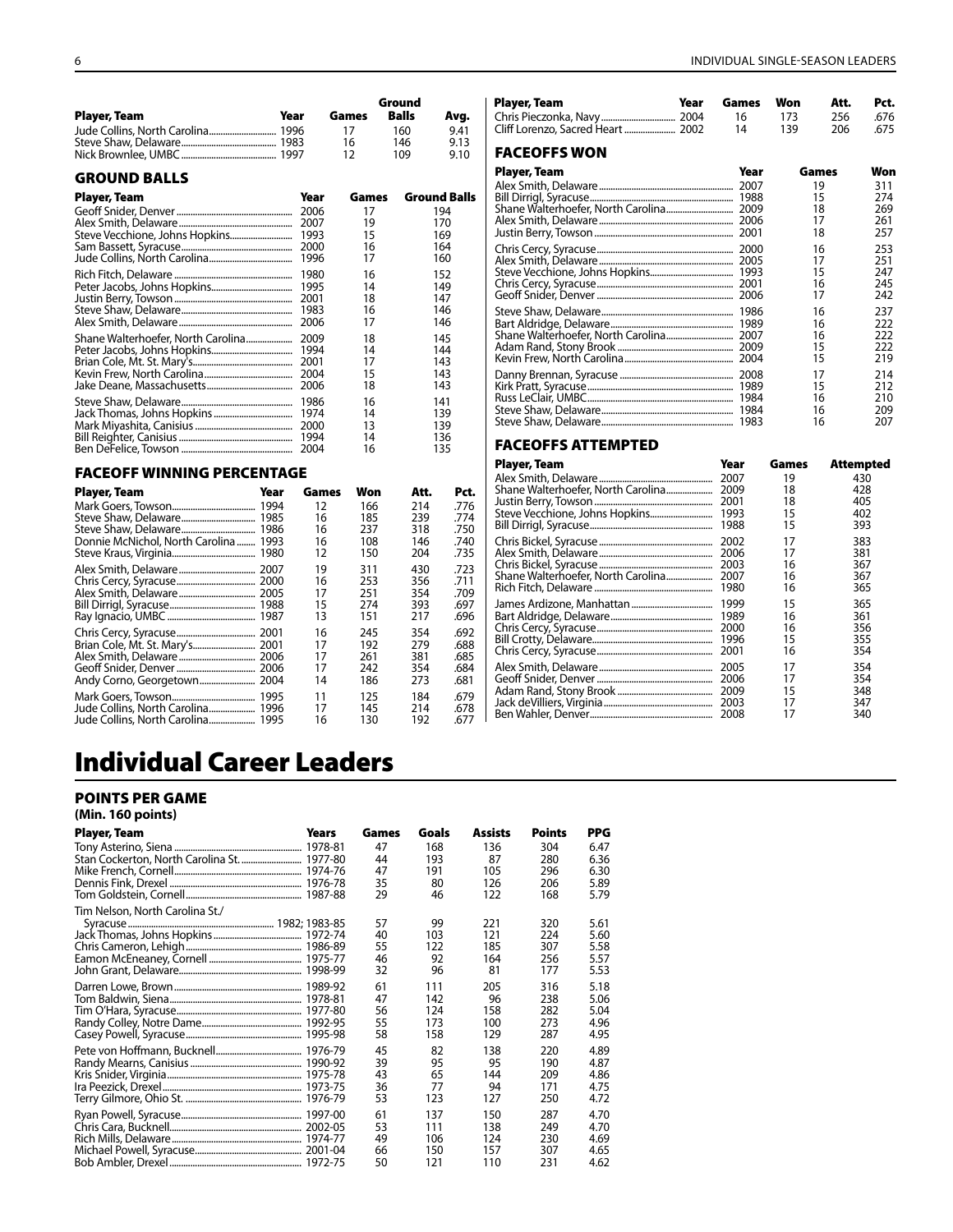| Player, Team | Year | Games | Ground Balls | Avg. |
|---|---|---|---|---|
| Jude Collins, North Carolina | 1996 | 17 | 160 | 9.41 |
| Steve Shaw, Delaware | 1983 | 16 | 146 | 9.13 |
| Nick Brownlee, UMBC | 1997 | 12 | 109 | 9.10 |

## GROUND BALLS

| Player, Team | Year | Games | Ground Balls |
|---|---|---|---|
| Geoff Snider, Denver | 2006 | 17 | 194 |
| Alex Smith, Delaware | 2007 | 19 | 170 |
| Steve Vecchione, Johns Hopkins | 1993 | 15 | 169 |
| Sam Bassett, Syracuse | 2000 | 16 | 164 |
| Jude Collins, North Carolina | 1996 | 17 | 160 |
| Rich Fitch, Delaware | 1980 | 16 | 152 |
| Peter Jacobs, Johns Hopkins | 1995 | 14 | 149 |
| Justin Berry, Towson | 2001 | 18 | 147 |
| Steve Shaw, Delaware | 1983 | 16 | 146 |
| Alex Smith, Delaware | 2006 | 17 | 146 |
| Shane Walterhoefer, North Carolina | 2009 | 18 | 145 |
| Peter Jacobs, Johns Hopkins | 1994 | 14 | 144 |
| Brian Cole, Mt. St. Mary's | 2001 | 17 | 143 |
| Kevin Frew, North Carolina | 2004 | 15 | 143 |
| Jake Deane, Massachusetts | 2006 | 18 | 143 |
| Steve Shaw, Delaware | 1986 | 16 | 141 |
| Jack Thomas, Johns Hopkins | 1974 | 14 | 139 |
| Mark Miyashita, Canisius | 2000 | 13 | 139 |
| Bill Reighter, Canisius | 1994 | 14 | 136 |
| Ben DeFelice, Towson | 2004 | 16 | 135 |

## FACEOFF WINNING PERCENTAGE

| Player, Team | Year | Games | Won | Att. | Pct. |
|---|---|---|---|---|---|
| Mark Goers, Towson | 1994 | 12 | 166 | 214 | .776 |
| Steve Shaw, Delaware | 1985 | 16 | 185 | 239 | .774 |
| Steve Shaw, Delaware | 1986 | 16 | 237 | 318 | .750 |
| Donnie McNichol, North Carolina | 1993 | 16 | 108 | 146 | .740 |
| Steve Kraus, Virginia | 1980 | 12 | 150 | 204 | .735 |
| Alex Smith, Delaware | 2007 | 19 | 311 | 430 | .723 |
| Chris Cercy, Syracuse | 2000 | 16 | 253 | 356 | .711 |
| Alex Smith, Delaware | 2005 | 17 | 251 | 354 | .709 |
| Bill Dirrigl, Syracuse | 1988 | 15 | 274 | 393 | .697 |
| Ray Ignacio, UMBC | 1987 | 13 | 151 | 217 | .696 |
| Chris Cercy, Syracuse | 2001 | 16 | 245 | 354 | .692 |
| Brian Cole, Mt. St. Mary's | 2001 | 17 | 192 | 279 | .688 |
| Alex Smith, Delaware | 2006 | 17 | 261 | 381 | .685 |
| Geoff Snider, Denver | 2006 | 17 | 242 | 354 | .684 |
| Andy Corno, Georgetown | 2004 | 14 | 186 | 273 | .681 |
| Mark Goers, Towson | 1995 | 11 | 125 | 184 | .679 |
| Jude Collins, North Carolina | 1996 | 17 | 145 | 214 | .678 |
| Jude Collins, North Carolina | 1995 | 16 | 130 | 192 | .677 |
| Chris Pieczonka, Navy | 2004 | 16 | 173 | 256 | .676 |
| Cliff Lorenzo, Sacred Heart | 2002 | 14 | 139 | 206 | .675 |

## FACEOFFS WON

| Player, Team | Year | Games | Won |
|---|---|---|---|
| Alex Smith, Delaware | 2007 | 19 | 311 |
| Bill Dirrigl, Syracuse | 1988 | 15 | 274 |
| Shane Walterhoefer, North Carolina | 2009 | 18 | 269 |
| Alex Smith, Delaware | 2006 | 17 | 261 |
| Justin Berry, Towson | 2001 | 18 | 257 |
| Chris Cercy, Syracuse | 2000 | 16 | 253 |
| Alex Smith, Delaware | 2005 | 17 | 251 |
| Steve Vecchione, Johns Hopkins | 1993 | 15 | 247 |
| Chris Cercy, Syracuse | 2001 | 16 | 245 |
| Geoff Snider, Denver | 2006 | 17 | 242 |
| Steve Shaw, Delaware | 1986 | 16 | 237 |
| Bart Aldridge, Delaware | 1989 | 16 | 222 |
| Shane Walterhoefer, North Carolina | 2007 | 16 | 222 |
| Adam Rand, Stony Brook | 2009 | 15 | 222 |
| Kevin Frew, North Carolina | 2004 | 15 | 219 |
| Danny Brennan, Syracuse | 2008 | 17 | 214 |
| Kirk Pratt, Syracuse | 1989 | 15 | 212 |
| Russ LeClair, UMBC | 1984 | 16 | 210 |
| Steve Shaw, Delaware | 1984 | 16 | 209 |
| Steve Shaw, Delaware | 1983 | 16 | 207 |

## FACEOFFS ATTEMPTED

| Player, Team | Year | Games | Attempted |
|---|---|---|---|
| Alex Smith, Delaware | 2007 | 19 | 430 |
| Shane Walterhoefer, North Carolina | 2009 | 18 | 428 |
| Justin Berry, Towson | 2001 | 18 | 405 |
| Steve Vecchione, Johns Hopkins | 1993 | 15 | 402 |
| Bill Dirrigl, Syracuse | 1988 | 15 | 393 |
| Chris Bickel, Syracuse | 2002 | 17 | 383 |
| Alex Smith, Delaware | 2006 | 17 | 381 |
| Chris Bickel, Syracuse | 2003 | 16 | 367 |
| Shane Walterhoefer, North Carolina | 2007 | 16 | 367 |
| Rich Fitch, Delaware | 1980 | 16 | 365 |
| James Ardizone, Manhattan | 1999 | 15 | 365 |
| Bart Aldridge, Delaware | 1989 | 16 | 361 |
| Chris Cercy, Syracuse | 2000 | 16 | 356 |
| Bill Crotty, Delaware | 1996 | 15 | 355 |
| Chris Cercy, Syracuse | 2001 | 16 | 354 |
| Alex Smith, Delaware | 2005 | 17 | 354 |
| Geoff Snider, Denver | 2006 | 17 | 354 |
| Adam Rand, Stony Brook | 2009 | 15 | 348 |
| Jack deVilliers, Virginia | 2003 | 17 | 347 |
| Ben Wahler, Denver | 2008 | 17 | 340 |

# Individual Career Leaders

## POINTS PER GAME
### (Min. 160 points)

| Player, Team | Years | Games | Goals | Assists | Points | PPG |
|---|---|---|---|---|---|---|
| Tony Asterino, Siena | 1978-81 | 47 | 168 | 136 | 304 | 6.47 |
| Stan Cockerton, North Carolina St. | 1977-80 | 44 | 193 | 87 | 280 | 6.36 |
| Mike French, Cornell | 1974-76 | 47 | 191 | 105 | 296 | 6.30 |
| Dennis Fink, Drexel | 1976-78 | 35 | 80 | 126 | 206 | 5.89 |
| Tom Goldstein, Cornell | 1987-88 | 29 | 46 | 122 | 168 | 5.79 |
| Tim Nelson, North Carolina St./ Syracuse | 1982; 1983-85 | 57 | 99 | 221 | 320 | 5.61 |
| Jack Thomas, Johns Hopkins | 1972-74 | 40 | 103 | 121 | 224 | 5.60 |
| Chris Cameron, Lehigh | 1986-89 | 55 | 122 | 185 | 307 | 5.58 |
| Eamon McEneaney, Cornell | 1975-77 | 46 | 92 | 164 | 256 | 5.57 |
| John Grant, Delaware | 1998-99 | 32 | 96 | 81 | 177 | 5.53 |
| Darren Lowe, Brown | 1989-92 | 61 | 111 | 205 | 316 | 5.18 |
| Tom Baldwin, Siena | 1978-81 | 47 | 142 | 96 | 238 | 5.06 |
| Tim O'Hara, Syracuse | 1977-80 | 56 | 124 | 158 | 282 | 5.04 |
| Randy Colley, Notre Dame | 1992-95 | 55 | 173 | 100 | 273 | 4.96 |
| Casey Powell, Syracuse | 1995-98 | 58 | 158 | 129 | 287 | 4.95 |
| Pete von Hoffmann, Bucknell | 1976-79 | 45 | 82 | 138 | 220 | 4.89 |
| Randy Mearns, Canisius | 1990-92 | 39 | 95 | 95 | 190 | 4.87 |
| Kris Snider, Virginia | 1975-78 | 43 | 65 | 144 | 209 | 4.86 |
| Ira Peezick, Drexel | 1973-75 | 36 | 77 | 94 | 171 | 4.75 |
| Terry Gilmore, Ohio St. | 1976-79 | 53 | 123 | 127 | 250 | 4.72 |
| Ryan Powell, Syracuse | 1997-00 | 61 | 137 | 150 | 287 | 4.70 |
| Chris Cara, Bucknell | 2002-05 | 53 | 111 | 138 | 249 | 4.70 |
| Rich Mills, Delaware | 1974-77 | 49 | 106 | 124 | 230 | 4.69 |
| Michael Powell, Syracuse | 2001-04 | 66 | 150 | 157 | 307 | 4.65 |
| Bob Ambler, Drexel | 1972-75 | 50 | 121 | 110 | 231 | 4.62 |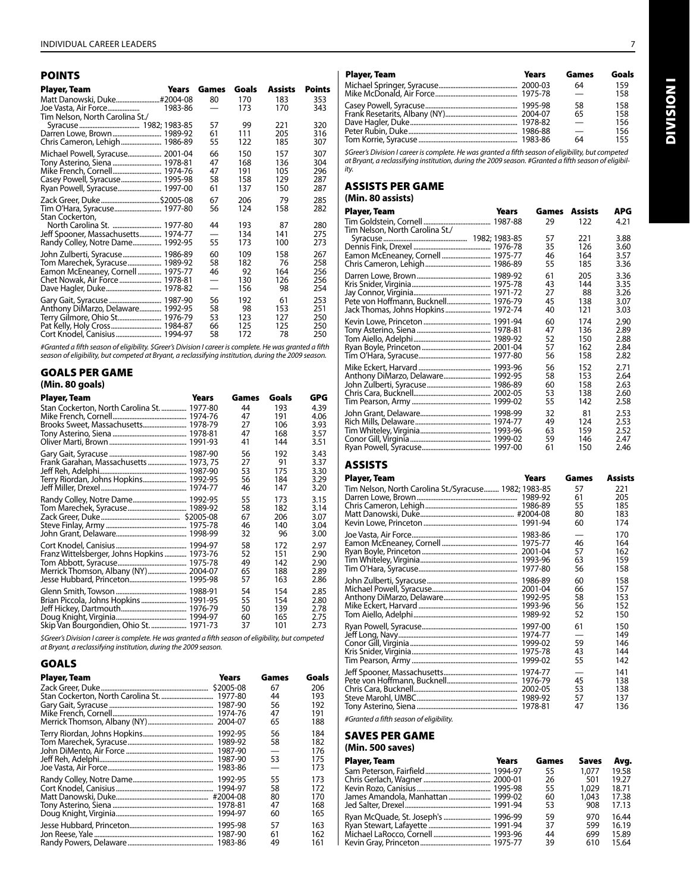## POINTS

| Player, Team | Years | Games | Goals | Assists | Points |
|---|---|---|---|---|---|
| Matt Danowski, Duke | #2004-08 | 80 | 170 | 183 | 353 |
| Joe Vasta, Air Force | 1983-86 | — | 173 | 170 | 343 |
| Tim Nelson, North Carolina St./ Syracuse | 1982; 1983-85 | 57 | 99 | 221 | 320 |
| Darren Lowe, Brown | 1989-92 | 61 | 111 | 205 | 316 |
| Chris Cameron, Lehigh | 1986-89 | 55 | 122 | 185 | 307 |
| Michael Powell, Syracuse | 2001-04 | 66 | 150 | 157 | 307 |
| Tony Asterino, Siena | 1978-81 | 47 | 168 | 136 | 304 |
| Mike French, Cornell | 1974-76 | 47 | 191 | 105 | 296 |
| Casey Powell, Syracuse | 1995-98 | 58 | 158 | 129 | 287 |
| Ryan Powell, Syracuse | 1997-00 | 61 | 137 | 150 | 287 |
| Zack Greer, Duke | $2005-08 | 67 | 206 | 79 | 285 |
| Tim O'Hara, Syracuse | 1977-80 | 56 | 124 | 158 | 282 |
| Stan Cockerton, North Carolina St. | 1977-80 | 44 | 193 | 87 | 280 |
| Jeff Spooner, Massachusetts | 1974-77 | — | 134 | 141 | 275 |
| Randy Colley, Notre Dame | 1992-95 | 55 | 173 | 100 | 273 |
| John Zulberti, Syracuse | 1986-89 | 60 | 109 | 158 | 267 |
| Tom Marechek, Syracuse | 1989-92 | 58 | 182 | 76 | 258 |
| Eamon McEneaney, Cornell | 1975-77 | 46 | 92 | 164 | 256 |
| Chet Nowak, Air Force | 1978-81 | — | 130 | 126 | 256 |
| Dave Hagler, Duke | 1978-82 | — | 156 | 98 | 254 |
| Gary Gait, Syracuse | 1987-90 | 56 | 192 | 61 | 253 |
| Anthony DiMarzo, Delaware | 1992-95 | 58 | 98 | 153 | 251 |
| Terry Gilmore, Ohio St. | 1976-79 | 53 | 123 | 127 | 250 |
| Pat Kelly, Holy Cross | 1984-87 | 66 | 125 | 125 | 250 |
| Cort Knodel, Canisius | 1994-97 | 58 | 172 | 78 | 250 |

*#Granted a fifth season of eligibility. $Greer's Division I career is complete. He was granted a fifth season of eligibility, but competed at Bryant, a reclassifying institution, during the 2009 season.*

## GOALS PER GAME

**(Min. 80 goals)**

| Player, Team | Years | Games | Goals | GPG |
|---|---|---|---|---|
| Stan Cockerton, North Carolina St. | 1977-80 | 44 | 193 | 4.39 |
| Mike French, Cornell | 1974-76 | 47 | 191 | 4.06 |
| Brooks Sweet, Massachusetts | 1978-79 | 27 | 106 | 3.93 |
| Tony Asterino, Siena | 1978-81 | 47 | 168 | 3.57 |
| Oliver Marti, Brown | 1991-93 | 41 | 144 | 3.51 |
| Gary Gait, Syracuse | 1987-90 | 56 | 192 | 3.43 |
| Frank Garahan, Massachusetts | 1973, 75 | 27 | 91 | 3.37 |
| Jeff Reh, Adelphi | 1987-90 | 53 | 175 | 3.30 |
| Terry Riordan, Johns Hopkins | 1992-95 | 56 | 184 | 3.29 |
| Jeff Miller, Drexel | 1974-77 | 46 | 147 | 3.20 |
| Randy Colley, Notre Dame | 1992-95 | 55 | 173 | 3.15 |
| Tom Marechek, Syracuse | 1989-92 | 58 | 182 | 3.14 |
| Zack Greer, Duke | $2005-08 | 67 | 206 | 3.07 |
| Steve Finlay, Army | 1975-78 | 46 | 140 | 3.04 |
| John Grant, Delaware | 1998-99 | 32 | 96 | 3.00 |
| Cort Knodel, Canisius | 1994-97 | 58 | 172 | 2.97 |
| Franz Wittelsberger, Johns Hopkins | 1973-76 | 52 | 151 | 2.90 |
| Tom Abbott, Syracuse | 1975-78 | 49 | 142 | 2.90 |
| Merrick Thomson, Albany (NY) | 2004-07 | 65 | 188 | 2.89 |
| Jesse Hubbard, Princeton | 1995-98 | 57 | 163 | 2.86 |
| Glenn Smith, Towson | 1988-91 | 54 | 154 | 2.85 |
| Brian Piccola, Johns Hopkins | 1991-95 | 55 | 154 | 2.80 |
| Jeff Hickey, Dartmouth | 1976-79 | 50 | 139 | 2.78 |
| Doug Knight, Virginia | 1994-97 | 60 | 165 | 2.75 |
| Skip Van Bourgondien, Ohio St. | 1971-73 | 37 | 101 | 2.73 |

*$Greer's Division I career is complete. He was granted a fifth season of eligibility, but competed at Bryant, a reclassifying institution, during the 2009 season.*

## GOALS

| Player, Team | Years | Games | Goals |
|---|---|---|---|
| Zack Greer, Duke | $2005-08 | 67 | 206 |
| Stan Cockerton, North Carolina St. | 1977-80 | 44 | 193 |
| Gary Gait, Syracuse | 1987-90 | 56 | 192 |
| Mike French, Cornell | 1974-76 | 47 | 191 |
| Merrick Thomson, Albany (NY) | 2004-07 | 65 | 188 |
| Terry Riordan, Johns Hopkins | 1992-95 | 56 | 184 |
| Tom Marechek, Syracuse | 1989-92 | 58 | 182 |
| John DiMento, Air Force | 1987-90 | — | 176 |
| Jeff Reh, Adelphi | 1987-90 | 53 | 175 |
| Joe Vasta, Air Force | 1983-86 | — | 173 |
| Randy Colley, Notre Dame | 1992-95 | 55 | 173 |
| Cort Knodel, Canisius | 1994-97 | 58 | 172 |
| Matt Danowski, Duke | #2004-08 | 80 | 170 |
| Tony Asterino, Siena | 1978-81 | 47 | 168 |
| Doug Knight, Virginia | 1994-97 | 60 | 165 |
| Jesse Hubbard, Princeton | 1995-98 | 57 | 163 |
| Jon Reese, Yale | 1987-90 | 61 | 162 |
| Randy Powers, Delaware | 1983-86 | 49 | 161 |
| Michael Springer, Syracuse | 2000-03 | 64 | 159 |
| Mike McDonald, Air Force | 1975-78 | — | 158 |
| Casey Powell, Syracuse | 1995-98 | 58 | 158 |
| Frank Resetarits, Albany (NY) | 2004-07 | 65 | 158 |
| Dave Hagler, Duke | 1978-82 | — | 156 |
| Peter Rubin, Duke | 1986-88 | — | 156 |
| Tom Korrie, Syracuse | 1983-86 | 64 | 155 |

*$Greer's Division I career is complete. He was granted a fifth season of eligibility, but competed at Bryant, a reclassifying institution, during the 2009 season. #Granted a fifth season of eligibility.*

## ASSISTS PER GAME

**(Min. 80 assists)**

| Player, Team | Years | Games | Assists | APG |
|---|---|---|---|---|
| Tim Goldstein, Cornell | 1987-88 | 29 | 122 | 4.21 |
| Tim Nelson, North Carolina St./ Syracuse | 1982; 1983-85 | 57 | 221 | 3.88 |
| Dennis Fink, Drexel | 1976-78 | 35 | 126 | 3.60 |
| Eamon McEneaney, Cornell | 1975-77 | 46 | 164 | 3.57 |
| Chris Cameron, Lehigh | 1986-89 | 55 | 185 | 3.36 |
| Darren Lowe, Brown | 1989-92 | 61 | 205 | 3.36 |
| Kris Snider, Virginia | 1975-78 | 43 | 144 | 3.35 |
| Jay Connor, Virginia | 1971-72 | 27 | 88 | 3.26 |
| Pete von Hoffmann, Bucknell | 1976-79 | 45 | 138 | 3.07 |
| Jack Thomas, Johns Hopkins | 1972-74 | 40 | 121 | 3.03 |
| Kevin Lowe, Princeton | 1991-94 | 60 | 174 | 2.90 |
| Tony Asterino, Siena | 1978-81 | 47 | 136 | 2.89 |
| Tom Aiello, Adelphi | 1989-92 | 52 | 150 | 2.88 |
| Ryan Boyle, Princeton | 2001-04 | 57 | 162 | 2.84 |
| Tim O'Hara, Syracuse | 1977-80 | 56 | 158 | 2.82 |
| Mike Eckert, Harvard | 1993-96 | 56 | 152 | 2.71 |
| Anthony DiMarzo, Delaware | 1992-95 | 58 | 153 | 2.64 |
| John Zulberti, Syracuse | 1986-89 | 60 | 158 | 2.63 |
| Chris Cara, Bucknell | 2002-05 | 53 | 138 | 2.60 |
| Tim Pearson, Army | 1999-02 | 55 | 142 | 2.58 |
| John Grant, Delaware | 1998-99 | 32 | 81 | 2.53 |
| Rich Mills, Delaware | 1974-77 | 49 | 124 | 2.53 |
| Tim Whiteley, Virginia | 1993-96 | 63 | 159 | 2.52 |
| Conor Gill, Virginia | 1999-02 | 59 | 146 | 2.47 |
| Ryan Powell, Syracuse | 1997-00 | 61 | 150 | 2.46 |

## ASSISTS

| Player, Team | Years | Games | Assists |
|---|---|---|---|
| Tim Nelson, North Carolina St./Syracuse | 1982; 1983-85 | 57 | 221 |
| Darren Lowe, Brown | 1989-92 | 61 | 205 |
| Chris Cameron, Lehigh | 1986-89 | 55 | 185 |
| Matt Danowski, Duke | #2004-08 | 80 | 183 |
| Kevin Lowe, Princeton | 1991-94 | 60 | 174 |
| Joe Vasta, Air Force | 1983-86 | — | 170 |
| Eamon McEneaney, Cornell | 1975-77 | 46 | 164 |
| Ryan Boyle, Princeton | 2001-04 | 57 | 162 |
| Tim Whiteley, Virginia | 1993-96 | 63 | 159 |
| Tim O'Hara, Syracuse | 1977-80 | 56 | 158 |
| John Zulberti, Syracuse | 1986-89 | 60 | 158 |
| Michael Powell, Syracuse | 2001-04 | 66 | 157 |
| Anthony DiMarzo, Delaware | 1992-95 | 58 | 153 |
| Mike Eckert, Harvard | 1993-96 | 56 | 152 |
| Tom Aiello, Adelphi | 1989-92 | 52 | 150 |
| Ryan Powell, Syracuse | 1997-00 | 61 | 150 |
| Jeff Long, Navy | 1974-77 | — | 149 |
| Conor Gill, Virginia | 1999-02 | 59 | 146 |
| Kris Snider, Virginia | 1975-78 | 43 | 144 |
| Tim Pearson, Army | 1999-02 | 55 | 142 |
| Jeff Spooner, Massachusetts | 1974-77 | — | 141 |
| Pete von Hoffmann, Bucknell | 1976-79 | 45 | 138 |
| Chris Cara, Bucknell | 2002-05 | 53 | 138 |
| Steve Marohl, UMBC | 1989-92 | 57 | 137 |
| Tony Asterino, Siena | 1978-81 | 47 | 136 |

*#Granted a fifth season of eligibility.*

## SAVES PER GAME

**(Min. 500 saves)**

| Player, Team | Years | Games | Saves | Avg. |
|---|---|---|---|---|
| Sam Peterson, Fairfield | 1994-97 | 55 | 1,077 | 19.58 |
| Chris Gerlach, Wagner | 2000-01 | 26 | 501 | 19.27 |
| Kevin Rozo, Canisius | 1995-98 | 55 | 1,029 | 18.71 |
| James Amandola, Manhattan | 1999-02 | 60 | 1,043 | 17.38 |
| Jed Salter, Drexel | 1991-94 | 53 | 908 | 17.13 |
| Ryan McQuade, St. Joseph's | 1996-99 | 59 | 970 | 16.44 |
| Ryan Stewart, Lafayette | 1991-94 | 37 | 599 | 16.19 |
| Michael LaRocco, Cornell | 1993-96 | 44 | 699 | 15.89 |
| Kevin Gray, Princeton | 1975-77 | 39 | 610 | 15.64 |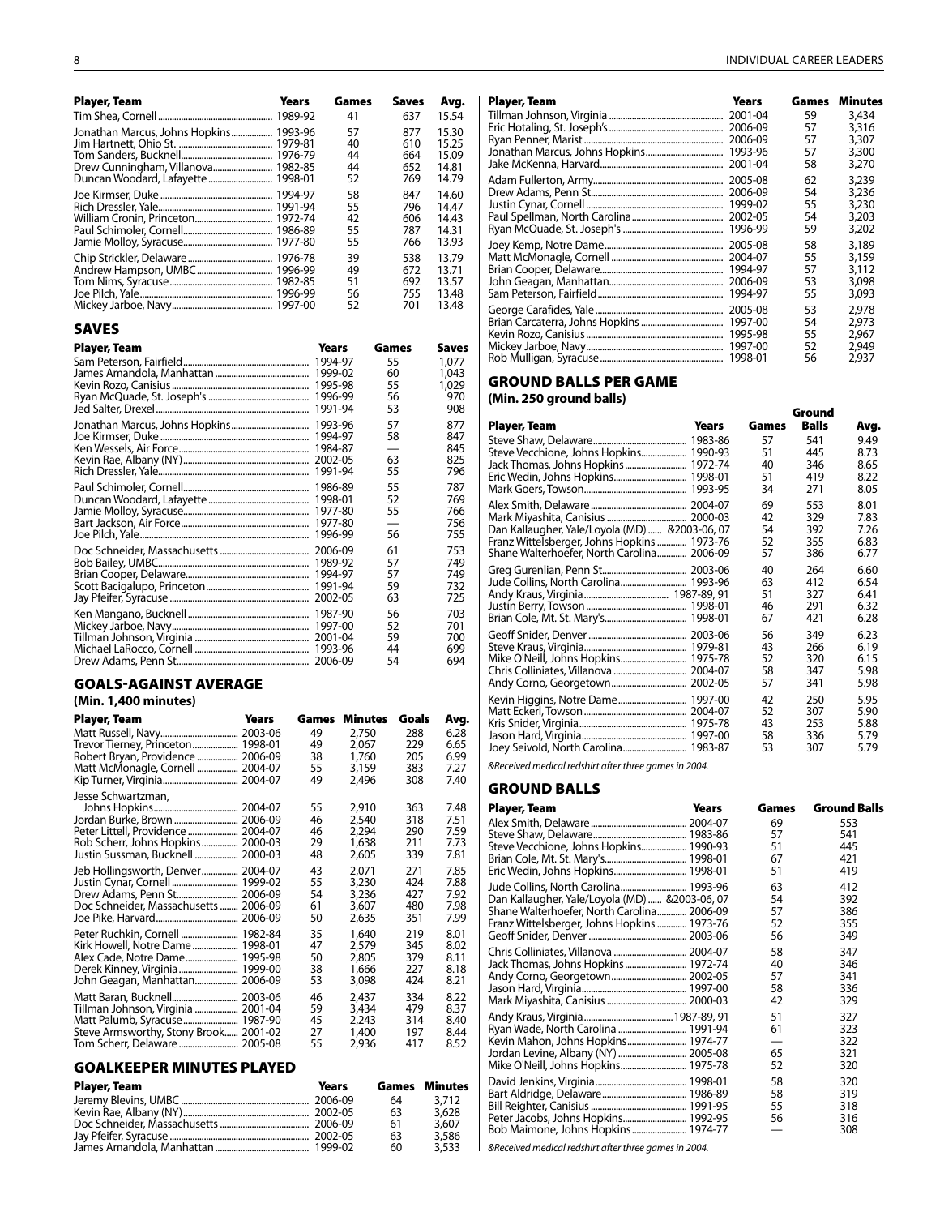| Player, Team | Years | Games | Saves | Avg. |
|---|---|---|---|---|
| Tim Shea, Cornell | 1989-92 | 41 | 637 | 15.54 |
| Jonathan Marcus, Johns Hopkins | 1993-96 | 57 | 877 | 15.30 |
| Jim Hartnett, Ohio St. | 1979-81 | 40 | 610 | 15.25 |
| Tom Sanders, Bucknell | 1976-79 | 44 | 664 | 15.09 |
| Drew Cunningham, Villanova | 1982-85 | 44 | 652 | 14.81 |
| Duncan Woodard, Lafayette | 1998-01 | 52 | 769 | 14.79 |
| Joe Kirmser, Duke | 1994-97 | 58 | 847 | 14.60 |
| Rich Dressler, Yale | 1991-94 | 55 | 796 | 14.47 |
| William Cronin, Princeton | 1972-74 | 42 | 606 | 14.43 |
| Paul Schimoler, Cornell | 1986-89 | 55 | 787 | 14.31 |
| Jamie Molloy, Syracuse | 1977-80 | 55 | 766 | 13.93 |
| Chip Strickler, Delaware | 1976-78 | 39 | 538 | 13.79 |
| Andrew Hampson, UMBC | 1996-99 | 49 | 672 | 13.71 |
| Tom Nims, Syracuse | 1982-85 | 51 | 692 | 13.57 |
| Joe Pilch, Yale | 1996-99 | 56 | 755 | 13.48 |
| Mickey Jarboe, Navy | 1997-00 | 52 | 701 | 13.48 |

## SAVES

| Player, Team | Years | Games | Saves |
|---|---|---|---|
| Sam Peterson, Fairfield | 1994-97 | 55 | 1,077 |
| James Amandola, Manhattan | 1999-02 | 60 | 1,043 |
| Kevin Rozo, Canisius | 1995-98 | 55 | 1,029 |
| Ryan McQuade, St. Joseph's | 1996-99 | 56 | 970 |
| Jed Salter, Drexel | 1991-94 | 53 | 908 |
| Jonathan Marcus, Johns Hopkins | 1993-96 | 57 | 877 |
| Joe Kirmser, Duke | 1994-97 | 58 | 847 |
| Ken Wessels, Air Force | 1984-87 | — | 845 |
| Kevin Rae, Albany (NY) | 2002-05 | 63 | 825 |
| Rich Dressler, Yale | 1991-94 | 55 | 796 |
| Paul Schimoler, Cornell | 1986-89 | 55 | 787 |
| Duncan Woodard, Lafayette | 1998-01 | 52 | 769 |
| Jamie Molloy, Syracuse | 1977-80 | 55 | 766 |
| Bart Jackson, Air Force | 1977-80 | — | 756 |
| Joe Pilch, Yale | 1996-99 | 56 | 755 |
| Doc Schneider, Massachusetts | 2006-09 | 61 | 753 |
| Bob Bailey, UMBC | 1989-92 | 57 | 749 |
| Brian Cooper, Delaware | 1994-97 | 57 | 749 |
| Scott Bacigalupo, Princeton | 1991-94 | 59 | 732 |
| Jay Pfeifer, Syracuse | 2002-05 | 63 | 725 |
| Ken Mangano, Bucknell | 1987-90 | 56 | 703 |
| Mickey Jarboe, Navy | 1997-00 | 52 | 701 |
| Tillman Johnson, Virginia | 2001-04 | 59 | 700 |
| Michael LaRocco, Cornell | 1993-96 | 44 | 699 |
| Drew Adams, Penn St. | 2006-09 | 54 | 694 |

## GOALS-AGAINST AVERAGE

### (Min. 1,400 minutes)

| Player, Team | Years | Games | Minutes | Goals | Avg. |
|---|---|---|---|---|---|
| Matt Russell, Navy | 2003-06 | 49 | 2,750 | 288 | 6.28 |
| Trevor Tierney, Princeton | 1998-01 | 49 | 2,067 | 229 | 6.65 |
| Robert Bryan, Providence | 2006-09 | 38 | 1,760 | 205 | 6.99 |
| Matt McMonagle, Cornell | 2004-07 | 55 | 3,159 | 383 | 7.27 |
| Kip Turner, Virginia | 2004-07 | 49 | 2,496 | 308 | 7.40 |
| Jesse Schwartzman, Johns Hopkins | 2004-07 | 55 | 2,910 | 363 | 7.48 |
| Jordan Burke, Brown | 2006-09 | 46 | 2,540 | 318 | 7.51 |
| Peter Littell, Providence | 2004-07 | 46 | 2,294 | 290 | 7.59 |
| Rob Scherr, Johns Hopkins | 2000-03 | 29 | 1,638 | 211 | 7.73 |
| Justin Sussman, Bucknell | 2000-03 | 48 | 2,605 | 339 | 7.81 |
| Jeb Hollingsworth, Denver | 2004-07 | 43 | 2,071 | 271 | 7.85 |
| Justin Cynar, Cornell | 1999-02 | 55 | 3,230 | 424 | 7.88 |
| Drew Adams, Penn St. | 2006-09 | 54 | 3,236 | 427 | 7.92 |
| Doc Schneider, Massachusetts | 2006-09 | 61 | 3,607 | 480 | 7.98 |
| Joe Pike, Harvard | 2006-09 | 50 | 2,635 | 351 | 7.99 |
| Peter Ruchkin, Cornell | 1982-84 | 35 | 1,640 | 219 | 8.01 |
| Kirk Howell, Notre Dame | 1998-01 | 47 | 2,579 | 345 | 8.02 |
| Alex Cade, Notre Dame | 1995-98 | 50 | 2,805 | 379 | 8.11 |
| Derek Kinney, Virginia | 1999-00 | 38 | 1,666 | 227 | 8.18 |
| John Geagan, Manhattan | 2006-09 | 53 | 3,098 | 424 | 8.21 |
| Matt Baran, Bucknell | 2003-06 | 46 | 2,437 | 334 | 8.22 |
| Tillman Johnson, Virginia | 2001-04 | 59 | 3,434 | 479 | 8.37 |
| Matt Palumb, Syracuse | 1987-90 | 45 | 2,243 | 314 | 8.40 |
| Steve Armsworthy, Stony Brook | 2001-02 | 27 | 1,400 | 197 | 8.44 |
| Tom Scherr, Delaware | 2005-08 | 55 | 2,936 | 417 | 8.52 |

## GOALKEEPER MINUTES PLAYED

| Player, Team | Years | Games | Minutes |
|---|---|---|---|
| Jeremy Blevins, UMBC | 2006-09 | 64 | 3,712 |
| Kevin Rae, Albany (NY) | 2002-05 | 63 | 3,628 |
| Doc Schneider, Massachusetts | 2006-09 | 61 | 3,607 |
| Jay Pfeifer, Syracuse | 2002-05 | 63 | 3,586 |
| James Amandola, Manhattan | 1999-02 | 60 | 3,533 |
| Tillman Johnson, Virginia | 2001-04 | 59 | 3,434 |
| Eric Hotaling, St. Joseph's | 2006-09 | 57 | 3,316 |
| Ryan Penner, Marist | 2006-09 | 57 | 3,307 |
| Jonathan Marcus, Johns Hopkins | 1993-96 | 57 | 3,300 |
| Jake McKenna, Marist | 2001-04 | 58 | 3,270 |
| Adam Fullerton, Army | 2005-08 | 62 | 3,239 |
| Drew Adams, Penn St. | 2006-09 | 54 | 3,236 |
| Justin Cynar, Cornell | 1999-02 | 55 | 3,230 |
| Paul Spellman, North Carolina | 2002-05 | 54 | 3,203 |
| Ryan McQuade, St. Joseph's | 1996-99 | 59 | 3,202 |
| Joey Kemp, Notre Dame | 2005-08 | 58 | 3,189 |
| Matt McMonagle, Cornell | 2004-07 | 55 | 3,159 |
| Brian Cooper, Delaware | 1994-97 | 57 | 3,112 |
| John Geagan, Manhattan | 2006-09 | 53 | 3,098 |
| Sam Peterson, Fairfield | 1994-97 | 55 | 3,093 |
| George Carafides, Yale | 2005-08 | 53 | 2,978 |
| Brian Carcaterra, Johns Hopkins | 1997-00 | 54 | 2,973 |
| Kevin Rozo, Canisius | 1995-98 | 55 | 2,967 |
| Mickey Jarboe, Navy | 1997-00 | 52 | 2,949 |
| Rob Mulligan, Syracuse | 1998-01 | 56 | 2,937 |

## GROUND BALLS PER GAME

### (Min. 250 ground balls)

| Player, Team | Years | Games | Ground Balls | Avg. |
|---|---|---|---|---|
| Steve Shaw, Delaware | 1983-86 | 57 | 541 | 9.49 |
| Steve Vecchione, Johns Hopkins | 1990-93 | 51 | 445 | 8.73 |
| Jack Thomas, Johns Hopkins | 1972-74 | 40 | 346 | 8.65 |
| Eric Wedin, Johns Hopkins | 1998-01 | 51 | 419 | 8.22 |
| Mark Goers, Towson | 1993-95 | 34 | 271 | 8.05 |
| Alex Smith, Delaware | 2004-07 | 69 | 553 | 8.01 |
| Mark Miyashita, Canisius | 2000-03 | 42 | 329 | 7.83 |
| Dan Kallaugher, Yale/Loyola (MD) | &2003-06, 07 | 54 | 392 | 7.26 |
| Franz Wittelsberger, Johns Hopkins | 1973-76 | 52 | 355 | 6.83 |
| Shane Walterhoefer, North Carolina | 2006-09 | 57 | 386 | 6.77 |
| Greg Gurenlian, Penn St. | 2003-06 | 40 | 264 | 6.60 |
| Jude Collins, North Carolina | 1993-96 | 63 | 412 | 6.54 |
| Andy Kraus, Virginia | 1987-89, 91 | 51 | 327 | 6.41 |
| Justin Berry, Towson | 1998-01 | 46 | 291 | 6.32 |
| Brian Cole, Mt. St. Mary's | 1998-01 | 67 | 421 | 6.28 |
| Geoff Snider, Denver | 2003-06 | 56 | 349 | 6.23 |
| Steve Kraus, Virginia | 1979-81 | 43 | 266 | 6.19 |
| Mike O'Neill, Johns Hopkins | 1975-78 | 52 | 320 | 6.15 |
| Chris Colliniates, Villanova | 2004-07 | 58 | 347 | 5.98 |
| Andy Corno, Georgetown | 2002-05 | 57 | 341 | 5.98 |
| Kevin Higgins, Notre Dame | 1997-00 | 42 | 250 | 5.95 |
| Matt Eckerl, Towson | 2004-07 | 52 | 307 | 5.90 |
| Kris Snider, Virginia | 1975-78 | 43 | 253 | 5.88 |
| Jason Hard, Virginia | 1997-00 | 58 | 336 | 5.79 |
| Joey Seivold, North Carolina | 1983-87 | 53 | 307 | 5.79 |

&Received medical redshirt after three games in 2004.

## GROUND BALLS

| Player, Team | Years | Games | Ground Balls |
|---|---|---|---|
| Alex Smith, Delaware | 2004-07 | 69 | 553 |
| Steve Shaw, Delaware | 1983-86 | 57 | 541 |
| Steve Vecchione, Johns Hopkins | 1990-93 | 51 | 445 |
| Brian Cole, Mt. St. Mary's | 1998-01 | 67 | 421 |
| Eric Wedin, Johns Hopkins | 1998-01 | 51 | 419 |
| Jude Collins, North Carolina | 1993-96 | 63 | 412 |
| Dan Kallaugher, Yale/Loyola (MD) | &2003-06, 07 | 54 | 392 |
| Shane Walterhoefer, North Carolina | 2006-09 | 57 | 386 |
| Franz Wittelsberger, Johns Hopkins | 1973-76 | 52 | 355 |
| Geoff Snider, Denver | 2003-06 | 56 | 349 |
| Chris Colliniates, Villanova | 2004-07 | 58 | 347 |
| Jack Thomas, Johns Hopkins | 1972-74 | 40 | 346 |
| Andy Corno, Georgetown | 2002-05 | 57 | 341 |
| Jason Hard, Virginia | 1997-00 | 58 | 336 |
| Mark Miyashita, Canisius | 2000-03 | 42 | 329 |
| Andy Kraus, Virginia | 1987-89, 91 | 51 | 327 |
| Ryan Wade, North Carolina | 1991-94 | 61 | 323 |
| Kevin Mahon, Johns Hopkins | 1974-77 | — | 322 |
| Jordan Levine, Albany (NY) | 2005-08 | 65 | 321 |
| Mike O'Neill, Johns Hopkins | 1975-78 | 52 | 320 |
| David Jenkins, Virginia | 1998-01 | 58 | 320 |
| Bart Aldridge, Delaware | 1986-89 | 58 | 319 |
| Bill Reighter, Canisius | 1991-95 | 55 | 318 |
| Peter Jacobs, Johns Hopkins | 1992-95 | 56 | 316 |
| Bob Maimone, Johns Hopkins | 1974-77 | — | 308 |

&Received medical redshirt after three games in 2004.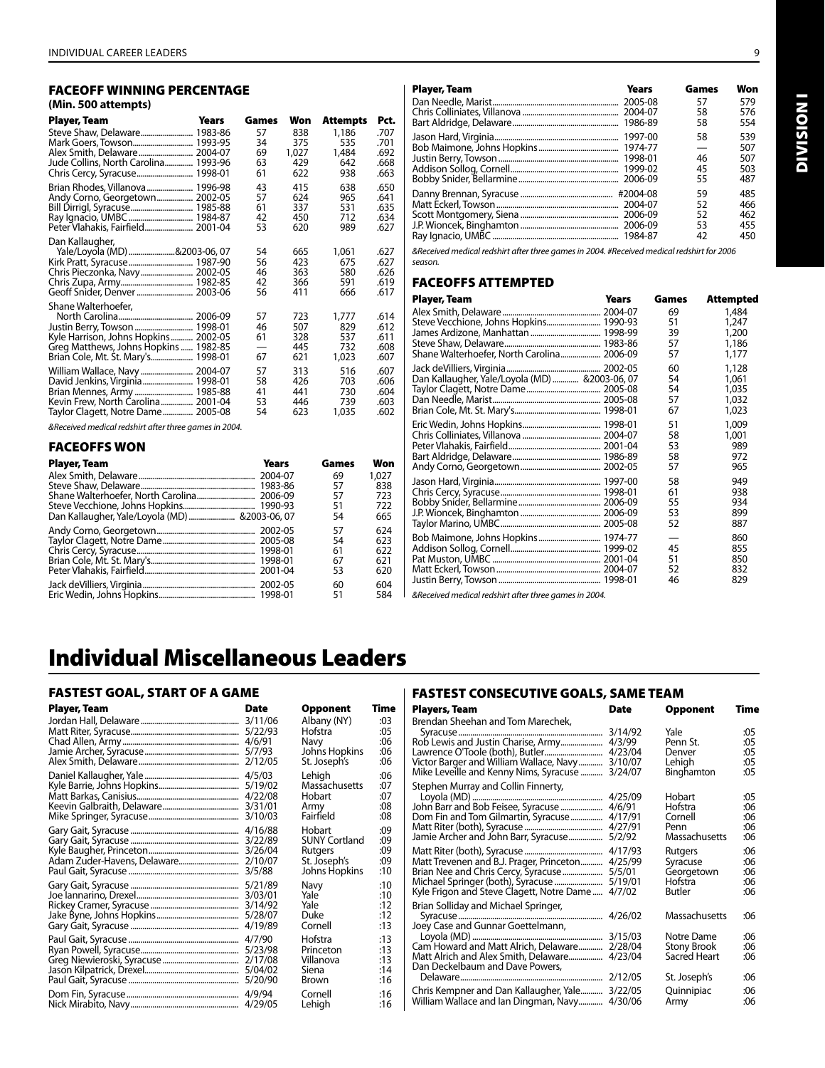### FACEOFF WINNING PERCENTAGE
**(Min. 500 attempts)**

| Player, Team | Years | Games | Won | Attempts | Pct. |
|---|---|---|---|---|---|
| Steve Shaw, Delaware | 1983-86 | 57 | 838 | 1,186 | .707 |
| Mark Goers, Towson | 1993-95 | 34 | 375 | 535 | .701 |
| Alex Smith, Delaware | 2004-07 | 69 | 1,027 | 1,484 | .692 |
| Jude Collins, North Carolina | 1993-96 | 63 | 429 | 642 | .668 |
| Chris Cercy, Syracuse | 1998-01 | 61 | 622 | 938 | .663 |
| Brian Rhodes, Villanova | 1996-98 | 43 | 415 | 638 | .650 |
| Andy Corno, Georgetown | 2002-05 | 57 | 624 | 965 | .641 |
| Bill Dirrigl, Syracuse | 1985-88 | 61 | 337 | 531 | .635 |
| Ray Ignacio, UMBC | 1984-87 | 42 | 450 | 712 | .634 |
| Peter Vlahakis, Fairfield | 2001-04 | 53 | 620 | 989 | .627 |
| Dan Kallaugher, Yale/Loyola (MD) | &2003-06, 07 | 54 | 665 | 1,061 | .627 |
| Kirk Pratt, Syracuse | 1987-90 | 56 | 423 | 675 | .627 |
| Chris Pieczonka, Navy | 2002-05 | 46 | 363 | 580 | .626 |
| Chris Zupa, Army | 1982-85 | 42 | 366 | 591 | .619 |
| Geoff Snider, Denver | 2003-06 | 56 | 411 | 666 | .617 |
| Shane Walterhoefer, North Carolina | 2006-09 | 57 | 723 | 1,777 | .614 |
| Justin Berry, Towson | 1998-01 | 46 | 507 | 829 | .612 |
| Kyle Harrison, Johns Hopkins | 2002-05 | 61 | 328 | 537 | .611 |
| Greg Matthews, Johns Hopkins | 1982-85 | — | 445 | 732 | .608 |
| Brian Cole, Mt. St. Mary's | 1998-01 | 67 | 621 | 1,023 | .607 |
| William Wallace, Navy | 2004-07 | 57 | 313 | 516 | .607 |
| David Jenkins, Virginia | 1998-01 | 58 | 426 | 703 | .606 |
| Brian Mennes, Army | 1985-88 | 41 | 441 | 730 | .604 |
| Kevin Frew, North Carolina | 2001-04 | 53 | 446 | 739 | .603 |
| Taylor Clagett, Notre Dame | 2005-08 | 54 | 623 | 1,035 | .602 |

&Received medical redshirt after three games in 2004.

### FACEOFFS WON

| Player, Team | Years | Games | Won |
|---|---|---|---|
| Alex Smith, Delaware | 2004-07 | 69 | 1,027 |
| Steve Shaw, Delaware | 1983-86 | 57 | 838 |
| Shane Walterhoefer, North Carolina | 2006-09 | 57 | 723 |
| Steve Vecchione, Johns Hopkins | 1990-93 | 51 | 722 |
| Dan Kallaugher, Yale/Loyola (MD) | &2003-06, 07 | 54 | 665 |
| Andy Corno, Georgetown | 2002-05 | 57 | 624 |
| Taylor Clagett, Notre Dame | 2005-08 | 54 | 623 |
| Chris Cercy, Syracuse | 1998-01 | 61 | 622 |
| Brian Cole, Mt. St. Mary's | 1998-01 | 67 | 621 |
| Peter Vlahakis, Fairfield | 2001-04 | 53 | 620 |
| Jack deVilliers, Virginia | 2002-05 | 60 | 604 |
| Eric Wedin, Johns Hopkins | 1998-01 | 51 | 584 |
| Dan Needle, Marist | 2005-08 | 57 | 579 |
| Chris Colliniates, Villanova | 2004-07 | 58 | 576 |
| Bart Aldridge, Delaware | 1986-89 | 58 | 554 |
| Jason Hard, Virginia | 1997-00 | 58 | 539 |
| Bob Maimone, Johns Hopkins | 1974-77 | — | 507 |
| Justin Berry, Towson | 1998-01 | 46 | 507 |
| Addison Sollog, Cornell | 1999-02 | 45 | 503 |
| Bobby Snider, Bellarmine | 2006-09 | 55 | 487 |
| Danny Brennan, Syracuse | #2004-08 | 59 | 485 |
| Matt Eckerl, Towson | 2004-07 | 52 | 466 |
| Scott Montgomery, Siena | 2006-09 | 52 | 462 |
| J.P. Wioncek, Binghamton | 2006-09 | 53 | 455 |
| Ray Ignacio, UMBC | 1984-87 | 42 | 450 |

&Received medical redshirt after three games in 2004. #Received medical redshirt for 2006 season.

### FACEOFFS ATTEMPTED

| Player, Team | Years | Games | Attempted |
|---|---|---|---|
| Alex Smith, Delaware | 2004-07 | 69 | 1,484 |
| Steve Vecchione, Johns Hopkins | 1990-93 | 51 | 1,247 |
| James Ardizone, Manhattan | 1998-99 | 39 | 1,200 |
| Steve Shaw, Delaware | 1983-86 | 57 | 1,186 |
| Shane Walterhoefer, North Carolina | 2006-09 | 57 | 1,177 |
| Jack deVilliers, Virginia | 2002-05 | 60 | 1,128 |
| Dan Kallaugher, Yale/Loyola (MD) | &2003-06, 07 | 54 | 1,061 |
| Taylor Clagett, Notre Dame | 2005-08 | 54 | 1,035 |
| Dan Needle, Marist | 2005-08 | 57 | 1,032 |
| Brian Cole, Mt. St. Mary's | 1998-01 | 67 | 1,023 |
| Eric Wedin, Johns Hopkins | 1998-01 | 51 | 1,009 |
| Chris Colliniates, Villanova | 2004-07 | 58 | 1,001 |
| Peter Vlahakis, Fairfield | 2001-04 | 53 | 989 |
| Bart Aldridge, Delaware | 1986-89 | 58 | 972 |
| Andy Corno, Georgetown | 2002-05 | 57 | 965 |
| Jason Hard, Virginia | 1997-00 | 58 | 949 |
| Chris Cercy, Syracuse | 1998-01 | 61 | 938 |
| Bobby Snider, Bellarmine | 2006-09 | 55 | 934 |
| J.P. Wioncek, Binghamton | 2006-09 | 53 | 899 |
| Taylor Marino, UMBC | 2005-08 | 52 | 887 |
| Bob Maimone, Johns Hopkins | 1974-77 | — | 860 |
| Addison Sollog, Cornell | 1999-02 | 45 | 855 |
| Pat Muston, UMBC | 2001-04 | 51 | 850 |
| Matt Eckerl, Towson | 2004-07 | 52 | 832 |
| Justin Berry, Towson | 1998-01 | 46 | 829 |

&Received medical redshirt after three games in 2004.

# Individual Miscellaneous Leaders

### FASTEST GOAL, START OF A GAME

| Player, Team | Date | Opponent | Time |
|---|---|---|---|
| Jordan Hall, Delaware | 3/11/06 | Albany (NY) | :03 |
| Matt Riter, Syracuse | 5/22/93 | Hofstra | :05 |
| Chad Allen, Army | 4/6/91 | Navy | :06 |
| Jamie Archer, Syracuse | 5/7/93 | Johns Hopkins | :06 |
| Alex Smith, Delaware | 2/12/05 | St. Joseph's | :06 |
| Daniel Kallaugher, Yale | 4/5/03 | Lehigh | :06 |
| Kyle Barrie, Johns Hopkins | 5/19/02 | Massachusetts | :07 |
| Matt Barkas, Canisius | 4/22/08 | Hobart | :07 |
| Keevin Galbraith, Delaware | 3/31/01 | Army | :08 |
| Mike Springer, Syracuse | 3/10/03 | Fairfield | :08 |
| Gary Gait, Syracuse | 4/16/88 | Hobart | :09 |
| Gary Gait, Syracuse | 3/22/89 | SUNY Cortland | :09 |
| Kyle Baugher, Princeton | 3/26/04 | Rutgers | :09 |
| Adam Zuder-Havens, Delaware | 2/10/07 | St. Joseph's | :09 |
| Paul Gait, Syracuse | 3/5/88 | Johns Hopkins | :10 |
| Gary Gait, Syracuse | 5/21/89 | Navy | :10 |
| Joe Iannarino, Drexel | 3/03/01 | Yale | :10 |
| Rickey Cramer, Syracuse | 3/14/92 | Yale | :12 |
| Jake Byne, Johns Hopkins | 5/28/07 | Duke | :12 |
| Gary Gait, Syracuse | 4/19/89 | Cornell | :13 |
| Paul Gait, Syracuse | 4/7/90 | Hofstra | :13 |
| Ryan Powell, Syracuse | 5/23/98 | Princeton | :13 |
| Greg Niewieroski, Syracuse | 2/17/08 | Villanova | :13 |
| Jason Kilpatrick, Drexel | 5/04/02 | Siena | :14 |
| Paul Gait, Syracuse | 5/20/90 | Brown | :16 |
| Dom Fin, Syracuse | 4/9/94 | Cornell | :16 |
| Nick Mirabito, Navy | 4/29/05 | Lehigh | :16 |

### FASTEST CONSECUTIVE GOALS, SAME TEAM

| Players, Team | Date | Opponent | Time |
|---|---|---|---|
| Brendan Sheehan and Tom Marechek, Syracuse | 3/14/92 | Yale | :05 |
| Rob Lewis and Justin Charise, Army | 4/3/99 | Penn St. | :05 |
| Lawrence O'Toole (both), Butler | 4/23/04 | Denver | :05 |
| Victor Barger and William Wallace, Navy | 3/10/07 | Lehigh | :05 |
| Mike Leveille and Kenny Nims, Syracuse | 3/24/07 | Binghamton | :05 |
| Stephen Murray and Collin Finnerty, Loyola (MD) | 4/25/09 | Hobart | :05 |
| John Barr and John Feisee, Syracuse | 4/6/91 | Hofstra | :06 |
| Dom Fin and Tom Gilmartin, Syracuse | 4/17/91 | Cornell | :06 |
| Matt Riter (both), Syracuse | 4/27/91 | Penn | :06 |
| Jamie Archer and John Barr, Syracuse | 5/2/92 | Massachusetts | :06 |
| Matt Riter (both), Syracuse | 4/17/93 | Rutgers | :06 |
| Matt Trevenen and B.J. Prager, Princeton | 4/25/99 | Syracuse | :06 |
| Brian Nee and Chris Cercy, Syracuse | 5/5/01 | Georgetown | :06 |
| Michael Springer (both), Syracuse | 5/19/01 | Hofstra | :06 |
| Kyle Frigon and Steve Clagett, Notre Dame | 4/7/02 | Butler | :06 |
| Brian Solliday and Michael Springer, Syracuse | 4/26/02 | Massachusetts | :06 |
| Joey Case and Gunnar Goettelmann, Loyola (MD) | 3/15/03 | Notre Dame | :06 |
| Cam Howard and Matt Alrich, Delaware | 2/28/04 | Stony Brook | :06 |
| Matt Alrich and Alex Smith, Delaware | 4/23/04 | Sacred Heart | :06 |
| Dan Deckelbaum and Dave Powers, Delaware | 2/12/05 | St. Joseph's | :06 |
| Chris Kempner and Dan Kallaugher, Yale | 3/22/05 | Quinnipiac | :06 |
| William Wallace and Ian Dingman, Navy | 4/30/06 | Army | :06 |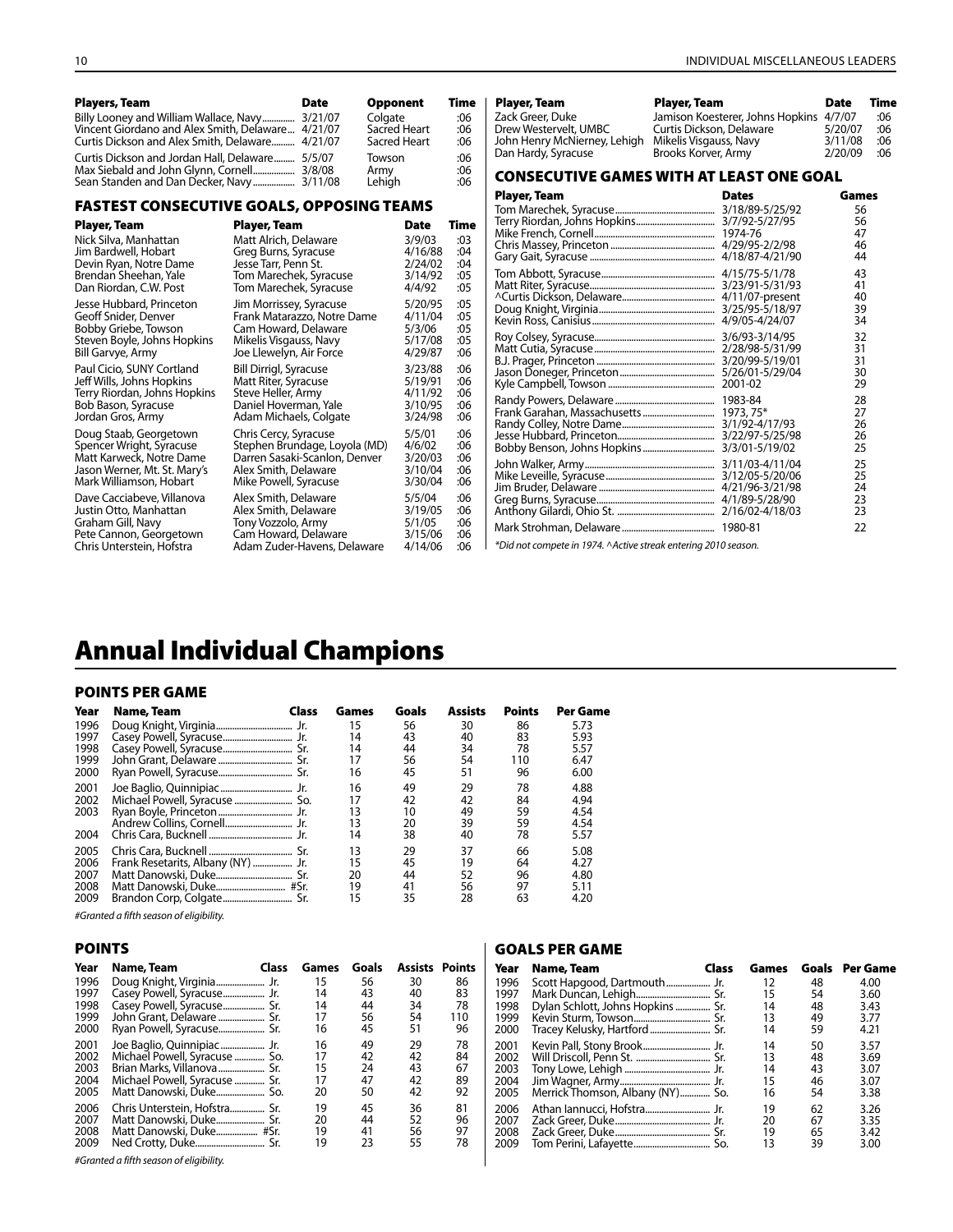| Players, Team | Date | Opponent | Time |
|---|---|---|---|
| Billy Looney and William Wallace, Navy | 3/21/07 | Colgate | :06 |
| Vincent Giordano and Alex Smith, Delaware | 4/21/07 | Sacred Heart | :06 |
| Curtis Dickson and Alex Smith, Delaware | 4/21/07 | Sacred Heart | :06 |
| Curtis Dickson and Jordan Hall, Delaware | 5/5/07 | Towson | :06 |
| Max Seibald and John Glynn, Cornell | 3/8/08 | Army | :06 |
| Sean Standen and Dan Decker, Navy | 3/11/08 | Lehigh | :06 |

## FASTEST CONSECUTIVE GOALS, OPPOSING TEAMS

| Player, Team | Player, Team | Date | Time |
|---|---|---|---|
| Nick Silva, Manhattan | Matt Alrich, Delaware | 3/9/03 | :03 |
| Jim Bardwell, Hobart | Greg Burns, Syracuse | 4/16/88 | :04 |
| Devin Ryan, Notre Dame | Jesse Tarr, Penn St. | 2/24/02 | :04 |
| Brendan Sheehan, Yale | Tom Marechek, Syracuse | 3/14/92 | :05 |
| Dan Riordan, C.W. Post | Tom Marechek, Syracuse | 4/4/92 | :05 |
| Jesse Hubbard, Princeton | Jim Morrissey, Syracuse | 5/20/95 | :05 |
| Geoff Snider, Denver | Frank Matarazzo, Notre Dame | 4/11/04 | :05 |
| Bobby Griebe, Towson | Cam Howard, Delaware | 5/3/06 | :05 |
| Steven Boyle, Johns Hopkins | Mikelis Visgauss, Navy | 5/17/08 | :05 |
| Bill Garvye, Army | Joe Llewelyn, Air Force | 4/29/87 | :06 |
| Paul Cicio, SUNY Cortland | Bill Dirrigl, Syracuse | 3/23/88 | :06 |
| Jeff Wills, Johns Hopkins | Matt Riter, Syracuse | 5/19/91 | :06 |
| Terry Riordan, Johns Hopkins | Steve Heller, Army | 4/11/92 | :06 |
| Bob Bason, Syracuse | Daniel Hoverman, Yale | 3/10/95 | :06 |
| Jordan Gros, Army | Adam Michaels, Colgate | 3/24/98 | :06 |
| Doug Staab, Georgetown | Chris Cercy, Syracuse | 5/5/01 | :06 |
| Spencer Wright, Syracuse | Stephen Brundage, Loyola (MD) | 4/6/02 | :06 |
| Matt Karweck, Notre Dame | Darren Sasaki-Scanlon, Denver | 3/20/03 | :06 |
| Jason Werner, Mt. St. Mary's | Alex Smith, Delaware | 3/10/04 | :06 |
| Mark Williamson, Hobart | Mike Powell, Syracuse | 3/30/04 | :06 |
| Dave Cacciabeve, Villanova | Alex Smith, Delaware | 5/5/04 | :06 |
| Justin Otto, Manhattan | Alex Smith, Delaware | 3/19/05 | :06 |
| Graham Gill, Navy | Tony Vozzolo, Army | 5/1/05 | :06 |
| Pete Cannon, Georgetown | Cam Howard, Delaware | 3/15/06 | :06 |
| Chris Unterstein, Hofstra | Adam Zuder-Havens, Delaware | 4/14/06 | :06 |
| Zack Greer, Duke | Jamison Koesterer, Johns Hopkins | 4/7/07 | :06 |
| Drew Westervelt, UMBC | Curtis Dickson, Delaware | 5/20/07 | :06 |
| John Henry McNierney, Lehigh | Mikelis Visgauss, Navy | 3/11/08 | :06 |
| Dan Hardy, Syracuse | Brooks Korver, Army | 2/20/09 | :06 |

## CONSECUTIVE GAMES WITH AT LEAST ONE GOAL

| Player, Team | Dates | Games |
|---|---|---|
| Tom Marechek, Syracuse | 3/18/89-5/25/92 | 56 |
| Terry Riordan, Johns Hopkins | 3/7/92-5/27/95 | 56 |
| Mike French, Cornell | 1974-76 | 47 |
| Chris Massey, Princeton | 4/29/95-2/2/98 | 46 |
| Gary Gait, Syracuse | 4/18/87-4/21/90 | 44 |
| Tom Abbott, Syracuse | 4/15/75-5/1/78 | 43 |
| Matt Riter, Syracuse | 3/23/91-5/31/93 | 41 |
| ^Curtis Dickson, Delaware | 4/11/07-present | 40 |
| Doug Knight, Virginia | 3/25/95-5/18/97 | 39 |
| Kevin Ross, Canisius | 4/9/05-4/24/07 | 34 |
| Roy Colsey, Syracuse | 3/6/93-3/14/95 | 32 |
| Matt Cutia, Syracuse | 2/28/98-5/31/99 | 31 |
| B.J. Prager, Princeton | 3/20/99-5/19/01 | 31 |
| Jason Doneger, Princeton | 5/26/01-5/29/04 | 30 |
| Kyle Campbell, Towson | 2001-02 | 29 |
| Randy Powers, Delaware | 1983-84 | 28 |
| Frank Garahan, Massachusetts | 1973, 75* | 27 |
| Randy Colley, Notre Dame | 3/1/92-4/17/93 | 26 |
| Jesse Hubbard, Princeton | 3/22/97-5/25/98 | 26 |
| Bobby Benson, Johns Hopkins | 3/3/01-5/19/02 | 25 |
| John Walker, Army | 3/11/03-4/11/04 | 25 |
| Mike Leveille, Syracuse | 3/12/05-5/20/06 | 25 |
| Jim Bruder, Delaware | 4/21/96-3/21/98 | 24 |
| Greg Burns, Syracuse | 4/1/89-5/28/90 | 23 |
| Anthony Gilardi, Ohio St. | 2/16/02-4/18/03 | 23 |
| Mark Strohman, Delaware | 1980-81 | 22 |

*Did not compete in 1974. ^Active streak entering 2010 season.*

# Annual Individual Champions

## POINTS PER GAME

| Year | Name, Team | Class | Games | Goals | Assists | Points | Per Game |
|---|---|---|---|---|---|---|---|
| 1996 | Doug Knight, Virginia | Jr. | 15 | 56 | 30 | 86 | 5.73 |
| 1997 | Casey Powell, Syracuse | Jr. | 14 | 43 | 40 | 83 | 5.93 |
| 1998 | Casey Powell, Syracuse | Sr. | 14 | 44 | 34 | 78 | 5.57 |
| 1999 | John Grant, Delaware | Sr. | 17 | 56 | 54 | 110 | 6.47 |
| 2000 | Ryan Powell, Syracuse | Sr. | 16 | 45 | 51 | 96 | 6.00 |
| 2001 | Joe Baglio, Quinnipiac | Jr. | 16 | 49 | 29 | 78 | 4.88 |
| 2002 | Michael Powell, Syracuse | So. | 17 | 42 | 42 | 84 | 4.94 |
| 2003 | Ryan Boyle, Princeton | Jr. | 13 | 10 | 49 | 59 | 4.54 |
| | Andrew Collins, Cornell | Jr. | 13 | 20 | 39 | 59 | 4.54 |
| 2004 | Chris Cara, Bucknell | Jr. | 14 | 38 | 40 | 78 | 5.57 |
| 2005 | Chris Cara, Bucknell | Sr. | 13 | 29 | 37 | 66 | 5.08 |
| 2006 | Frank Resetarits, Albany (NY) | Jr. | 15 | 45 | 19 | 64 | 4.27 |
| 2007 | Matt Danowski, Duke | Sr. | 20 | 44 | 52 | 96 | 4.80 |
| 2008 | Matt Danowski, Duke | #Sr. | 19 | 41 | 56 | 97 | 5.11 |
| 2009 | Brandon Corp, Colgate | Sr. | 15 | 35 | 28 | 63 | 4.20 |

*#Granted a fifth season of eligibility.*

## POINTS

| Year | Name, Team | Class | Games | Goals | Assists | Points |
|---|---|---|---|---|---|---|
| 1996 | Doug Knight, Virginia | Jr. | 15 | 56 | 30 | 86 |
| 1997 | Casey Powell, Syracuse | Jr. | 14 | 43 | 40 | 83 |
| 1998 | Casey Powell, Syracuse | Sr. | 14 | 44 | 34 | 78 |
| 1999 | John Grant, Delaware | Sr. | 17 | 56 | 54 | 110 |
| 2000 | Ryan Powell, Syracuse | Sr. | 16 | 45 | 51 | 96 |
| 2001 | Joe Baglio, Quinnipiac | Jr. | 16 | 49 | 29 | 78 |
| 2002 | Michael Powell, Syracuse | So. | 17 | 42 | 42 | 84 |
| 2003 | Brian Hess, Villanova | Sr. | 15 | 24 | 43 | 67 |
| 2004 | Michael Powell, Syracuse | Sr. | 17 | 47 | 42 | 89 |
| 2005 | Matt Danowski, Duke | So. | 20 | 50 | 42 | 92 |
| 2006 | Chris Unterstein, Hofstra | Sr. | 19 | 45 | 36 | 81 |
| 2007 | Matt Danowski, Duke | Sr. | 20 | 44 | 52 | 96 |
| 2008 | Matt Danowski, Duke | #Sr. | 19 | 41 | 56 | 97 |
| 2009 | Ned Crotty, Duke | Sr. | 19 | 23 | 55 | 78 |

*#Granted a fifth season of eligibility.*

## GOALS PER GAME

| Year | Name, Team | Class | Games | Goals | Per Game |
|---|---|---|---|---|---|
| 1996 | Scott Hapgood, Dartmouth | Jr. | 12 | 48 | 4.00 |
| 1997 | Mark Duncan, Lehigh | Sr. | 15 | 54 | 3.60 |
| 1998 | Dylan Schlott, Johns Hopkins | Sr. | 14 | 48 | 3.43 |
| 1999 | Kevin Sturm, Towson | Sr. | 13 | 49 | 3.77 |
| 2000 | Tracey Kelusky, Hartford | Sr. | 14 | 59 | 4.21 |
| 2001 | Kevin Pall, Stony Brook | Jr. | 14 | 50 | 3.57 |
| 2002 | Will Driscoll, Penn St. | Sr. | 13 | 48 | 3.69 |
| 2003 | Tony Lowe, Lehigh | Jr. | 14 | 43 | 3.07 |
| 2004 | Jim Wagner, Army | Jr. | 15 | 46 | 3.07 |
| 2005 | Merrick Thomson, Albany (NY) | So. | 16 | 54 | 3.38 |
| 2006 | Athan Iannucci, Hofstra | Jr. | 19 | 62 | 3.26 |
| 2007 | Zack Greer, Duke | Jr. | 20 | 67 | 3.35 |
| 2008 | Zack Greer, Duke | Sr. | 19 | 65 | 3.42 |
| 2009 | Tom Perini, Lafayette | So. | 13 | 39 | 3.00 |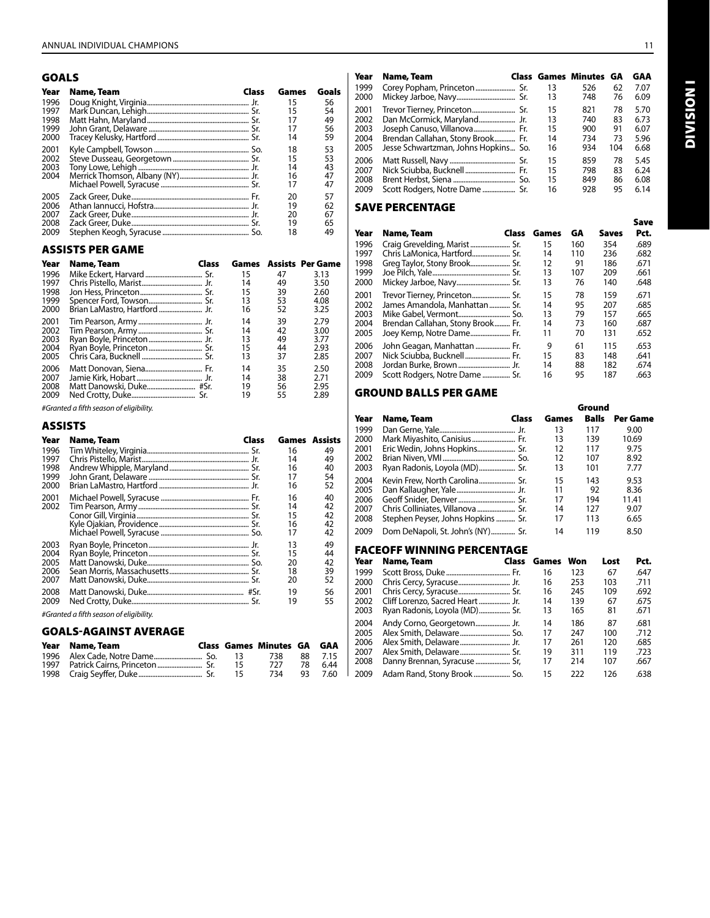## GOALS

| Year | Name, Team | Class | Games | Goals |
|---|---|---|---|---|
| 1996 | Doug Knight, Virginia | Jr. | 15 | 56 |
| 1997 | Mark Duncan, Lehigh | Sr. | 15 | 54 |
| 1998 | Matt Hahn, Maryland | Sr. | 17 | 49 |
| 1999 | John Grant, Delaware | Sr. | 17 | 56 |
| 2000 | Tracey Kelusky, Hartford | Sr. | 14 | 59 |
| 2001 | Kyle Campbell, Towson | So. | 18 | 53 |
| 2002 | Steve Dusseau, Georgetown | Sr. | 15 | 53 |
| 2003 | Tony Lowe, Lehigh | Jr. | 14 | 43 |
| 2004 | Merrick Thomson, Albany (NY) | Jr. | 16 | 47 |
| | Michael Powell, Syracuse | Sr. | 17 | 47 |
| 2005 | Zack Greer, Duke | Fr. | 20 | 57 |
| 2006 | Athan Iannucci, Hofstra | Jr. | 19 | 62 |
| 2007 | Zack Greer, Duke | Jr. | 20 | 67 |
| 2008 | Zack Greer, Duke | Sr. | 19 | 65 |
| 2009 | Stephen Keogh, Syracuse | So. | 18 | 49 |

## ASSISTS PER GAME

| Year | Name, Team | Class | Games | Assists | Per Game |
|---|---|---|---|---|---|
| 1996 | Mike Eckert, Harvard | Sr. | 15 | 47 | 3.13 |
| 1997 | Chris Pistello, Marist | Jr. | 14 | 49 | 3.50 |
| 1998 | Jon Hess, Princeton | Sr. | 15 | 39 | 2.60 |
| 1999 | Spencer Ford, Towson | Sr. | 13 | 53 | 4.08 |
| 2000 | Brian LaMastro, Hartford | Jr. | 16 | 52 | 3.25 |
| 2001 | Tim Pearson, Army | Jr. | 14 | 39 | 2.79 |
| 2002 | Tim Pearson, Army | Sr. | 14 | 42 | 3.00 |
| 2003 | Ryan Boyle, Princeton | Jr. | 13 | 49 | 3.77 |
| 2004 | Ryan Boyle, Princeton | Sr. | 15 | 44 | 2.93 |
| 2005 | Chris Cara, Bucknell | Sr. | 13 | 37 | 2.85 |
| 2006 | Matt Donovan, Siena | Fr. | 14 | 35 | 2.50 |
| 2007 | Jamie Kirk, Hobart | Jr. | 14 | 38 | 2.71 |
| 2008 | Matt Danowski, Duke | #Sr. | 19 | 56 | 2.95 |
| 2009 | Ned Crotty, Duke | Sr. | 19 | 55 | 2.89 |

#Granted a fifth season of eligibility.

## ASSISTS

| Year | Name, Team | Class | Games | Assists |
|---|---|---|---|---|
| 1996 | Tim Whiteley, Virginia | Sr. | 16 | 49 |
| 1997 | Chris Pistello, Marist | Jr. | 14 | 49 |
| 1998 | Andrew Whipple, Maryland | Sr. | 16 | 40 |
| 1999 | John Grant, Delaware | Sr. | 17 | 54 |
| 2000 | Brian LaMastro, Hartford | Jr. | 16 | 52 |
| 2001 | Michael Powell, Syracuse | Fr. | 16 | 40 |
| 2002 | Tim Pearson, Army | Sr. | 14 | 42 |
| | Conor Gill, Virginia | Sr. | 15 | 42 |
| | Kyle Ojakian, Providence | Sr. | 16 | 42 |
| | Michael Powell, Syracuse | So. | 17 | 42 |
| 2003 | Ryan Boyle, Princeton | Jr. | 13 | 49 |
| 2004 | Ryan Boyle, Princeton | Sr. | 15 | 44 |
| 2005 | Matt Danowski, Duke | So. | 20 | 42 |
| 2006 | Sean Morris, Massachusetts | Sr. | 18 | 39 |
| 2007 | Matt Danowski, Duke | Sr. | 20 | 52 |
| 2008 | Matt Danowski, Duke | #Sr. | 19 | 56 |
| 2009 | Ned Crotty, Duke | Sr. | 19 | 55 |

#Granted a fifth season of eligibility.

## GOALS-AGAINST AVERAGE

| Year | Name, Team | Class | Games | Minutes | GA | GAA |
|---|---|---|---|---|---|---|
| 1996 | Alex Cade, Notre Dame | So. | 13 | 738 | 88 | 7.15 |
| 1997 | Patrick Cairns, Princeton | Sr. | 15 | 727 | 78 | 6.44 |
| 1998 | Craig Seyffer, Duke | Sr. | 15 | 734 | 93 | 7.60 |
| 1999 | Corey Popham, Princeton | Sr. | 13 | 526 | 62 | 7.07 |
| 2000 | Mickey Jarboe, Navy | Sr. | 13 | 748 | 76 | 6.09 |
| 2001 | Trevor Tierney, Princeton | Sr. | 15 | 821 | 78 | 5.70 |
| 2002 | Dan McCormick, Maryland | Jr. | 13 | 740 | 83 | 6.73 |
| 2003 | Joseph Canuso, Villanova | Fr. | 15 | 900 | 91 | 6.07 |
| 2004 | Brendan Callahan, Stony Brook | Fr. | 14 | 734 | 73 | 5.96 |
| 2005 | Jesse Schwartzman, Johns Hopkins | So. | 16 | 934 | 104 | 6.68 |
| 2006 | Matt Russell, Navy | Sr. | 15 | 859 | 78 | 5.45 |
| 2007 | Nick Sciubba, Bucknell | Fr. | 15 | 798 | 83 | 6.24 |
| 2008 | Brent Herbst, Siena | So. | 15 | 849 | 86 | 6.08 |
| 2009 | Scott Rodgers, Notre Dame | Sr. | 16 | 928 | 95 | 6.14 |

## SAVE PERCENTAGE

| Year | Name, Team | Class | Games | GA | Saves | Save Pct. |
|---|---|---|---|---|---|---|
| 1996 | Craig Grevelding, Marist | Sr. | 15 | 160 | 354 | .689 |
| 1997 | Chris LaMonica, Hartford | Sr. | 14 | 110 | 236 | .682 |
| 1998 | Greg Taylor, Stony Brook | Sr. | 12 | 91 | 186 | .671 |
| 1999 | Joe Pilch, Yale | Sr. | 13 | 107 | 209 | .661 |
| 2000 | Mickey Jarboe, Navy | Sr. | 13 | 76 | 140 | .648 |
| 2001 | Trevor Tierney, Princeton | Sr. | 15 | 78 | 159 | .671 |
| 2002 | James Amandola, Manhattan | Sr. | 14 | 95 | 207 | .685 |
| 2003 | Mike Gabel, Vermont | So. | 13 | 79 | 157 | .665 |
| 2004 | Brendan Callahan, Stony Brook | Fr. | 14 | 73 | 160 | .687 |
| 2005 | Joey Kemp, Notre Dame | Fr. | 11 | 70 | 131 | .652 |
| 2006 | John Geagan, Manhattan | Fr. | 9 | 61 | 115 | .653 |
| 2007 | Nick Sciubba, Bucknell | Fr. | 15 | 83 | 148 | .641 |
| 2008 | Jordan Burke, Brown | Jr. | 14 | 88 | 182 | .674 |
| 2009 | Scott Rodgers, Notre Dame | Sr. | 16 | 95 | 187 | .663 |

## GROUND BALLS PER GAME

| Year | Name, Team | Class | Games | Ground Balls | Per Game |
|---|---|---|---|---|---|
| 1999 | Dan Gerne, Yale | Jr. | 13 | 117 | 9.00 |
| 2000 | Mark Miyashito, Canisius | Fr. | 13 | 139 | 10.69 |
| 2001 | Eric Wedin, Johns Hopkins | Sr. | 12 | 117 | 9.75 |
| 2002 | Brian Niven, VMI | So. | 12 | 107 | 8.92 |
| 2003 | Ryan Radonis, Loyola (MD) | Sr. | 13 | 101 | 7.77 |
| 2004 | Kevin Frew, North Carolina | Sr. | 15 | 143 | 9.53 |
| 2005 | Dan Kallaugher, Yale | Jr. | 11 | 92 | 8.36 |
| 2006 | Geoff Snider, Denver | Sr. | 17 | 194 | 11.41 |
| 2007 | Chris Colliniates, Villanova | Sr. | 14 | 127 | 9.07 |
| 2008 | Stephen Peyser, Johns Hopkins | Sr. | 17 | 113 | 6.65 |
| 2009 | Dom DeNapoli, St. John's (NY) | Sr. | 14 | 119 | 8.50 |

## FACEOFF WINNING PERCENTAGE

| Year | Name, Team | Class | Games | Won | Lost | Pct. |
|---|---|---|---|---|---|---|
| 1999 | Scott Bross, Duke | Fr. | 16 | 123 | 67 | .647 |
| 2000 | Chris Cercy, Syracuse | Jr. | 16 | 253 | 103 | .711 |
| 2001 | Chris Cercy, Syracuse | Sr. | 16 | 245 | 109 | .692 |
| 2002 | Cliff Lorenzo, Sacred Heart | Jr. | 14 | 139 | 67 | .675 |
| 2003 | Ryan Radonis, Loyola (MD) | Sr. | 13 | 165 | 81 | .671 |
| 2004 | Andy Corno, Georgetown | Jr. | 14 | 186 | 87 | .681 |
| 2005 | Alex Smith, Delaware | So. | 17 | 247 | 100 | .712 |
| 2006 | Alex Smith, Delaware | Jr. | 17 | 261 | 120 | .685 |
| 2007 | Alex Smith, Delaware | Sr. | 19 | 311 | 119 | .723 |
| 2008 | Danny Brennan, Syracuse | Sr, | 17 | 214 | 107 | .667 |
| 2009 | Adam Rand, Stony Brook | So. | 15 | 222 | 126 | .638 |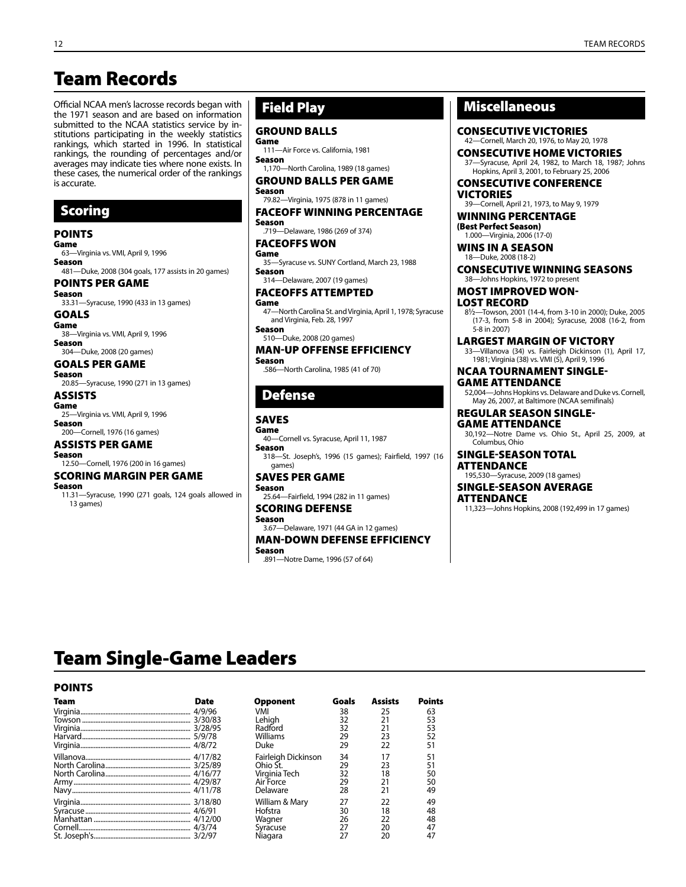# Team Records

Official NCAA men's lacrosse records began with the 1971 season and are based on information submitted to the NCAA statistics service by institutions participating in the weekly statistics rankings, which started in 1996. In statistical rankings, the rounding of percentages and/or averages may indicate ties where none exists. In these cases, the numerical order of the rankings is accurate.

## Scoring

### POINTS

**Game**
63—Virginia vs. VMI, April 9, 1996

**Season**
481—Duke, 2008 (304 goals, 177 assists in 20 games)

### POINTS PER GAME

**Season**
33.31—Syracuse, 1990 (433 in 13 games)

### GOALS

**Game**
38—Virginia vs. VMI, April 9, 1996

**Season**
304—Duke, 2008 (20 games)

### GOALS PER GAME

**Season**
20.85—Syracuse, 1990 (271 in 13 games)

### ASSISTS

**Game**
25—Virginia vs. VMI, April 9, 1996

**Season**
200—Cornell, 1976 (16 games)

### ASSISTS PER GAME

**Season**
12.50—Cornell, 1976 (200 in 16 games)

### SCORING MARGIN PER GAME

**Season**
11.31—Syracuse, 1990 (271 goals, 124 goals allowed in 13 games)

## Field Play

### GROUND BALLS

**Game**
111—Air Force vs. California, 1981

**Season**
1,170—North Carolina, 1989 (18 games)

### GROUND BALLS PER GAME

**Season**
79.82—Virginia, 1975 (878 in 11 games)

### FACEOFF WINNING PERCENTAGE

**Season**
.719—Delaware, 1986 (269 of 374)

### FACEOFFS WON

**Game**
35—Syracuse vs. SUNY Cortland, March 23, 1988

**Season**
314—Delaware, 2007 (19 games)

### FACEOFFS ATTEMPTED

**Game**
47—North Carolina St. and Virginia, April 1, 1978; Syracuse and Virginia, Feb. 28, 1997

**Season**
510—Duke, 2008 (20 games)

### MAN-UP OFFENSE EFFICIENCY

**Season**
.586—North Carolina, 1985 (41 of 70)

## Defense

### SAVES

**Game**
40—Cornell vs. Syracuse, April 11, 1987

**Season**
318—St. Joseph's, 1996 (15 games); Fairfield, 1997 (16 games)

### SAVES PER GAME

**Season**
25.64—Fairfield, 1994 (282 in 11 games)

### SCORING DEFENSE

**Season**
3.67—Delaware, 1971 (44 GA in 12 games)

### MAN-DOWN DEFENSE EFFICIENCY

**Season**
.891—Notre Dame, 1996 (57 of 64)

## Miscellaneous

### CONSECUTIVE VICTORIES

42—Cornell, March 20, 1976, to May 20, 1978

### CONSECUTIVE HOME VICTORIES

37—Syracuse, April 24, 1982, to March 18, 1987; Johns Hopkins, April 3, 2001, to February 25, 2006

### CONSECUTIVE CONFERENCE VICTORIES

39—Cornell, April 21, 1973, to May 9, 1979

### WINNING PERCENTAGE

**(Best Perfect Season)**
1.000—Virginia, 2006 (17-0)

### WINS IN A SEASON

18—Duke, 2008 (18-2)

### CONSECUTIVE WINNING SEASONS

38—Johns Hopkins, 1972 to present

### MOST IMPROVED WON-LOST RECORD

8½—Towson, 2001 (14-4, from 3-10 in 2000); Duke, 2005 (17-3, from 5-8 in 2004); Syracuse, 2008 (16-2, from 5-8 in 2007)

### LARGEST MARGIN OF VICTORY

33—Villanova (34) vs. Fairleigh Dickinson (1), April 17, 1981; Virginia (38) vs. VMI (5), April 9, 1996

### NCAA TOURNAMENT SINGLE-GAME ATTENDANCE

52,004—Johns Hopkins vs. Delaware and Duke vs. Cornell, May 26, 2007, at Baltimore (NCAA semifinals)

### REGULAR SEASON SINGLE-GAME ATTENDANCE

30,192—Notre Dame vs. Ohio St., April 25, 2009, at Columbus, Ohio

### SINGLE-SEASON TOTAL ATTENDANCE

195,530—Syracuse, 2009 (18 games)

### SINGLE-SEASON AVERAGE ATTENDANCE

11,323—Johns Hopkins, 2008 (192,499 in 17 games)

# Team Single-Game Leaders

### POINTS

| Team | Date | Opponent | Goals | Assists | Points |
|---|---|---|---|---|---|
| Virginia | 4/9/96 | VMI | 38 | 25 | 63 |
| Towson | 3/30/83 | Lehigh | 32 | 21 | 53 |
| Virginia | 3/28/95 | Radford | 32 | 21 | 53 |
| Harvard | 5/9/78 | Williams | 29 | 23 | 52 |
| Virginia | 4/8/72 | Duke | 29 | 22 | 51 |
| Villanova | 4/17/82 | Fairleigh Dickinson | 34 | 17 | 51 |
| North Carolina | 3/25/89 | Ohio St. | 29 | 23 | 51 |
| North Carolina | 4/16/77 | Virginia Tech | 32 | 18 | 50 |
| Army | 4/29/87 | Air Force | 29 | 21 | 50 |
| Navy | 4/11/78 | Delaware | 28 | 21 | 49 |
| Virginia | 3/18/80 | William & Mary | 27 | 22 | 49 |
| Syracuse | 4/6/91 | Hofstra | 30 | 18 | 48 |
| Manhattan | 4/12/00 | Wagner | 26 | 22 | 48 |
| Cornell | 4/3/74 | Syracuse | 27 | 20 | 47 |
| St. Joseph's | 3/2/97 | Niagara | 27 | 20 | 47 |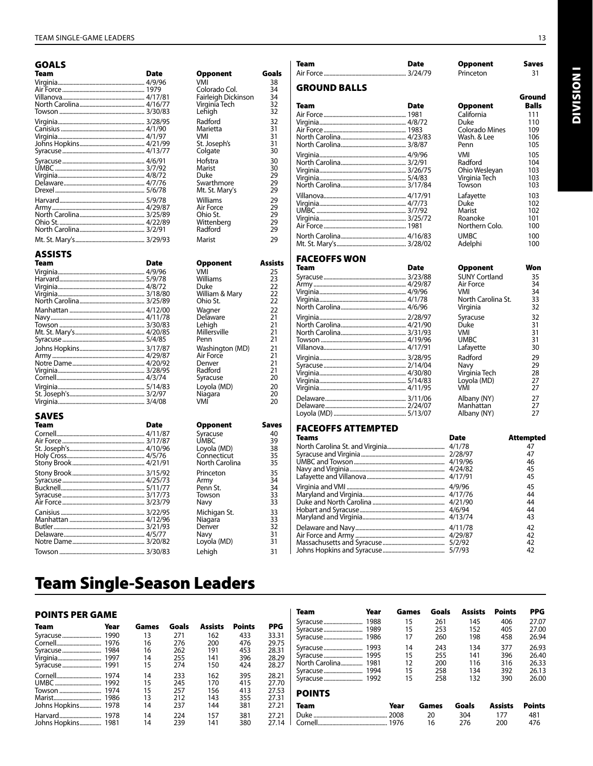# Team Single-Game Leaders

### GOALS

| Team | Date | Opponent | Goals |
|---|---|---|---|
| Virginia | 4/9/96 | VMI | 38 |
| Air Force | 1979 | Colorado Col. | 34 |
| Villanova | 4/17/81 | Fairleigh Dickinson | 34 |
| North Carolina | 4/16/77 | Virginia Tech | 32 |
| Towson | 3/30/83 | Lehigh | 32 |
| Virginia | 3/28/95 | Radford | 32 |
| Canisius | 4/1/90 | Marietta | 31 |
| Virginia | 4/1/97 | VMI | 31 |
| Johns Hopkins | 4/21/99 | St. Joseph's | 31 |
| Syracuse | 4/13/77 | Colgate | 30 |
| Syracuse | 4/6/91 | Hofstra | 30 |
| UMBC | 3/7/92 | Marist | 30 |
| Virginia | 4/8/72 | Duke | 29 |
| Delaware | 4/7/76 | Swarthmore | 29 |
| Drexel | 5/6/78 | Mt. St. Mary's | 29 |
| Harvard | 5/9/78 | Williams | 29 |
| Army | 4/29/87 | Air Force | 29 |
| North Carolina | 3/25/89 | Ohio St. | 29 |
| Ohio St. | 4/22/89 | Wittenberg | 29 |
| North Carolina | 3/2/91 | Radford | 29 |
| Mt. St. Mary's | 3/29/93 | Marist | 29 |

### ASSISTS

| Team | Date | Opponent | Assists |
|---|---|---|---|
| Virginia | 4/9/96 | VMI | 25 |
| Harvard | 5/9/78 | Williams | 23 |
| Virginia | 4/8/72 | Duke | 22 |
| Virginia | 3/18/80 | William & Mary | 22 |
| North Carolina | 3/25/89 | Ohio St. | 22 |
| Manhattan | 4/12/00 | Wagner | 22 |
| Navy | 4/11/78 | Delaware | 21 |
| Towson | 3/30/83 | Lehigh | 21 |
| Mt. St. Mary's | 4/20/85 | Millersville | 21 |
| Syracuse | 5/4/85 | Penn | 21 |
| Johns Hopkins | 3/17/87 | Washington (MD) | 21 |
| Army | 4/29/87 | Air Force | 21 |
| Notre Dame | 4/20/92 | Denver | 21 |
| Virginia | 3/28/95 | Radford | 21 |
| Cornell | 4/3/74 | Syracuse | 20 |
| Virginia | 5/14/83 | Loyola (MD) | 20 |
| St. Joseph's | 3/2/97 | Niagara | 20 |
| Virginia | 3/4/08 | VMI | 20 |

### SAVES

| Team | Date | Opponent | Saves |
|---|---|---|---|
| Cornell | 4/11/87 | Syracuse | 40 |
| Air Force | 3/17/87 | UMBC | 39 |
| St. Joseph's | 4/10/96 | Loyola (MD) | 38 |
| Holy Cross | 4/5/76 | Connecticut | 35 |
| Stony Brook | 4/21/91 | North Carolina | 35 |
| Stony Brook | 3/15/92 | Princeton | 35 |
| Syracuse | 4/25/73 | Army | 34 |
| Bucknell | 5/11/77 | Penn St. | 34 |
| Syracuse | 3/17/73 | Towson | 33 |
| Air Force | 3/23/79 | Navy | 33 |
| Canisius | 3/22/95 | Michigan St. | 33 |
| Manhattan | 4/12/96 | Niagara | 33 |
| Butler | 3/21/93 | Denver | 32 |
| Delaware | 4/5/77 | Navy | 31 |
| Notre Dame | 3/20/82 | Loyola (MD) | 31 |
| Towson | 3/30/83 | Lehigh | 31 |
| Air Force | 3/24/79 | Princeton | 31 |

### GROUND BALLS

| Team | Date | Opponent | Ground Balls |
|---|---|---|---|
| Air Force | 1981 | California | 111 |
| Virginia | 4/8/72 | Duke | 110 |
| Air Force | 1983 | Colorado Mines | 109 |
| North Carolina | 4/23/83 | Wash. & Lee | 106 |
| North Carolina | 3/8/87 | Penn | 105 |
| Virginia | 4/9/96 | VMI | 105 |
| North Carolina | 3/2/91 | Radford | 104 |
| Virginia | 3/26/75 | Ohio Wesleyan | 103 |
| Virginia | 5/4/83 | Virginia Tech | 103 |
| North Carolina | 3/17/84 | Towson | 103 |
| Villanova | 4/17/91 | Lafayette | 103 |
| Virginia | 4/7/73 | Duke | 102 |
| UMBC | 3/7/92 | Marist | 102 |
| Virginia | 3/25/72 | Roanoke | 101 |
| Air Force | 1981 | Northern Colo. | 100 |
| North Carolina | 4/16/83 | UMBC | 100 |
| Mt. St. Mary's | 3/28/02 | Adelphi | 100 |

### FACEOFFS WON

| Team | Date | Opponent | Won |
|---|---|---|---|
| Syracuse | 3/23/88 | SUNY Cortland | 35 |
| Army | 4/29/87 | Air Force | 34 |
| Virginia | 4/9/96 | VMI | 34 |
| Virginia | 4/1/78 | North Carolina St. | 33 |
| North Carolina | 4/6/96 | Virginia | 32 |
| Virginia | 2/28/97 | Syracuse | 32 |
| North Carolina | 4/21/90 | Duke | 31 |
| North Carolina | 3/31/93 | VMI | 31 |
| Towson | 4/19/96 | UMBC | 31 |
| Villanova | 4/17/91 | Lafayette | 30 |
| Virginia | 3/28/95 | Radford | 29 |
| Syracuse | 2/14/04 | Navy | 29 |
| Virginia | 4/30/80 | Virginia Tech | 28 |
| Virginia | 5/14/83 | Loyola (MD) | 27 |
| Virginia | 4/11/95 | VMI | 27 |
| Delaware | 3/11/06 | Albany (NY) | 27 |
| Delaware | 2/24/07 | Manhattan | 27 |
| Loyola (MD) | 5/13/07 | Albany (NY) | 27 |

### FACEOFFS ATTEMPTED

| Teams | Date | Attempted |
|---|---|---|
| North Carolina St. and Virginia | 4/1/78 | 47 |
| Syracuse and Virginia | 2/28/97 | 47 |
| UMBC and Towson | 4/19/96 | 46 |
| Navy and Virginia | 4/24/82 | 45 |
| Lafayette and Villanova | 4/17/91 | 45 |
| Virginia and VMI | 4/9/96 | 45 |
| Maryland and Virginia | 4/17/76 | 44 |
| Duke and North Carolina | 4/21/90 | 44 |
| Hobart and Syracuse | 4/6/94 | 44 |
| Maryland and Virginia | 4/13/74 | 43 |
| Delaware and Navy | 4/11/78 | 42 |
| Air Force and Army | 4/29/87 | 42 |
| Massachusetts and Syracuse | 5/2/92 | 42 |
| Johns Hopkins and Syracuse | 5/7/93 | 42 |

# Team Single-Season Leaders

### POINTS PER GAME

| Team | Year | Games | Goals | Assists | Points | PPG |
|---|---|---|---|---|---|---|
| Syracuse | 1990 | 13 | 271 | 162 | 433 | 33.31 |
| Cornell | 1976 | 16 | 276 | 200 | 476 | 29.75 |
| Syracuse | 1984 | 16 | 262 | 191 | 453 | 28.31 |
| Virginia | 1997 | 14 | 255 | 141 | 396 | 28.29 |
| Syracuse | 1991 | 15 | 274 | 150 | 424 | 28.27 |
| Cornell | 1974 | 14 | 233 | 162 | 395 | 28.21 |
| UMBC | 1992 | 15 | 245 | 170 | 415 | 27.70 |
| Towson | 1974 | 15 | 257 | 156 | 413 | 27.53 |
| Marist | 1986 | 13 | 212 | 143 | 355 | 27.31 |
| Johns Hopkins | 1978 | 14 | 237 | 144 | 381 | 27.21 |
| Harvard | 1978 | 14 | 224 | 157 | 381 | 27.21 |
| Johns Hopkins | 1981 | 14 | 239 | 141 | 380 | 27.14 |
| Syracuse | 1988 | 15 | 261 | 145 | 406 | 27.07 |
| Syracuse | 1989 | 15 | 253 | 152 | 405 | 27.00 |
| Syracuse | 1986 | 17 | 260 | 198 | 458 | 26.94 |
| Syracuse | 1993 | 14 | 243 | 134 | 377 | 26.93 |
| Syracuse | 1995 | 15 | 255 | 141 | 396 | 26.40 |
| North Carolina | 1981 | 12 | 200 | 116 | 316 | 26.33 |
| Syracuse | 1994 | 15 | 258 | 134 | 392 | 26.13 |
| Syracuse | 1992 | 15 | 258 | 132 | 390 | 26.00 |

### POINTS

| Team | Year | Games | Goals | Assists | Points |
|---|---|---|---|---|---|
| Duke | 2008 | 20 | 304 | 177 | 481 |
| Cornell | 1976 | 16 | 276 | 200 | 476 |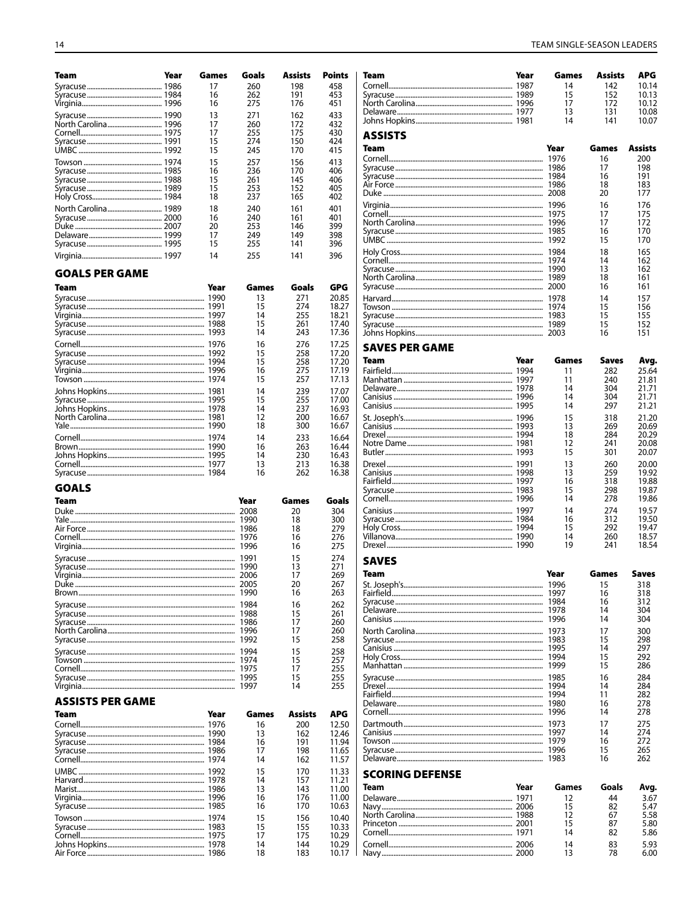| Team | Year | Games | Goals | Assists | Points |
|---|---|---|---|---|---|
| Syracuse | 1986 | 17 | 260 | 198 | 458 |
| Syracuse | 1984 | 16 | 262 | 191 | 453 |
| Virginia | 1996 | 16 | 275 | 176 | 451 |
| Syracuse | 1990 | 13 | 271 | 162 | 433 |
| North Carolina | 1996 | 17 | 260 | 172 | 432 |
| Cornell | 1975 | 17 | 255 | 175 | 430 |
| Syracuse | 1991 | 15 | 274 | 150 | 424 |
| UMBC | 1992 | 15 | 245 | 170 | 415 |
| Towson | 1974 | 15 | 257 | 156 | 413 |
| Syracuse | 1985 | 16 | 236 | 170 | 406 |
| Syracuse | 1988 | 15 | 261 | 145 | 406 |
| Syracuse | 1989 | 15 | 253 | 152 | 405 |
| Holy Cross | 1984 | 18 | 237 | 165 | 402 |
| North Carolina | 1989 | 18 | 240 | 161 | 401 |
| Syracuse | 2000 | 16 | 240 | 161 | 401 |
| Duke | 2007 | 20 | 253 | 146 | 399 |
| Delaware | 1999 | 17 | 249 | 149 | 398 |
| Syracuse | 1995 | 15 | 255 | 141 | 396 |
| Virginia | 1997 | 14 | 255 | 141 | 396 |

## GOALS PER GAME

| Team | Year | Games | Goals | GPG |
|---|---|---|---|---|
| Syracuse | 1990 | 13 | 271 | 20.85 |
| Syracuse | 1991 | 15 | 274 | 18.27 |
| Virginia | 1997 | 14 | 255 | 18.21 |
| Syracuse | 1988 | 15 | 261 | 17.40 |
| Syracuse | 1993 | 14 | 243 | 17.36 |
| Cornell | 1976 | 16 | 276 | 17.25 |
| Syracuse | 1992 | 15 | 258 | 17.20 |
| Syracuse | 1994 | 15 | 258 | 17.20 |
| Virginia | 1996 | 16 | 275 | 17.19 |
| Towson | 1974 | 15 | 257 | 17.13 |
| Johns Hopkins | 1981 | 14 | 239 | 17.07 |
| Syracuse | 1995 | 15 | 255 | 17.00 |
| Johns Hopkins | 1978 | 14 | 237 | 16.93 |
| North Carolina | 1981 | 12 | 200 | 16.67 |
| Yale | 1990 | 18 | 300 | 16.67 |
| Cornell | 1974 | 14 | 233 | 16.64 |
| Brown | 1990 | 16 | 263 | 16.44 |
| Johns Hopkins | 1995 | 14 | 230 | 16.43 |
| Cornell | 1977 | 13 | 213 | 16.38 |
| Syracuse | 1984 | 16 | 262 | 16.38 |

## GOALS

| Team | Year | Games | Goals |
|---|---|---|---|
| Duke | 2008 | 20 | 304 |
| Yale | 1990 | 18 | 300 |
| Air Force | 1986 | 18 | 279 |
| Cornell | 1976 | 16 | 276 |
| Virginia | 1996 | 16 | 275 |
| Syracuse | 1991 | 15 | 274 |
| Syracuse | 1990 | 13 | 271 |
| Virginia | 2006 | 17 | 269 |
| Duke | 2005 | 20 | 267 |
| Brown | 1990 | 16 | 263 |
| Syracuse | 1984 | 16 | 262 |
| Syracuse | 1988 | 15 | 261 |
| Syracuse | 1986 | 17 | 260 |
| North Carolina | 1996 | 17 | 260 |
| Syracuse | 1992 | 15 | 258 |
| Syracuse | 1994 | 15 | 258 |
| Towson | 1974 | 15 | 257 |
| Cornell | 1975 | 17 | 255 |
| Syracuse | 1995 | 15 | 255 |
| Virginia | 1997 | 14 | 255 |

## ASSISTS PER GAME

| Team | Year | Games | Assists | APG |
|---|---|---|---|---|
| Cornell | 1976 | 16 | 200 | 12.50 |
| Syracuse | 1990 | 13 | 162 | 12.46 |
| Syracuse | 1984 | 16 | 191 | 11.94 |
| Syracuse | 1986 | 17 | 198 | 11.65 |
| Cornell | 1974 | 14 | 162 | 11.57 |
| UMBC | 1992 | 15 | 170 | 11.33 |
| Harvard | 1978 | 14 | 157 | 11.21 |
| Marist | 1986 | 13 | 143 | 11.00 |
| Virginia | 1996 | 16 | 176 | 11.00 |
| Syracuse | 1985 | 16 | 170 | 10.63 |
| Towson | 1974 | 15 | 156 | 10.40 |
| Syracuse | 1983 | 15 | 155 | 10.33 |
| Cornell | 1975 | 17 | 175 | 10.29 |
| Johns Hopkins | 1978 | 14 | 144 | 10.29 |
| Air Force | 1986 | 18 | 183 | 10.17 |
| Cornell | 1987 | 14 | 142 | 10.14 |
| Syracuse | 1989 | 15 | 152 | 10.13 |
| North Carolina | 1996 | 17 | 172 | 10.12 |
| Delaware | 1977 | 13 | 131 | 10.08 |
| Johns Hopkins | 1981 | 14 | 141 | 10.07 |

## ASSISTS

| Team | Year | Games | Assists |
|---|---|---|---|
| Cornell | 1976 | 16 | 200 |
| Syracuse | 1986 | 17 | 198 |
| Syracuse | 1984 | 16 | 191 |
| Air Force | 1986 | 18 | 183 |
| Duke | 2008 | 20 | 177 |
| Virginia | 1996 | 16 | 176 |
| Cornell | 1975 | 17 | 175 |
| North Carolina | 1996 | 17 | 172 |
| Syracuse | 1985 | 16 | 170 |
| UMBC | 1992 | 15 | 170 |
| Holy Cross | 1984 | 18 | 165 |
| Cornell | 1974 | 14 | 162 |
| Syracuse | 1990 | 13 | 162 |
| North Carolina | 1989 | 18 | 161 |
| Syracuse | 2000 | 16 | 161 |
| Harvard | 1978 | 14 | 157 |
| Towson | 1974 | 15 | 156 |
| Syracuse | 1983 | 15 | 155 |
| Syracuse | 1989 | 15 | 152 |
| Johns Hopkins | 2003 | 16 | 151 |

## SAVES PER GAME

| Team | Year | Games | Saves | Avg. |
|---|---|---|---|---|
| Fairfield | 1994 | 11 | 282 | 25.64 |
| Manhattan | 1997 | 11 | 240 | 21.81 |
| Delaware | 1978 | 14 | 304 | 21.71 |
| Canisius | 1996 | 14 | 304 | 21.71 |
| Canisius | 1995 | 14 | 297 | 21.21 |
| St. Joseph's | 1996 | 15 | 318 | 21.20 |
| Canisius | 1993 | 13 | 269 | 20.69 |
| Drexel | 1994 | 18 | 284 | 20.29 |
| Notre Dame | 1981 | 12 | 241 | 20.08 |
| Butler | 1993 | 15 | 301 | 20.07 |
| Drexel | 1991 | 13 | 260 | 20.00 |
| Canisius | 1998 | 13 | 259 | 19.92 |
| Fairfield | 1997 | 16 | 318 | 19.88 |
| Syracuse | 1983 | 15 | 298 | 19.87 |
| Cornell | 1996 | 14 | 278 | 19.86 |
| Canisius | 1997 | 14 | 274 | 19.57 |
| Syracuse | 1984 | 16 | 312 | 19.50 |
| Holy Cross | 1994 | 15 | 292 | 19.47 |
| Villanova | 1990 | 14 | 260 | 18.57 |
| Drexel | 1990 | 19 | 241 | 18.54 |

## SAVES

| Team | Year | Games | Saves |
|---|---|---|---|
| St. Joseph's | 1996 | 15 | 318 |
| Fairfield | 1997 | 16 | 318 |
| Syracuse | 1984 | 16 | 312 |
| Delaware | 1978 | 14 | 304 |
| Canisius | 1996 | 14 | 304 |
| North Carolina | 1973 | 17 | 300 |
| Syracuse | 1983 | 15 | 298 |
| Canisius | 1995 | 14 | 297 |
| Holy Cross | 1994 | 15 | 292 |
| Manhattan | 1999 | 15 | 286 |
| Syracuse | 1985 | 16 | 284 |
| Drexel | 1994 | 14 | 284 |
| Fairfield | 1994 | 11 | 282 |
| Delaware | 1980 | 16 | 278 |
| Cornell | 1996 | 14 | 278 |
| Dartmouth | 1973 | 17 | 275 |
| Canisius | 1997 | 14 | 274 |
| Towson | 1979 | 16 | 272 |
| Syracuse | 1996 | 15 | 265 |
| Delaware | 1983 | 16 | 262 |

## SCORING DEFENSE

| Team | Year | Games | Goals | Avg. |
|---|---|---|---|---|
| Delaware | 1971 | 12 | 44 | 3.67 |
| Navy | 2006 | 15 | 82 | 5.47 |
| North Carolina | 1988 | 12 | 67 | 5.58 |
| Princeton | 2001 | 15 | 87 | 5.80 |
| Cornell | 1971 | 14 | 82 | 5.86 |
| Cornell | 2006 | 14 | 83 | 5.93 |
| Navy | 2000 | 13 | 78 | 6.00 |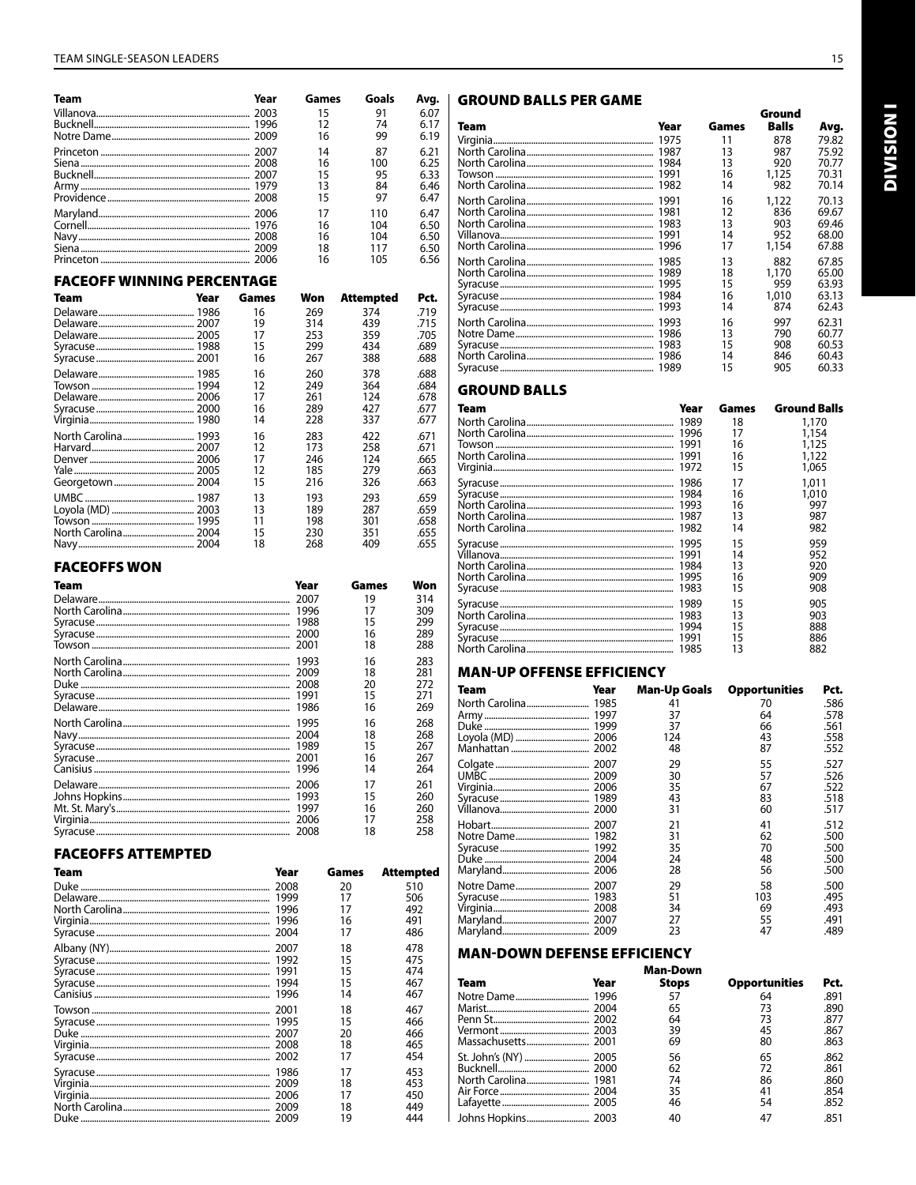| Team | Year | Games | Goals | Avg. |
|---|---|---|---|---|
| Villanova | 2003 | 15 | 91 | 6.07 |
| Bucknell | 1996 | 12 | 74 | 6.17 |
| Notre Dame | 2009 | 16 | 99 | 6.19 |
| Princeton | 2007 | 14 | 87 | 6.21 |
| Siena | 2008 | 16 | 100 | 6.25 |
| Bucknell | 2007 | 15 | 95 | 6.33 |
| Army | 1979 | 13 | 84 | 6.46 |
| Providence | 2008 | 15 | 97 | 6.47 |
| Maryland | 2006 | 17 | 110 | 6.47 |
| Cornell | 1976 | 16 | 104 | 6.50 |
| Navy | 2008 | 16 | 104 | 6.50 |
| Siena | 2009 | 18 | 117 | 6.50 |
| Princeton | 2006 | 16 | 105 | 6.56 |

## FACEOFF WINNING PERCENTAGE

| Team | Year | Games | Won | Attempted | Pct. |
|---|---|---|---|---|---|
| Delaware | 1986 | 16 | 269 | 374 | .719 |
| Delaware | 2007 | 19 | 314 | 439 | .715 |
| Delaware | 2005 | 17 | 253 | 359 | .705 |
| Syracuse | 1988 | 15 | 299 | 434 | .689 |
| Syracuse | 2001 | 16 | 267 | 388 | .688 |
| Delaware | 1985 | 16 | 260 | 378 | .688 |
| Towson | 1994 | 12 | 249 | 364 | .684 |
| Delaware | 2006 | 17 | 261 | 124 | .678 |
| Syracuse | 2000 | 16 | 289 | 427 | .677 |
| Virginia | 1980 | 14 | 228 | 337 | .677 |
| North Carolina | 1993 | 16 | 283 | 422 | .671 |
| Harvard | 2007 | 12 | 173 | 258 | .671 |
| Denver | 2006 | 17 | 246 | 124 | .665 |
| Yale | 2005 | 12 | 185 | 279 | .663 |
| Georgetown | 2004 | 15 | 216 | 326 | .663 |
| UMBC | 1987 | 13 | 193 | 293 | .659 |
| Loyola (MD) | 2003 | 13 | 189 | 287 | .659 |
| Towson | 1995 | 11 | 198 | 301 | .658 |
| North Carolina | 2004 | 15 | 230 | 351 | .655 |
| Navy | 2004 | 18 | 268 | 409 | .655 |

## FACEOFFS WON

| Team | Year | Games | Won |
|---|---|---|---|
| Delaware | 2007 | 19 | 314 |
| North Carolina | 1996 | 17 | 309 |
| Syracuse | 1988 | 15 | 299 |
| Syracuse | 2000 | 16 | 289 |
| Towson | 2001 | 18 | 288 |
| North Carolina | 1993 | 16 | 283 |
| North Carolina | 2009 | 18 | 281 |
| Duke | 2008 | 20 | 272 |
| Syracuse | 1991 | 15 | 271 |
| Delaware | 1986 | 16 | 269 |
| North Carolina | 1995 | 16 | 268 |
| Navy | 2004 | 18 | 268 |
| Syracuse | 1989 | 15 | 267 |
| Syracuse | 2001 | 16 | 267 |
| Canisius | 1996 | 14 | 264 |
| Delaware | 2006 | 17 | 261 |
| Johns Hopkins | 1993 | 15 | 260 |
| Mt. St. Mary's | 1997 | 16 | 260 |
| Virginia | 2006 | 17 | 258 |
| Syracuse | 2008 | 18 | 258 |

## FACEOFFS ATTEMPTED

| Team | Year | Games | Attempted |
|---|---|---|---|
| Duke | 2008 | 20 | 510 |
| Delaware | 1999 | 17 | 506 |
| North Carolina | 1996 | 17 | 492 |
| Virginia | 1996 | 16 | 491 |
| Syracuse | 2004 | 17 | 486 |
| Albany (NY) | 2007 | 18 | 478 |
| Syracuse | 1992 | 15 | 475 |
| Syracuse | 1991 | 15 | 474 |
| Syracuse | 1994 | 15 | 467 |
| Canisius | 1996 | 14 | 467 |
| Towson | 2001 | 18 | 467 |
| Syracuse | 1995 | 15 | 466 |
| Duke | 2007 | 20 | 466 |
| Virginia | 2008 | 18 | 465 |
| Syracuse | 2002 | 17 | 454 |
| Syracuse | 1986 | 17 | 453 |
| Virginia | 2009 | 18 | 453 |
| Virginia | 2006 | 17 | 450 |
| North Carolina | 2009 | 18 | 449 |
| Duke | 2009 | 19 | 444 |

## GROUND BALLS PER GAME

| Team | Year | Games | Ground Balls | Avg. |
|---|---|---|---|---|
| Virginia | 1975 | 11 | 878 | 79.82 |
| North Carolina | 1987 | 13 | 987 | 75.92 |
| North Carolina | 1984 | 13 | 920 | 70.77 |
| Towson | 1991 | 16 | 1,125 | 70.31 |
| North Carolina | 1982 | 14 | 982 | 70.14 |
| North Carolina | 1991 | 16 | 1,122 | 70.13 |
| North Carolina | 1981 | 12 | 836 | 69.67 |
| North Carolina | 1983 | 13 | 903 | 69.46 |
| Villanova | 1991 | 14 | 952 | 68.00 |
| North Carolina | 1996 | 17 | 1,154 | 67.88 |
| North Carolina | 1985 | 13 | 882 | 67.85 |
| North Carolina | 1989 | 18 | 1,170 | 65.00 |
| Syracuse | 1995 | 15 | 959 | 63.93 |
| Syracuse | 1984 | 16 | 1,010 | 63.13 |
| Syracuse | 1993 | 14 | 874 | 62.43 |
| North Carolina | 1993 | 16 | 997 | 62.31 |
| Notre Dame | 1986 | 13 | 790 | 60.77 |
| Syracuse | 1983 | 15 | 908 | 60.53 |
| North Carolina | 1986 | 14 | 846 | 60.43 |
| Syracuse | 1989 | 15 | 905 | 60.33 |

## GROUND BALLS

| Team | Year | Games | Ground Balls |
|---|---|---|---|
| North Carolina | 1989 | 18 | 1,170 |
| North Carolina | 1996 | 17 | 1,154 |
| Towson | 1991 | 16 | 1,125 |
| North Carolina | 1991 | 16 | 1,122 |
| Virginia | 1972 | 15 | 1,065 |
| Syracuse | 1986 | 17 | 1,011 |
| Syracuse | 1984 | 16 | 1,010 |
| North Carolina | 1993 | 16 | 997 |
| North Carolina | 1987 | 13 | 987 |
| North Carolina | 1982 | 14 | 982 |
| Syracuse | 1995 | 15 | 959 |
| Villanova | 1991 | 14 | 952 |
| North Carolina | 1984 | 13 | 920 |
| North Carolina | 1995 | 16 | 909 |
| Syracuse | 1983 | 15 | 908 |
| Syracuse | 1989 | 15 | 905 |
| North Carolina | 1983 | 13 | 903 |
| Syracuse | 1994 | 15 | 888 |
| Syracuse | 1991 | 15 | 886 |
| North Carolina | 1985 | 13 | 882 |

## MAN-UP OFFENSE EFFICIENCY

| Team | Year | Man-Up Goals | Opportunities | Pct. |
|---|---|---|---|---|
| North Carolina | 1985 | 41 | 70 | .586 |
| Army | 1997 | 37 | 64 | .578 |
| Duke | 1999 | 37 | 66 | .561 |
| Loyola (MD) | 2006 | 124 | 43 | .558 |
| Manhattan | 2002 | 48 | 87 | .552 |
| Colgate | 2007 | 29 | 55 | .527 |
| UMBC | 2009 | 30 | 57 | .526 |
| Virginia | 2006 | 35 | 67 | .522 |
| Syracuse | 1989 | 43 | 83 | .518 |
| Villanova | 2000 | 31 | 60 | .517 |
| Hobart | 2007 | 21 | 41 | .512 |
| Notre Dame | 1982 | 31 | 62 | .500 |
| Syracuse | 1992 | 35 | 70 | .500 |
| Duke | 2004 | 24 | 48 | .500 |
| Maryland | 2006 | 28 | 56 | .500 |
| Notre Dame | 2007 | 29 | 58 | .500 |
| Syracuse | 1983 | 51 | 103 | .495 |
| Virginia | 2008 | 34 | 69 | .493 |
| Maryland | 2007 | 27 | 55 | .491 |
| Maryland | 2009 | 23 | 47 | .489 |

## MAN-DOWN DEFENSE EFFICIENCY

| Team | Year | Man-Down Stops | Opportunities | Pct. |
|---|---|---|---|---|
| Notre Dame | 1996 | 57 | 64 | .891 |
| Marist | 2004 | 65 | 73 | .890 |
| Penn St. | 2002 | 64 | 73 | .877 |
| Vermont | 2003 | 39 | 45 | .867 |
| Massachusetts | 2001 | 69 | 80 | .863 |
| St. John's (NY) | 2005 | 56 | 65 | .862 |
| Bucknell | 2000 | 62 | 72 | .861 |
| North Carolina | 1981 | 74 | 86 | .860 |
| Air Force | 2004 | 35 | 41 | .854 |
| Lafayette | 2005 | 46 | 54 | .852 |
| Johns Hopkins | 2003 | 40 | 47 | .851 |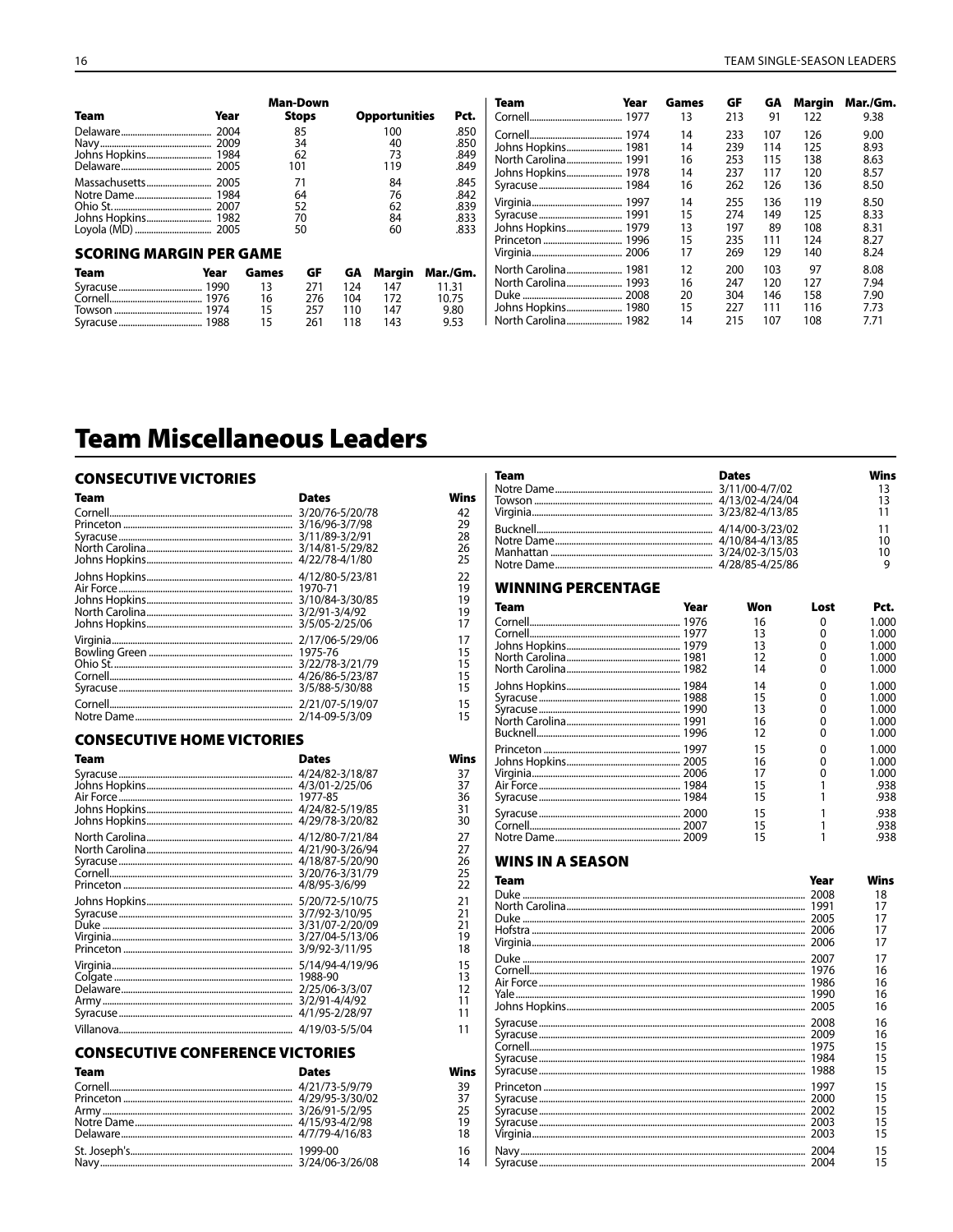| Team | Year | Man-Down Stops | Opportunities | Pct. |
|---|---|---|---|---|
| Delaware | 2004 | 85 | 100 | .850 |
| Navy | 2009 | 34 | 40 | .850 |
| Johns Hopkins | 1984 | 62 | 73 | .849 |
| Delaware | 2005 | 101 | 119 | .849 |
| Massachusetts | 2005 | 71 | 84 | .845 |
| Notre Dame | 1984 | 64 | 76 | .842 |
| Ohio St. | 2007 | 52 | 62 | .839 |
| Johns Hopkins | 1982 | 70 | 84 | .833 |
| Loyola (MD) | 2005 | 50 | 60 | .833 |

### SCORING MARGIN PER GAME

| Team | Year | Games | GF | GA | Margin | Mar./Gm. |
|---|---|---|---|---|---|---|
| Syracuse | 1990 | 13 | 271 | 124 | 147 | 11.31 |
| Cornell | 1976 | 16 | 276 | 104 | 172 | 10.75 |
| Towson | 1974 | 15 | 257 | 110 | 147 | 9.80 |
| Syracuse | 1988 | 15 | 261 | 118 | 143 | 9.53 |
| Cornell | 1977 | 13 | 213 | 91 | 122 | 9.38 |
| Cornell | 1974 | 14 | 233 | 107 | 126 | 9.00 |
| Johns Hopkins | 1981 | 14 | 239 | 114 | 125 | 8.93 |
| North Carolina | 1991 | 16 | 253 | 115 | 138 | 8.63 |
| Johns Hopkins | 1978 | 14 | 237 | 117 | 120 | 8.57 |
| Syracuse | 1984 | 16 | 262 | 126 | 136 | 8.50 |
| Virginia | 1997 | 14 | 255 | 136 | 119 | 8.50 |
| Syracuse | 1991 | 15 | 274 | 149 | 125 | 8.33 |
| Johns Hopkins | 1979 | 13 | 197 | 89 | 108 | 8.31 |
| Princeton | 1996 | 15 | 235 | 111 | 124 | 8.27 |
| Virginia | 2006 | 17 | 269 | 129 | 140 | 8.24 |
| North Carolina | 1981 | 12 | 200 | 103 | 97 | 8.08 |
| North Carolina | 1993 | 16 | 247 | 120 | 127 | 7.94 |
| Duke | 2008 | 20 | 304 | 146 | 158 | 7.90 |
| Johns Hopkins | 1980 | 15 | 227 | 111 | 116 | 7.73 |
| North Carolina | 1982 | 14 | 215 | 107 | 108 | 7.71 |

# Team Miscellaneous Leaders

### CONSECUTIVE VICTORIES

| Team | Dates | Wins |
|---|---|---|
| Cornell | 3/20/76-5/20/78 | 42 |
| Princeton | 3/16/96-3/7/98 | 29 |
| Syracuse | 3/11/89-3/2/91 | 28 |
| North Carolina | 3/14/81-5/29/82 | 26 |
| Johns Hopkins | 4/22/78-4/1/80 | 25 |
| Johns Hopkins | 4/12/80-5/23/81 | 22 |
| Air Force | 1970-71 | 19 |
| Johns Hopkins | 3/10/84-3/30/85 | 19 |
| North Carolina | 3/2/91-3/4/92 | 19 |
| Johns Hopkins | 3/5/05-2/25/06 | 17 |
| Virginia | 2/17/06-5/29/06 | 17 |
| Bowling Green | 1975-76 | 15 |
| Ohio St. | 3/22/78-3/21/79 | 15 |
| Cornell | 4/26/86-5/23/87 | 15 |
| Syracuse | 3/5/88-5/30/88 | 15 |
| Cornell | 2/21/07-5/19/07 | 15 |
| Notre Dame | 2/14-09-5/3/09 | 15 |

### CONSECUTIVE HOME VICTORIES

| Team | Dates | Wins |
|---|---|---|
| Syracuse | 4/24/82-3/18/87 | 37 |
| Johns Hopkins | 4/3/01-2/25/06 | 37 |
| Air Force | 1977-85 | 36 |
| Johns Hopkins | 4/24/82-5/19/85 | 31 |
| Johns Hopkins | 4/29/78-3/20/82 | 30 |
| North Carolina | 4/12/80-7/21/84 | 27 |
| North Carolina | 4/21/90-3/26/94 | 27 |
| Syracuse | 4/18/87-5/20/90 | 26 |
| Cornell | 3/20/76-3/31/79 | 25 |
| Princeton | 4/8/95-3/6/99 | 22 |
| Johns Hopkins | 5/20/72-5/10/75 | 21 |
| Syracuse | 3/7/92-3/10/95 | 21 |
| Duke | 3/31/07-2/20/09 | 21 |
| Virginia | 3/27/04-5/13/06 | 19 |
| Princeton | 3/9/92-3/11/95 | 18 |
| Virginia | 5/14/94-4/19/96 | 15 |
| Colgate | 1988-90 | 13 |
| Delaware | 2/25/06-3/3/07 | 12 |
| Army | 3/2/91-4/4/92 | 11 |
| Syracuse | 4/1/95-2/28/97 | 11 |
| Villanova | 4/19/03-5/5/04 | 11 |

### CONSECUTIVE CONFERENCE VICTORIES

| Team | Dates | Wins |
|---|---|---|
| Cornell | 4/21/73-5/9/79 | 39 |
| Princeton | 4/29/95-3/30/02 | 37 |
| Army | 3/26/91-5/2/95 | 25 |
| Notre Dame | 4/15/93-4/2/98 | 19 |
| Delaware | 4/7/79-4/16/83 | 18 |
| St. Joseph's | 1999-00 | 16 |
| Navy | 3/24/06-3/26/08 | 14 |
| Notre Dame | 3/11/00-4/7/02 | 13 |
| Towson | 4/13/02-4/24/04 | 13 |
| Virginia | 3/23/82-4/13/85 | 11 |
| Bucknell | 4/14/00-3/23/02 | 11 |
| Notre Dame | 4/10/84-4/13/85 | 10 |
| Manhattan | 3/24/02-3/15/03 | 10 |
| Notre Dame | 4/28/85-4/25/86 | 9 |

### WINNING PERCENTAGE

| Team | Year | Won | Lost | Pct. |
|---|---|---|---|---|
| Cornell | 1976 | 16 | 0 | 1.000 |
| Cornell | 1977 | 13 | 0 | 1.000 |
| Johns Hopkins | 1979 | 13 | 0 | 1.000 |
| North Carolina | 1981 | 12 | 0 | 1.000 |
| North Carolina | 1982 | 14 | 0 | 1.000 |
| Johns Hopkins | 1984 | 14 | 0 | 1.000 |
| Syracuse | 1988 | 15 | 0 | 1.000 |
| Syracuse | 1990 | 13 | 0 | 1.000 |
| North Carolina | 1991 | 16 | 0 | 1.000 |
| Bucknell | 1996 | 12 | 0 | 1.000 |
| Princeton | 1997 | 15 | 0 | 1.000 |
| Johns Hopkins | 2005 | 16 | 0 | 1.000 |
| Virginia | 2006 | 17 | 0 | 1.000 |
| Air Force | 1984 | 15 | 1 | .938 |
| Syracuse | 1984 | 15 | 1 | .938 |
| Syracuse | 2000 | 15 | 1 | .938 |
| Cornell | 2007 | 15 | 1 | .938 |
| Notre Dame | 2009 | 15 | 1 | .938 |

### WINS IN A SEASON

| Team | Year | Wins |
|---|---|---|
| Duke | 2008 | 18 |
| North Carolina | 1991 | 17 |
| Duke | 2005 | 17 |
| Hofstra | 2006 | 17 |
| Virginia | 2006 | 17 |
| Duke | 2007 | 17 |
| Cornell | 1976 | 16 |
| Air Force | 1986 | 16 |
| Yale | 1990 | 16 |
| Johns Hopkins | 2005 | 16 |
| Syracuse | 2008 | 16 |
| Syracuse | 2009 | 16 |
| Cornell | 1975 | 15 |
| Syracuse | 1984 | 15 |
| Syracuse | 1988 | 15 |
| Princeton | 1997 | 15 |
| Syracuse | 2000 | 15 |
| Syracuse | 2002 | 15 |
| Syracuse | 2003 | 15 |
| Virginia | 2003 | 15 |
| Navy | 2004 | 15 |
| Syracuse | 2004 | 15 |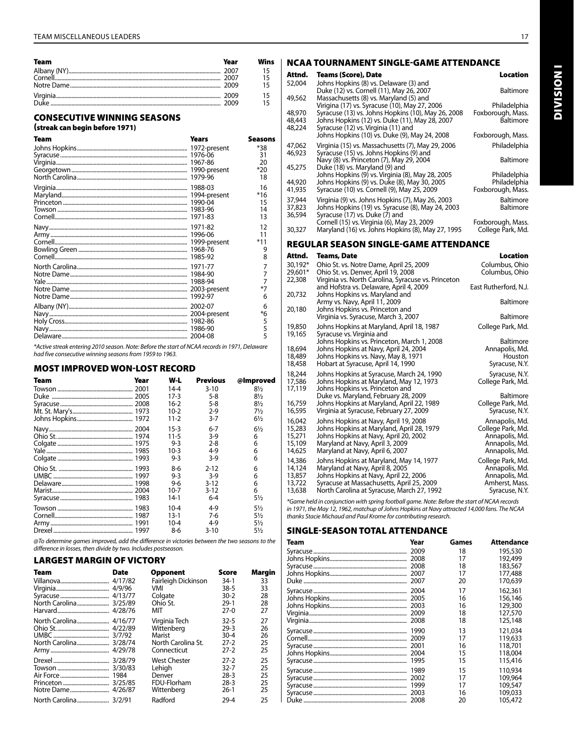| Team | Year | Wins |
|---|---|---|
| Albany (NY) | 2007 | 15 |
| Cornell | 2007 | 15 |
| Notre Dame | 2009 | 15 |
| Virginia | 2009 | 15 |
| Duke | 2009 | 15 |

## CONSECUTIVE WINNING SEASONS
### (streak can begin before 1971)

| Team | Years | Seasons |
|---|---|---|
| Johns Hopkins | 1972-present | *38 |
| Syracuse | 1976-06 | 31 |
| Virginia | 1967-86 | 20 |
| Georgetown | 1990-present | *20 |
| North Carolina | 1979-96 | 18 |
| Virginia | 1988-03 | 16 |
| Maryland | 1994-present | *16 |
| Princeton | 1990-04 | 15 |
| Towson | 1983-96 | 14 |
| Cornell | 1971-83 | 13 |
| Navy | 1971-82 | 12 |
| Army | 1996-06 | 11 |
| Cornell | 1999-present | *11 |
| Bowling Green | 1968-76 | 9 |
| Cornell | 1985-92 | 8 |
| North Carolina | 1971-77 | 7 |
| Notre Dame | 1984-90 | 7 |
| Yale | 1988-94 | 7 |
| Notre Dame | 2003-present | *7 |
| Notre Dame | 1992-97 | 6 |
| Albany (NY) | 2002-07 | 6 |
| Navy | 2004-present | *6 |
| Holy Cross | 1982-86 | 5 |
| Navy | 1986-90 | 5 |
| Delaware | 2004-08 | 5 |

*Active streak entering 2010 season. Note: Before the start of NCAA records in 1971, Delaware had five consecutive winning seasons from 1959 to 1963.*

## MOST IMPROVED WON-LOST RECORD

| Team | Year | W-L | Previous | @Improved |
|---|---|---|---|---|
| Towson | 2001 | 14-4 | 3-10 | 8½ |
| Duke | 2005 | 17-3 | 5-8 | 8½ |
| Syracuse | 2008 | 16-2 | 5-8 | 8½ |
| Mt. St. Mary's | 1973 | 10-2 | 2-9 | 7½ |
| Johns Hopkins | 1972 | 11-2 | 3-7 | 6½ |
| Navy | 2004 | 15-3 | 6-7 | 6½ |
| Ohio St. | 1974 | 11-5 | 3-9 | 6 |
| Colgate | 1975 | 9-3 | 2-8 | 6 |
| Yale | 1985 | 10-3 | 4-9 | 6 |
| Colgate | 1993 | 9-3 | 3-9 | 6 |
| Ohio St. | 1993 | 8-6 | 2-12 | 6 |
| UMBC | 1997 | 9-3 | 3-9 | 6 |
| Delaware | 1998 | 9-6 | 3-12 | 6 |
| Marist | 2004 | 10-7 | 3-12 | 6 |
| Syracuse | 1983 | 14-1 | 6-4 | 5½ |
| Towson | 1983 | 10-4 | 4-9 | 5½ |
| Cornell | 1987 | 13-1 | 7-6 | 5½ |
| Army | 1991 | 10-4 | 4-9 | 5½ |
| Drexel | 1997 | 8-6 | 3-10 | 5½ |

*@To determine games improved, add the difference in victories between the two seasons to the difference in losses, then divide by two. Includes postseason.*

## LARGEST MARGIN OF VICTORY

| Team | Date | Opponent | Score | Margin |
|---|---|---|---|---|
| Villanova | 4/17/82 | Fairleigh Dickinson | 34-1 | 33 |
| Virginia | 4/9/96 | VMI | 38-5 | 33 |
| Syracuse | 4/13/77 | Colgate | 30-2 | 28 |
| North Carolina | 3/25/89 | Ohio St. | 29-1 | 28 |
| Harvard | 4/28/76 | MIT | 27-0 | 27 |
| North Carolina | 4/16/77 | Virginia Tech | 32-5 | 27 |
| Ohio St. | 4/22/89 | Wittenberg | 29-3 | 26 |
| UMBC | 3/7/92 | Marist | 30-4 | 26 |
| North Carolina | 3/28/74 | North Carolina St. | 27-2 | 25 |
| Army | 4/29/78 | Connecticut | 27-2 | 25 |
| Drexel | 3/28/79 | West Chester | 27-2 | 25 |
| Towson | 3/30/83 | Lehigh | 32-7 | 25 |
| Air Force | 1984 | Denver | 28-3 | 25 |
| Princeton | 3/25/85 | FDU-Florham | 28-3 | 25 |
| Notre Dame | 4/26/87 | Wittenberg | 26-1 | 25 |
| North Carolina | 3/2/91 | Radford | 29-4 | 25 |

## NCAA TOURNAMENT SINGLE-GAME ATTENDANCE

| Attnd. | Teams (Score), Date | Location |
|---|---|---|
| 52,004 | Johns Hopkins (8) vs. Delaware (3) and Duke (12) vs. Cornell (11), May 26, 2007 | Baltimore |
| 49,562 | Massachusetts (8) vs. Maryland (5) and Virigina (17) vs. Syracuse (10), May 27, 2006 | Philadelphia |
| 48,970 | Syracuse (13) vs. Johns Hopkins (10), May 26, 2008 | Foxborough, Mass. |
| 48,443 | Johns Hopkins (12) vs. Duke (11), May 28, 2007 | Baltimore |
| 48,224 | Syracuse (12) vs. Virginia (11) and Johns Hopkins (10) vs. Duke (9), May 24, 2008 | Foxborough, Mass. |
| 47,062 | Virginia (15) vs. Massachusetts (7), May 29, 2006 | Philadelphia |
| 46,923 | Syracuse (15) vs. Johns Hopkins (9) and Navy (8) vs. Princeton (7), May 29, 2004 | Baltimore |
| 45,275 | Duke (18) vs. Maryland (9) and Johns Hopkins (9) vs. Virginia (8), May 28, 2005 | Philadelphia |
| 44,920 | Johns Hopkins (9) vs. Duke (8), May 30, 2005 | Philadelphia |
| 41,935 | Syracuse (10) vs. Cornell (9), May 25, 2009 | Foxborough, Mass. |
| 37,944 | Virginia (9) vs. Johns Hopkins (7), May 26, 2003 | Baltimore |
| 37,823 | Johns Hopkins (19) vs. Syracuse (8), May 24, 2003 | Baltimore |
| 36,594 | Syracuse (17) vs. Duke (7) and Cornell (15) vs. Virginia (6), May 23, 2009 | Foxborough, Mass. |
| 30,327 | Maryland (16) vs. Johns Hopkins (8), May 27, 1995 | College Park, Md. |

## REGULAR SEASON SINGLE-GAME ATTENDANCE

| Attnd. | Teams, Date | Location |
|---|---|---|
| 30,192* | Ohio St. vs. Notre Dame, April 25, 2009 | Columbus, Ohio |
| 29,601* | Ohio St. vs. Denver, April 19, 2008 | Columbus, Ohio |
| 22,308 | Virginia vs. North Carolina, Syracuse vs. Princeton and Hofstra vs. Delaware, April 4, 2009 | East Rutherford, N.J. |
| 20,732 | Johns Hopkins vs. Maryland and Army vs. Navy, April 11, 2009 | Baltimore |
| 20,180 | Johns Hopkins vs. Princeton and Virginia vs. Syracuse, March 3, 2007 | Baltimore |
| 19,850 | Johns Hopkins at Maryland, April 18, 1987 | College Park, Md. |
| 19,165 | Syracuse vs. Virginia and Johns Hopkins vs. Princeton, March 1, 2008 | Baltimore |
| 18,694 | Johns Hopkins at Navy, April 24, 2004 | Annapolis, Md. |
| 18,489 | Johns Hopkins vs. Navy, May 8, 1971 | Houston |
| 18,458 | Hobart at Syracuse, April 14, 1990 | Syracuse, N.Y. |
| 18,244 | Johns Hopkins at Syracuse, March 24, 1990 | Syracuse, N.Y. |
| 17,586 | Johns Hopkins at Maryland, May 12, 1973 | College Park, Md. |
| 17,119 | Johns Hopkins vs. Princeton and Duke vs. Maryland, February 28, 2009 | Baltimore |
| 16,759 | Johns Hopkins at Maryland, April 22, 1989 | College Park, Md. |
| 16,595 | Virginia at Syracuse, February 27, 2009 | Syracuse, N.Y. |
| 16,042 | Johns Hopkins at Navy, April 19, 2008 | Annapolis, Md. |
| 15,283 | Johns Hopkins at Maryland, April 28, 1979 | College Park, Md. |
| 15,271 | Johns Hopkins at Navy, April 20, 2002 | Annapolis, Md. |
| 15,109 | Maryland at Navy, April 3, 2009 | Annapolis, Md. |
| 14,625 | Maryland at Navy, April 6, 2007 | Annapolis, Md. |
| 14,386 | Johns Hopkins at Maryland, May 14, 1977 | College Park, Md. |
| 14,124 | Maryland at Navy, April 8, 2005 | Annapolis, Md. |
| 13,857 | Johns Hopkins at Navy, April 22, 2006 | Annapolis, Md. |
| 13,722 | Syracuse at Massachusetts, April 25, 2009 | Amherst, Mass. |
| 13,638 | North Carolina at Syracuse, March 27, 1992 | Syracuse, N.Y. |

*Game held in conjunction with spring football game. Note: Before the start of NCAA records in 1971, the May 12, 1962, matchup of Johns Hopkins at Navy attracted 14,000 fans. The NCAA thanks Stacie Michaud and Paul Krome for contributing research.*

## SINGLE-SEASON TOTAL ATTENDANCE

| Team | Year | Games | Attendance |
|---|---|---|---|
| Syracuse | 2009 | 18 | 195,530 |
| Johns Hopkins | 2008 | 17 | 192,499 |
| Syracuse | 2008 | 18 | 183,567 |
| Johns Hopkins | 2007 | 17 | 177,488 |
| Duke | 2007 | 20 | 170,639 |
| Syracuse | 2004 | 17 | 162,361 |
| Johns Hopkins | 2005 | 16 | 156,146 |
| Johns Hopkins | 2003 | 16 | 129,300 |
| Virginia | 2009 | 18 | 127,570 |
| Virginia | 2008 | 18 | 125,148 |
| Syracuse | 1990 | 13 | 121,034 |
| Cornell | 2009 | 17 | 119,633 |
| Syracuse | 2001 | 16 | 118,701 |
| Johns Hopkins | 2004 | 15 | 118,004 |
| Syracuse | 1995 | 15 | 115,416 |
| Syracuse | 1989 | 15 | 110,934 |
| Syracuse | 2002 | 17 | 109,964 |
| Syracuse | 1999 | 17 | 109,547 |
| Syracuse | 2003 | 16 | 109,033 |
| Duke | 2008 | 20 | 105,472 |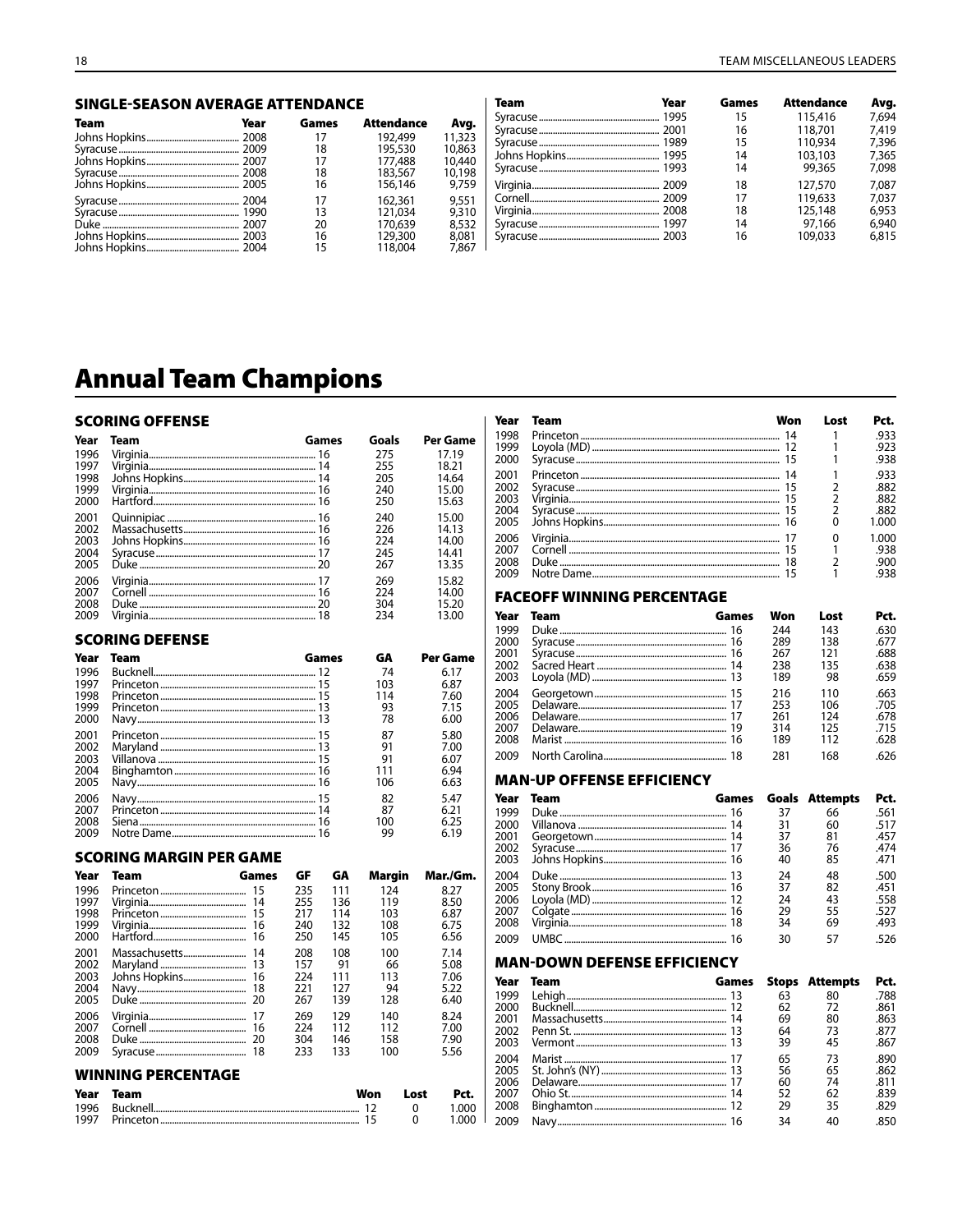## SINGLE-SEASON AVERAGE ATTENDANCE

| Team | Year | Games | Attendance | Avg. |
|---|---|---|---|---|
| Johns Hopkins | 2008 | 17 | 192,499 | 11,323 |
| Syracuse | 2009 | 18 | 195,530 | 10,863 |
| Johns Hopkins | 2007 | 17 | 177,488 | 10,440 |
| Syracuse | 2008 | 18 | 183,567 | 10,198 |
| Johns Hopkins | 2005 | 16 | 156,146 | 9,759 |
| Syracuse | 2004 | 17 | 162,361 | 9,551 |
| Syracuse | 1990 | 13 | 121,034 | 9,310 |
| Duke | 2007 | 20 | 170,639 | 8,532 |
| Johns Hopkins | 2003 | 16 | 129,300 | 8,081 |
| Johns Hopkins | 2004 | 15 | 118,004 | 7,867 |
| Syracuse | 1995 | 15 | 115,416 | 7,694 |
| Syracuse | 2001 | 16 | 118,701 | 7,419 |
| Syracuse | 1989 | 15 | 110,934 | 7,396 |
| Johns Hopkins | 1995 | 14 | 103,103 | 7,365 |
| Syracuse | 1993 | 14 | 99,365 | 7,098 |
| Virginia | 2009 | 18 | 127,570 | 7,087 |
| Cornell | 2009 | 17 | 119,633 | 7,037 |
| Virginia | 2008 | 18 | 125,148 | 6,953 |
| Syracuse | 1997 | 14 | 97,166 | 6,940 |
| Syracuse | 2003 | 16 | 109,033 | 6,815 |

# Annual Team Champions

## SCORING OFFENSE

| Year | Team | Games | Goals | Per Game |
|---|---|---|---|---|
| 1996 | Virginia | 16 | 275 | 17.19 |
| 1997 | Virginia | 14 | 255 | 18.21 |
| 1998 | Johns Hopkins | 14 | 205 | 14.64 |
| 1999 | Virginia | 16 | 240 | 15.00 |
| 2000 | Hartford | 16 | 250 | 15.63 |
| 2001 | Quinnipiac | 16 | 240 | 15.00 |
| 2002 | Massachusetts | 16 | 226 | 14.13 |
| 2003 | Johns Hopkins | 16 | 224 | 14.00 |
| 2004 | Syracuse | 17 | 245 | 14.41 |
| 2005 | Duke | 20 | 267 | 13.35 |
| 2006 | Virginia | 17 | 269 | 15.82 |
| 2007 | Cornell | 16 | 224 | 14.00 |
| 2008 | Duke | 20 | 304 | 15.20 |
| 2009 | Virginia | 18 | 234 | 13.00 |

## SCORING DEFENSE

| Year | Team | Games | GA | Per Game |
|---|---|---|---|---|
| 1996 | Bucknell | 12 | 74 | 6.17 |
| 1997 | Princeton | 15 | 103 | 6.87 |
| 1998 | Princeton | 15 | 114 | 7.60 |
| 1999 | Princeton | 13 | 93 | 7.15 |
| 2000 | Navy | 13 | 78 | 6.00 |
| 2001 | Princeton | 15 | 87 | 5.80 |
| 2002 | Maryland | 13 | 91 | 7.00 |
| 2003 | Villanova | 15 | 91 | 6.07 |
| 2004 | Binghamton | 16 | 111 | 6.94 |
| 2005 | Navy | 16 | 106 | 6.63 |
| 2006 | Navy | 15 | 82 | 5.47 |
| 2007 | Princeton | 14 | 87 | 6.21 |
| 2008 | Siena | 16 | 100 | 6.25 |
| 2009 | Notre Dame | 16 | 99 | 6.19 |

## SCORING MARGIN PER GAME

| Year | Team | Games | GF | GA | Margin | Mar./Gm. |
|---|---|---|---|---|---|---|
| 1996 | Princeton | 15 | 235 | 111 | 124 | 8.27 |
| 1997 | Virginia | 14 | 255 | 136 | 119 | 8.50 |
| 1998 | Princeton | 15 | 217 | 114 | 103 | 6.87 |
| 1999 | Virginia | 16 | 240 | 132 | 108 | 6.75 |
| 2000 | Hartford | 16 | 250 | 145 | 105 | 6.56 |
| 2001 | Massachusetts | 14 | 208 | 108 | 100 | 7.14 |
| 2002 | Maryland | 13 | 157 | 91 | 66 | 5.08 |
| 2003 | Johns Hopkins | 16 | 224 | 111 | 113 | 7.06 |
| 2004 | Navy | 18 | 221 | 127 | 94 | 5.22 |
| 2005 | Duke | 20 | 267 | 139 | 128 | 6.40 |
| 2006 | Virginia | 17 | 269 | 129 | 140 | 8.24 |
| 2007 | Cornell | 16 | 224 | 112 | 112 | 7.00 |
| 2008 | Duke | 20 | 304 | 146 | 158 | 7.90 |
| 2009 | Syracuse | 18 | 233 | 133 | 100 | 5.56 |

## WINNING PERCENTAGE

| Year | Team | Won | Lost | Pct. |
|---|---|---|---|---|
| 1996 | Bucknell | 12 | 0 | 1.000 |
| 1997 | Princeton | 15 | 0 | 1.000 |
| 1998 | Princeton | 14 | 1 | .933 |
| 1999 | Loyola (MD) | 12 | 1 | .923 |
| 2000 | Syracuse | 15 | 1 | .938 |
| 2001 | Princeton | 14 | 1 | .933 |
| 2002 | Syracuse | 15 | 2 | .882 |
| 2003 | Virginia | 15 | 2 | .882 |
| 2004 | Syracuse | 15 | 2 | .882 |
| 2005 | Johns Hopkins | 16 | 0 | 1.000 |
| 2006 | Virginia | 17 | 0 | 1.000 |
| 2007 | Cornell | 15 | 1 | .938 |
| 2008 | Duke | 18 | 2 | .900 |
| 2009 | Notre Dame | 15 | 1 | .938 |

## FACEOFF WINNING PERCENTAGE

| Year | Team | Games | Won | Lost | Pct. |
|---|---|---|---|---|---|
| 1999 | Duke | 16 | 244 | 143 | .630 |
| 2000 | Syracuse | 16 | 289 | 138 | .677 |
| 2001 | Syracuse | 16 | 267 | 121 | .688 |
| 2002 | Sacred Heart | 14 | 238 | 135 | .638 |
| 2003 | Loyola (MD) | 13 | 189 | 98 | .659 |
| 2004 | Georgetown | 15 | 216 | 110 | .663 |
| 2005 | Delaware | 17 | 253 | 106 | .705 |
| 2006 | Delaware | 17 | 261 | 124 | .678 |
| 2007 | Delaware | 19 | 314 | 125 | .715 |
| 2008 | Marist | 16 | 189 | 112 | .628 |
| 2009 | North Carolina | 18 | 281 | 168 | .626 |

## MAN-UP OFFENSE EFFICIENCY

| Year | Team | Games | Goals | Attempts | Pct. |
|---|---|---|---|---|---|
| 1999 | Duke | 16 | 37 | 66 | .561 |
| 2000 | Villanova | 14 | 31 | 60 | .517 |
| 2001 | Georgetown | 14 | 37 | 81 | .457 |
| 2002 | Syracuse | 17 | 36 | 76 | .474 |
| 2003 | Johns Hopkins | 16 | 40 | 85 | .471 |
| 2004 | Duke | 13 | 24 | 48 | .500 |
| 2005 | Stony Brook | 16 | 37 | 82 | .451 |
| 2006 | Loyola (MD) | 12 | 24 | 43 | .558 |
| 2007 | Colgate | 16 | 29 | 55 | .527 |
| 2008 | Virginia | 18 | 34 | 69 | .493 |
| 2009 | UMBC | 16 | 30 | 57 | .526 |

## MAN-DOWN DEFENSE EFFICIENCY

| Year | Team | Games | Stops | Attempts | Pct. |
|---|---|---|---|---|---|
| 1999 | Lehigh | 13 | 63 | 80 | .788 |
| 2000 | Bucknell | 12 | 62 | 72 | .861 |
| 2001 | Massachusetts | 14 | 69 | 80 | .863 |
| 2002 | Penn St. | 13 | 64 | 73 | .877 |
| 2003 | Vermont | 13 | 39 | 45 | .867 |
| 2004 | Marist | 17 | 65 | 73 | .890 |
| 2005 | St. John's (NY) | 13 | 56 | 65 | .862 |
| 2006 | Delaware | 17 | 60 | 74 | .811 |
| 2007 | Ohio St. | 14 | 52 | 62 | .839 |
| 2008 | Binghamton | 12 | 29 | 35 | .829 |
| 2009 | Navy | 16 | 34 | 40 | .850 |